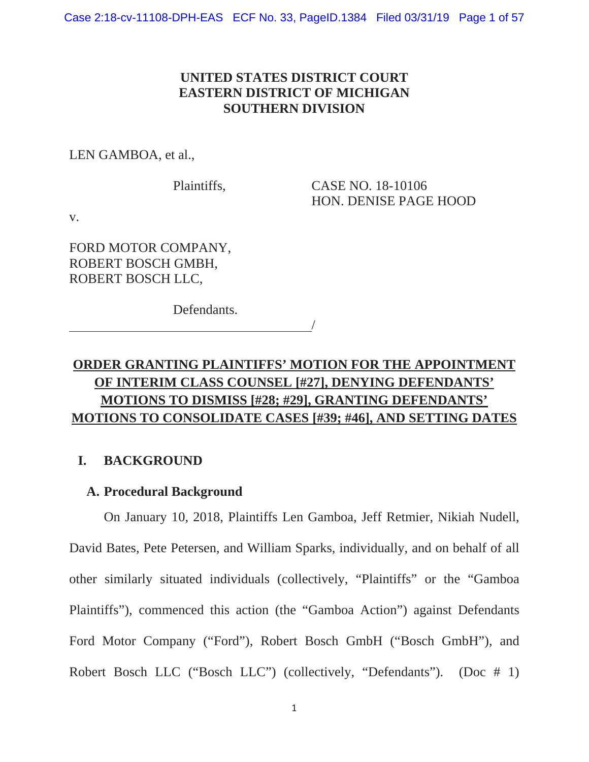**UNITED STATES DISTRICT COURT**
**EASTERN DISTRICT OF MICHIGAN**
**SOUTHERN DIVISION**

LEN GAMBOA, et al.,

Plaintiffs,

CASE NO. 18-10106
HON. DENISE PAGE HOOD

v.

FORD MOTOR COMPANY,
ROBERT BOSCH GMBH,
ROBERT BOSCH LLC,

Defendants.
_______________________________________/

**ORDER GRANTING PLAINTIFFS' MOTION FOR THE APPOINTMENT OF INTERIM CLASS COUNSEL [#27], DENYING DEFENDANTS' MOTIONS TO DISMISS [#28; #29], GRANTING DEFENDANTS' MOTIONS TO CONSOLIDATE CASES [#39; #46], AND SETTING DATES**

## I. BACKGROUND

### A. Procedural Background

On January 10, 2018, Plaintiffs Len Gamboa, Jeff Retmier, Nikiah Nudell, David Bates, Pete Petersen, and William Sparks, individually, and on behalf of all other similarly situated individuals (collectively, "Plaintiffs" or the "Gamboa Plaintiffs"), commenced this action (the "Gamboa Action") against Defendants Ford Motor Company ("Ford"), Robert Bosch GmbH ("Bosch GmbH"), and Robert Bosch LLC ("Bosch LLC") (collectively, "Defendants"). (Doc # 1)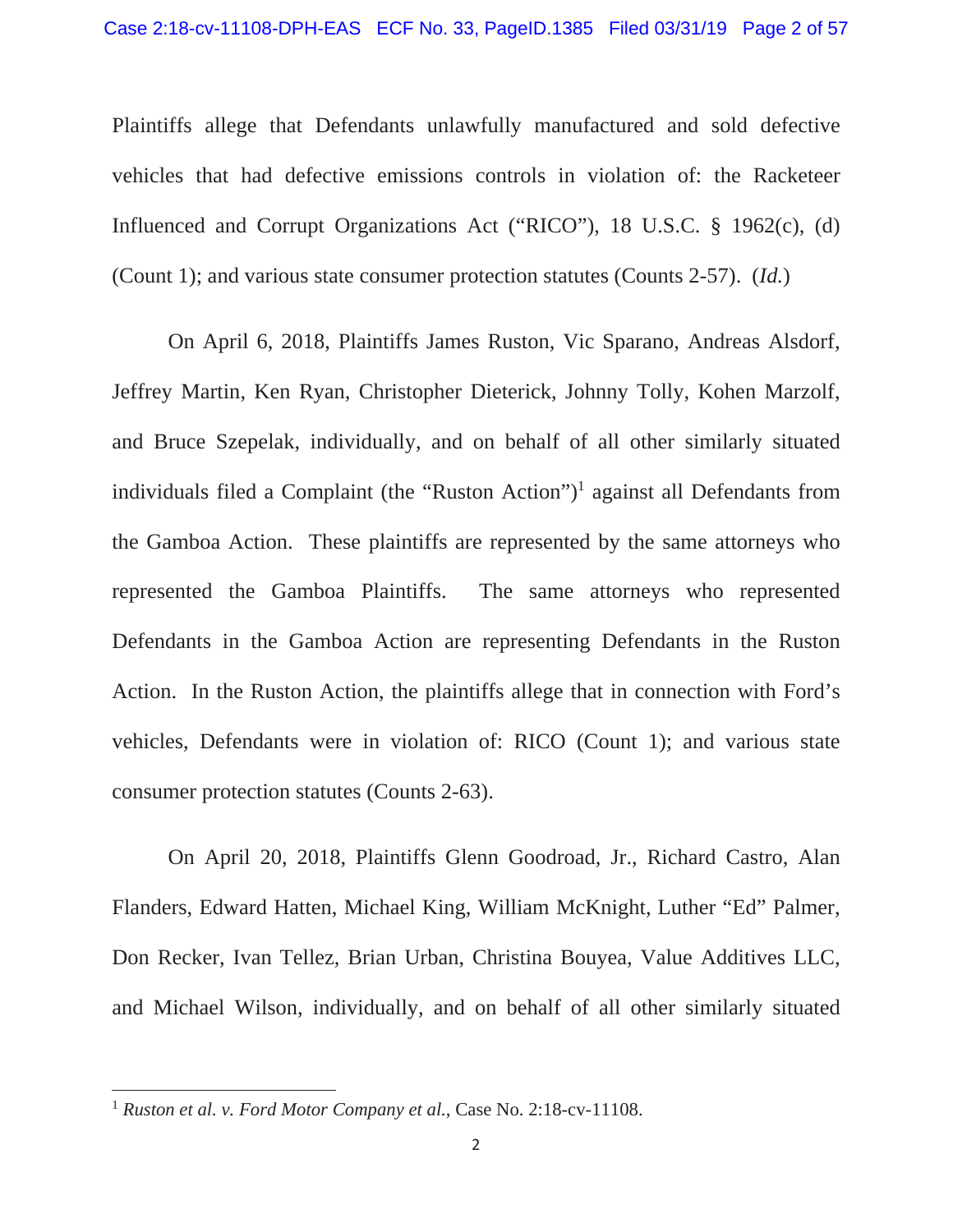Plaintiffs allege that Defendants unlawfully manufactured and sold defective vehicles that had defective emissions controls in violation of: the Racketeer Influenced and Corrupt Organizations Act ("RICO"), 18 U.S.C. § 1962(c), (d) (Count 1); and various state consumer protection statutes (Counts 2-57). (*Id.*)

On April 6, 2018, Plaintiffs James Ruston, Vic Sparano, Andreas Alsdorf, Jeffrey Martin, Ken Ryan, Christopher Dieterick, Johnny Tolly, Kohen Marzolf, and Bruce Szepelak, individually, and on behalf of all other similarly situated individuals filed a Complaint (the "Ruston Action")[1] against all Defendants from the Gamboa Action. These plaintiffs are represented by the same attorneys who represented the Gamboa Plaintiffs. The same attorneys who represented Defendants in the Gamboa Action are representing Defendants in the Ruston Action. In the Ruston Action, the plaintiffs allege that in connection with Ford's vehicles, Defendants were in violation of: RICO (Count 1); and various state consumer protection statutes (Counts 2-63).

On April 20, 2018, Plaintiffs Glenn Goodroad, Jr., Richard Castro, Alan Flanders, Edward Hatten, Michael King, William McKnight, Luther "Ed" Palmer, Don Recker, Ivan Tellez, Brian Urban, Christina Bouyea, Value Additives LLC, and Michael Wilson, individually, and on behalf of all other similarly situated

---

[1] *Ruston et al. v. Ford Motor Company et al.*, Case No. 2:18-cv-11108.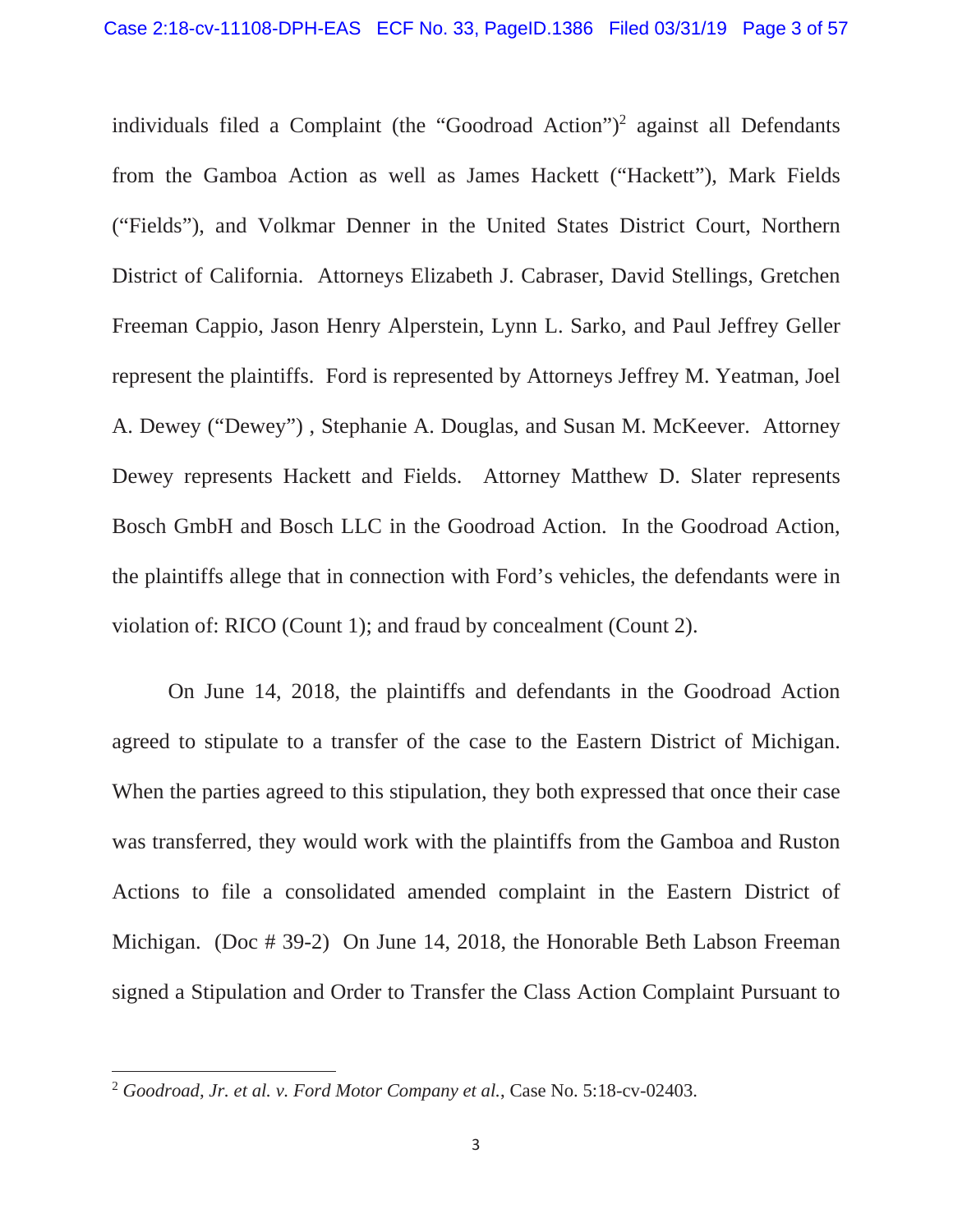individuals filed a Complaint (the "Goodroad Action")[2] against all Defendants from the Gamboa Action as well as James Hackett ("Hackett"), Mark Fields ("Fields"), and Volkmar Denner in the United States District Court, Northern District of California. Attorneys Elizabeth J. Cabraser, David Stellings, Gretchen Freeman Cappio, Jason Henry Alperstein, Lynn L. Sarko, and Paul Jeffrey Geller represent the plaintiffs. Ford is represented by Attorneys Jeffrey M. Yeatman, Joel A. Dewey ("Dewey") , Stephanie A. Douglas, and Susan M. McKeever. Attorney Dewey represents Hackett and Fields. Attorney Matthew D. Slater represents Bosch GmbH and Bosch LLC in the Goodroad Action. In the Goodroad Action, the plaintiffs allege that in connection with Ford's vehicles, the defendants were in violation of: RICO (Count 1); and fraud by concealment (Count 2).

On June 14, 2018, the plaintiffs and defendants in the Goodroad Action agreed to stipulate to a transfer of the case to the Eastern District of Michigan. When the parties agreed to this stipulation, they both expressed that once their case was transferred, they would work with the plaintiffs from the Gamboa and Ruston Actions to file a consolidated amended complaint in the Eastern District of Michigan. (Doc # 39-2) On June 14, 2018, the Honorable Beth Labson Freeman signed a Stipulation and Order to Transfer the Class Action Complaint Pursuant to

---

[2] *Goodroad, Jr. et al. v. Ford Motor Company et al.*, Case No. 5:18-cv-02403.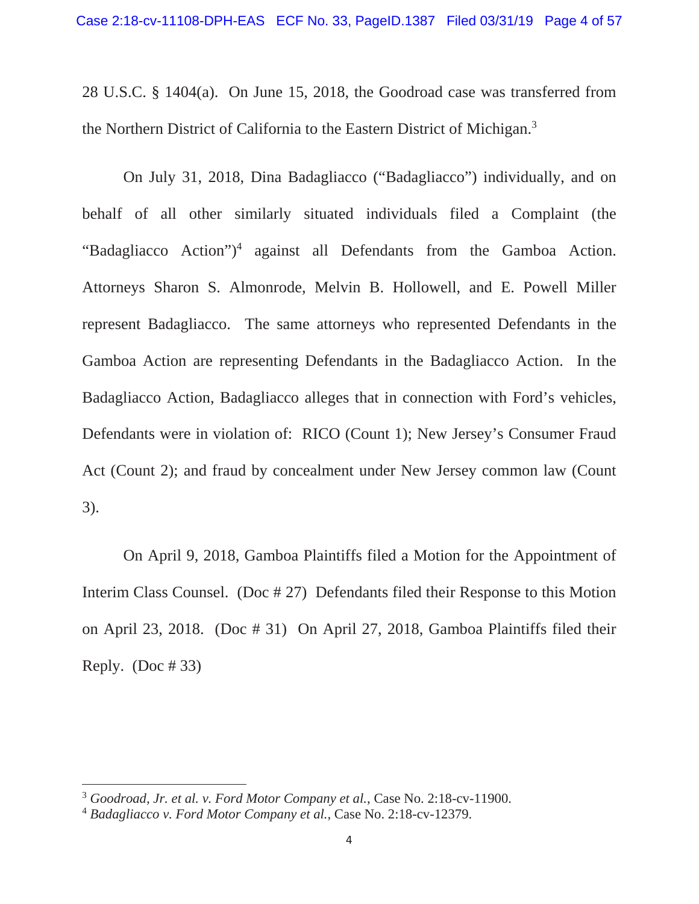28 U.S.C. § 1404(a). On June 15, 2018, the Goodroad case was transferred from the Northern District of California to the Eastern District of Michigan.[3]

On July 31, 2018, Dina Badagliacco ("Badagliacco") individually, and on behalf of all other similarly situated individuals filed a Complaint (the "Badagliacco Action")[4] against all Defendants from the Gamboa Action. Attorneys Sharon S. Almonrode, Melvin B. Hollowell, and E. Powell Miller represent Badagliacco. The same attorneys who represented Defendants in the Gamboa Action are representing Defendants in the Badagliacco Action. In the Badagliacco Action, Badagliacco alleges that in connection with Ford's vehicles, Defendants were in violation of: RICO (Count 1); New Jersey's Consumer Fraud Act (Count 2); and fraud by concealment under New Jersey common law (Count 3).

On April 9, 2018, Gamboa Plaintiffs filed a Motion for the Appointment of Interim Class Counsel. (Doc # 27) Defendants filed their Response to this Motion on April 23, 2018. (Doc # 31) On April 27, 2018, Gamboa Plaintiffs filed their Reply. (Doc # 33)

---

[3] *Goodroad, Jr. et al. v. Ford Motor Company et al.*, Case No. 2:18-cv-11900.

[4] *Badagliacco v. Ford Motor Company et al.*, Case No. 2:18-cv-12379.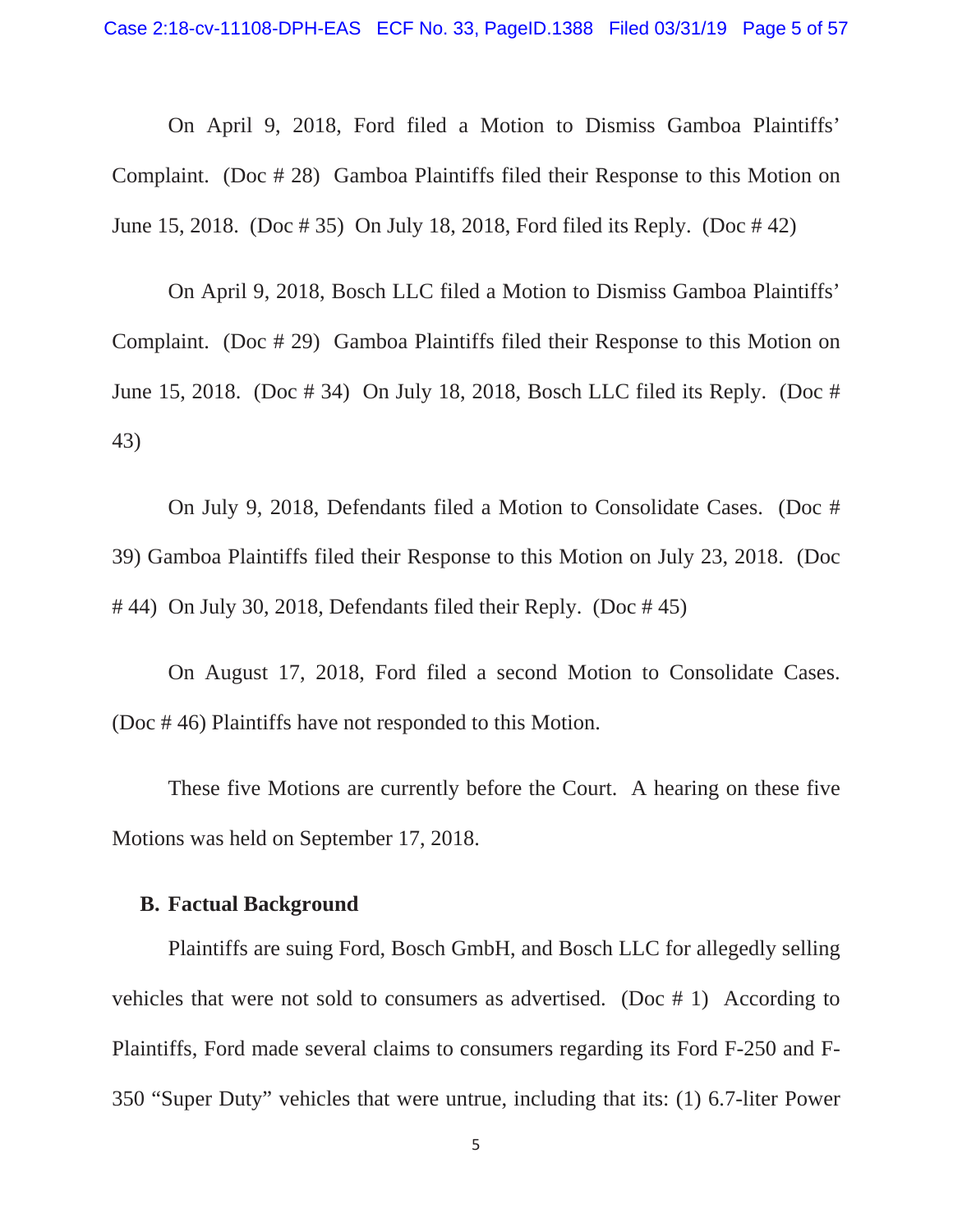On April 9, 2018, Ford filed a Motion to Dismiss Gamboa Plaintiffs' Complaint. (Doc # 28) Gamboa Plaintiffs filed their Response to this Motion on June 15, 2018. (Doc # 35) On July 18, 2018, Ford filed its Reply. (Doc # 42)

On April 9, 2018, Bosch LLC filed a Motion to Dismiss Gamboa Plaintiffs' Complaint. (Doc # 29) Gamboa Plaintiffs filed their Response to this Motion on June 15, 2018. (Doc # 34) On July 18, 2018, Bosch LLC filed its Reply. (Doc # 43)

On July 9, 2018, Defendants filed a Motion to Consolidate Cases. (Doc # 39) Gamboa Plaintiffs filed their Response to this Motion on July 23, 2018. (Doc # 44) On July 30, 2018, Defendants filed their Reply. (Doc # 45)

On August 17, 2018, Ford filed a second Motion to Consolidate Cases. (Doc # 46) Plaintiffs have not responded to this Motion.

These five Motions are currently before the Court. A hearing on these five Motions was held on September 17, 2018.

**B. Factual Background**

Plaintiffs are suing Ford, Bosch GmbH, and Bosch LLC for allegedly selling vehicles that were not sold to consumers as advertised. (Doc # 1) According to Plaintiffs, Ford made several claims to consumers regarding its Ford F-250 and F-350 "Super Duty" vehicles that were untrue, including that its: (1) 6.7-liter Power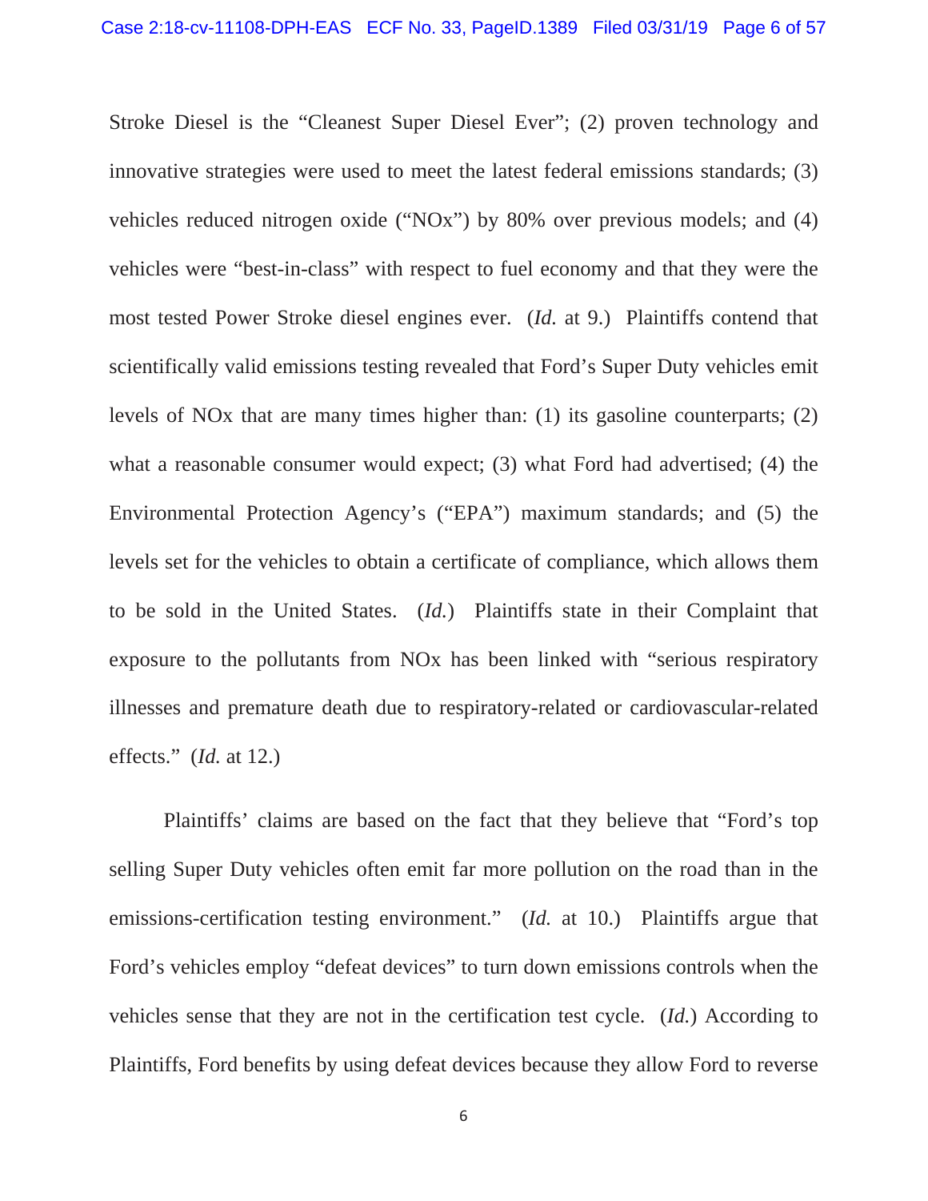Stroke Diesel is the "Cleanest Super Diesel Ever"; (2) proven technology and innovative strategies were used to meet the latest federal emissions standards; (3) vehicles reduced nitrogen oxide ("NOx") by 80% over previous models; and (4) vehicles were "best-in-class" with respect to fuel economy and that they were the most tested Power Stroke diesel engines ever. (*Id.* at 9.) Plaintiffs contend that scientifically valid emissions testing revealed that Ford's Super Duty vehicles emit levels of NOx that are many times higher than: (1) its gasoline counterparts; (2) what a reasonable consumer would expect; (3) what Ford had advertised; (4) the Environmental Protection Agency's ("EPA") maximum standards; and (5) the levels set for the vehicles to obtain a certificate of compliance, which allows them to be sold in the United States. (*Id.*) Plaintiffs state in their Complaint that exposure to the pollutants from NOx has been linked with "serious respiratory illnesses and premature death due to respiratory-related or cardiovascular-related effects." (*Id.* at 12.)

Plaintiffs' claims are based on the fact that they believe that "Ford's top selling Super Duty vehicles often emit far more pollution on the road than in the emissions-certification testing environment." (*Id.* at 10.) Plaintiffs argue that Ford's vehicles employ "defeat devices" to turn down emissions controls when the vehicles sense that they are not in the certification test cycle. (*Id.*) According to Plaintiffs, Ford benefits by using defeat devices because they allow Ford to reverse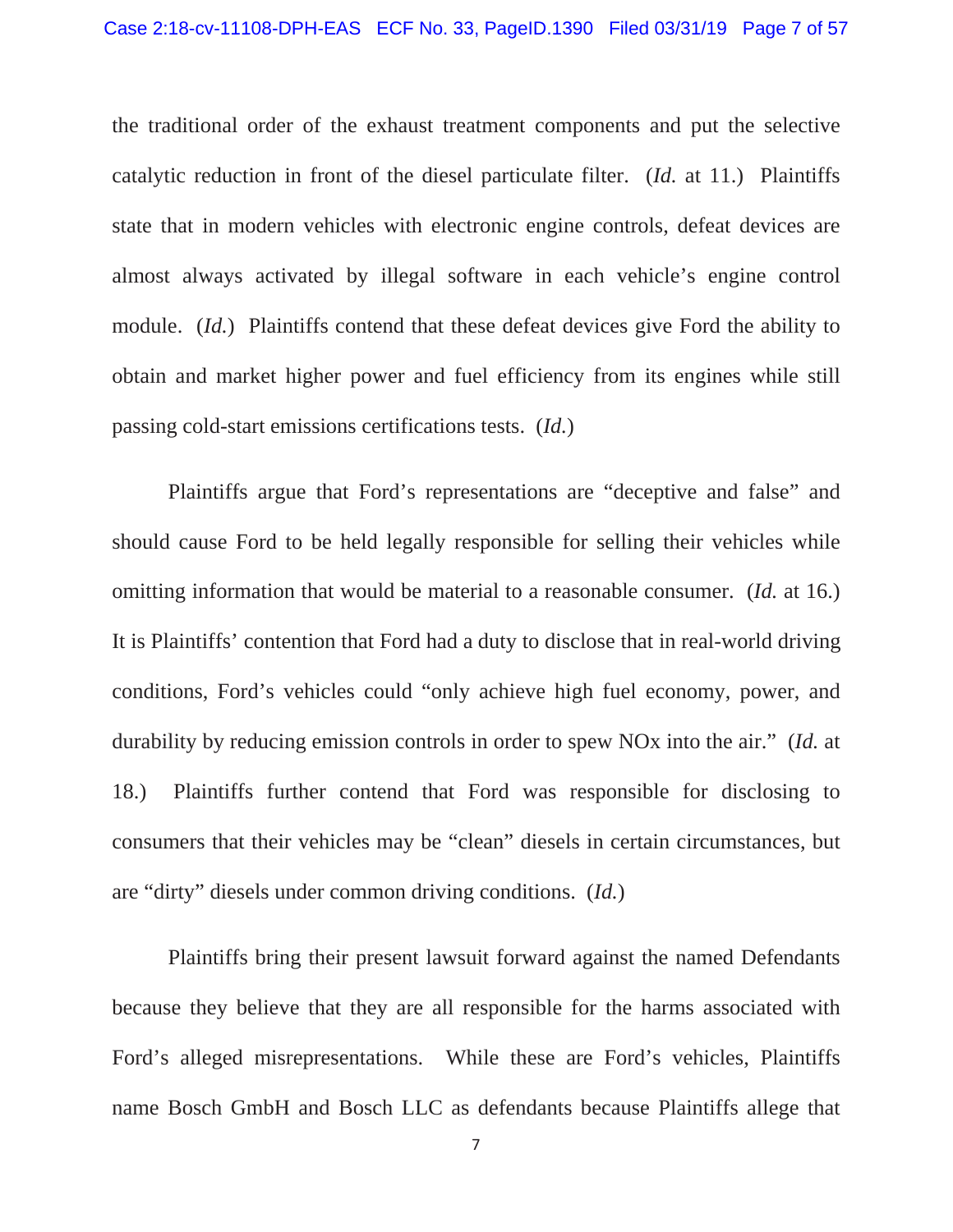the traditional order of the exhaust treatment components and put the selective catalytic reduction in front of the diesel particulate filter. (*Id.* at 11.) Plaintiffs state that in modern vehicles with electronic engine controls, defeat devices are almost always activated by illegal software in each vehicle's engine control module. (*Id.*) Plaintiffs contend that these defeat devices give Ford the ability to obtain and market higher power and fuel efficiency from its engines while still passing cold-start emissions certifications tests. (*Id.*)

Plaintiffs argue that Ford's representations are "deceptive and false" and should cause Ford to be held legally responsible for selling their vehicles while omitting information that would be material to a reasonable consumer. (*Id.* at 16.) It is Plaintiffs' contention that Ford had a duty to disclose that in real-world driving conditions, Ford's vehicles could "only achieve high fuel economy, power, and durability by reducing emission controls in order to spew NOx into the air." (*Id.* at 18.) Plaintiffs further contend that Ford was responsible for disclosing to consumers that their vehicles may be "clean" diesels in certain circumstances, but are "dirty" diesels under common driving conditions. (*Id.*)

Plaintiffs bring their present lawsuit forward against the named Defendants because they believe that they are all responsible for the harms associated with Ford's alleged misrepresentations. While these are Ford's vehicles, Plaintiffs name Bosch GmbH and Bosch LLC as defendants because Plaintiffs allege that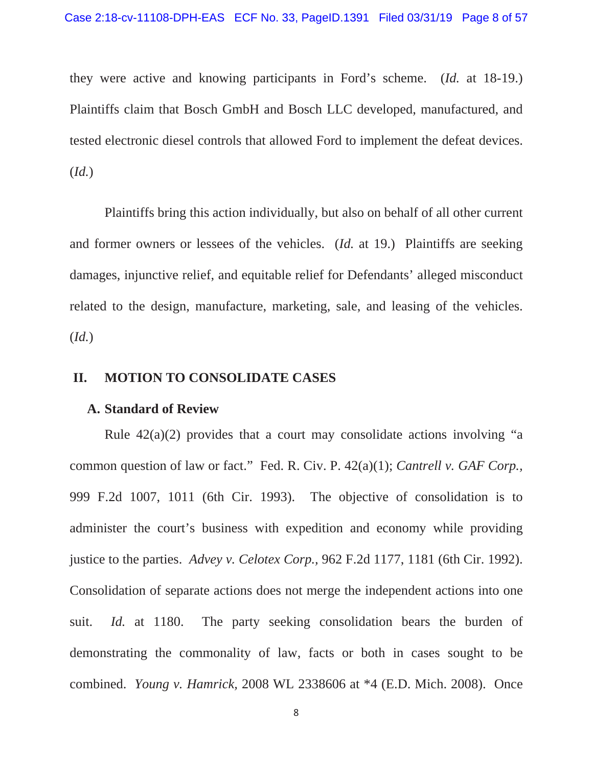they were active and knowing participants in Ford's scheme. (*Id.* at 18-19.) Plaintiffs claim that Bosch GmbH and Bosch LLC developed, manufactured, and tested electronic diesel controls that allowed Ford to implement the defeat devices. (*Id.*)

Plaintiffs bring this action individually, but also on behalf of all other current and former owners or lessees of the vehicles. (*Id.* at 19.) Plaintiffs are seeking damages, injunctive relief, and equitable relief for Defendants' alleged misconduct related to the design, manufacture, marketing, sale, and leasing of the vehicles. (*Id.*)

## II. MOTION TO CONSOLIDATE CASES

### A. Standard of Review

Rule 42(a)(2) provides that a court may consolidate actions involving "a common question of law or fact." Fed. R. Civ. P. 42(a)(1); *Cantrell v. GAF Corp.*, 999 F.2d 1007, 1011 (6th Cir. 1993). The objective of consolidation is to administer the court's business with expedition and economy while providing justice to the parties. *Advey v. Celotex Corp.*, 962 F.2d 1177, 1181 (6th Cir. 1992). Consolidation of separate actions does not merge the independent actions into one suit. *Id.* at 1180. The party seeking consolidation bears the burden of demonstrating the commonality of law, facts or both in cases sought to be combined. *Young v. Hamrick*, 2008 WL 2338606 at *4 (E.D. Mich. 2008). Once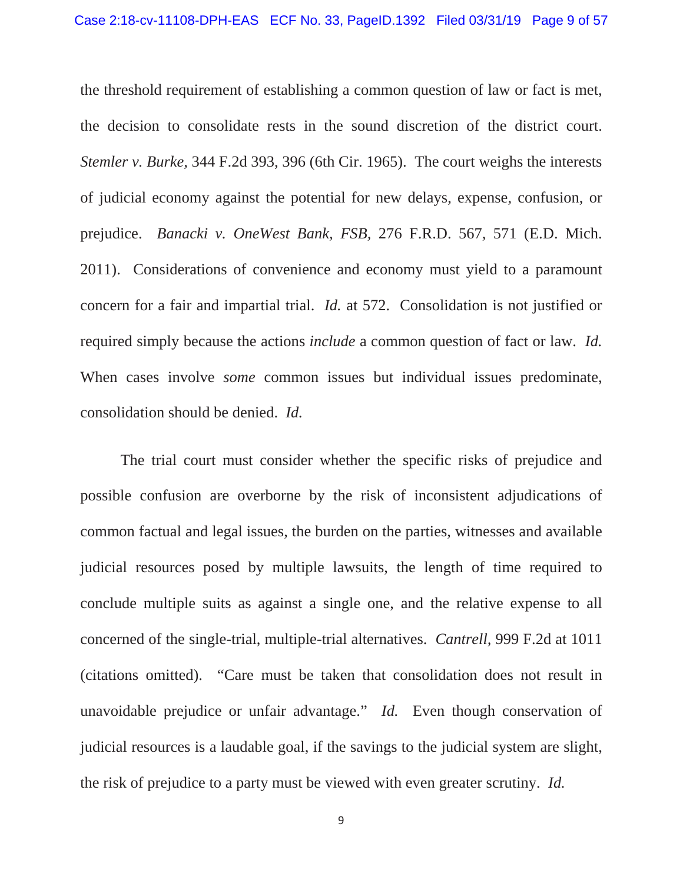the threshold requirement of establishing a common question of law or fact is met, the decision to consolidate rests in the sound discretion of the district court. *Stemler v. Burke*, 344 F.2d 393, 396 (6th Cir. 1965). The court weighs the interests of judicial economy against the potential for new delays, expense, confusion, or prejudice. *Banacki v. OneWest Bank, FSB*, 276 F.R.D. 567, 571 (E.D. Mich. 2011). Considerations of convenience and economy must yield to a paramount concern for a fair and impartial trial. *Id.* at 572. Consolidation is not justified or required simply because the actions *include* a common question of fact or law. *Id.* When cases involve *some* common issues but individual issues predominate, consolidation should be denied. *Id.*

The trial court must consider whether the specific risks of prejudice and possible confusion are overborne by the risk of inconsistent adjudications of common factual and legal issues, the burden on the parties, witnesses and available judicial resources posed by multiple lawsuits, the length of time required to conclude multiple suits as against a single one, and the relative expense to all concerned of the single-trial, multiple-trial alternatives. *Cantrell*, 999 F.2d at 1011 (citations omitted). "Care must be taken that consolidation does not result in unavoidable prejudice or unfair advantage." *Id.* Even though conservation of judicial resources is a laudable goal, if the savings to the judicial system are slight, the risk of prejudice to a party must be viewed with even greater scrutiny. *Id.*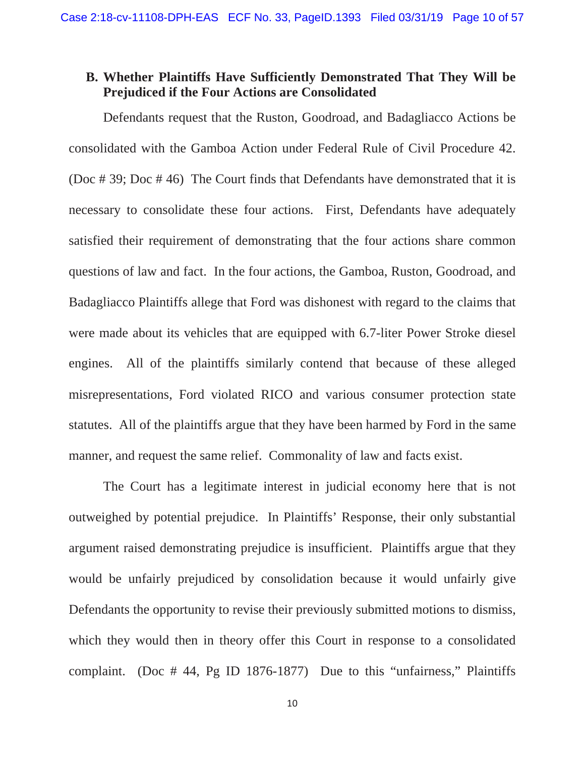### B. Whether Plaintiffs Have Sufficiently Demonstrated That They Will be Prejudiced if the Four Actions are Consolidated

Defendants request that the Ruston, Goodroad, and Badagliacco Actions be consolidated with the Gamboa Action under Federal Rule of Civil Procedure 42. (Doc # 39; Doc # 46) The Court finds that Defendants have demonstrated that it is necessary to consolidate these four actions. First, Defendants have adequately satisfied their requirement of demonstrating that the four actions share common questions of law and fact. In the four actions, the Gamboa, Ruston, Goodroad, and Badagliacco Plaintiffs allege that Ford was dishonest with regard to the claims that were made about its vehicles that are equipped with 6.7-liter Power Stroke diesel engines. All of the plaintiffs similarly contend that because of these alleged misrepresentations, Ford violated RICO and various consumer protection state statutes. All of the plaintiffs argue that they have been harmed by Ford in the same manner, and request the same relief. Commonality of law and facts exist.

The Court has a legitimate interest in judicial economy here that is not outweighed by potential prejudice. In Plaintiffs' Response, their only substantial argument raised demonstrating prejudice is insufficient. Plaintiffs argue that they would be unfairly prejudiced by consolidation because it would unfairly give Defendants the opportunity to revise their previously submitted motions to dismiss, which they would then in theory offer this Court in response to a consolidated complaint. (Doc # 44, Pg ID 1876-1877) Due to this "unfairness," Plaintiffs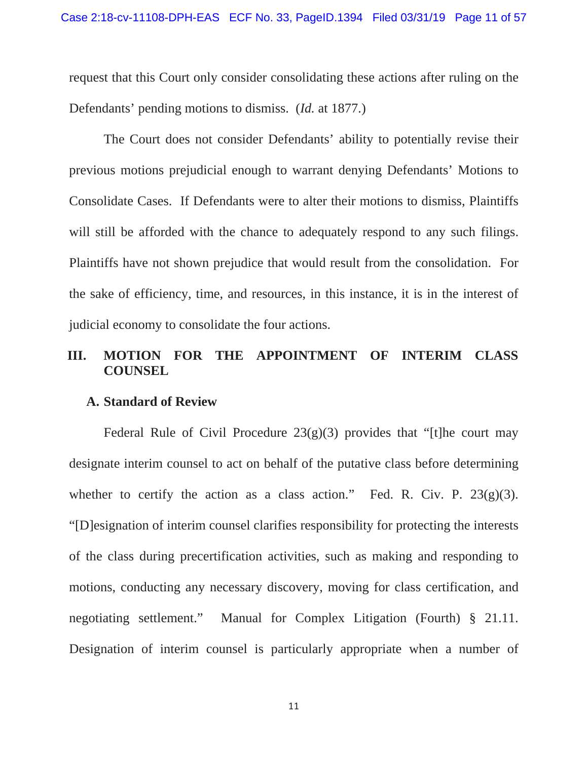request that this Court only consider consolidating these actions after ruling on the Defendants' pending motions to dismiss. (*Id.* at 1877.)

The Court does not consider Defendants' ability to potentially revise their previous motions prejudicial enough to warrant denying Defendants' Motions to Consolidate Cases. If Defendants were to alter their motions to dismiss, Plaintiffs will still be afforded with the chance to adequately respond to any such filings. Plaintiffs have not shown prejudice that would result from the consolidation. For the sake of efficiency, time, and resources, in this instance, it is in the interest of judicial economy to consolidate the four actions.

## III. MOTION FOR THE APPOINTMENT OF INTERIM CLASS COUNSEL

### A. Standard of Review

Federal Rule of Civil Procedure 23(g)(3) provides that "[t]he court may designate interim counsel to act on behalf of the putative class before determining whether to certify the action as a class action." Fed. R. Civ. P. 23(g)(3). "[D]esignation of interim counsel clarifies responsibility for protecting the interests of the class during precertification activities, such as making and responding to motions, conducting any necessary discovery, moving for class certification, and negotiating settlement." Manual for Complex Litigation (Fourth) § 21.11. Designation of interim counsel is particularly appropriate when a number of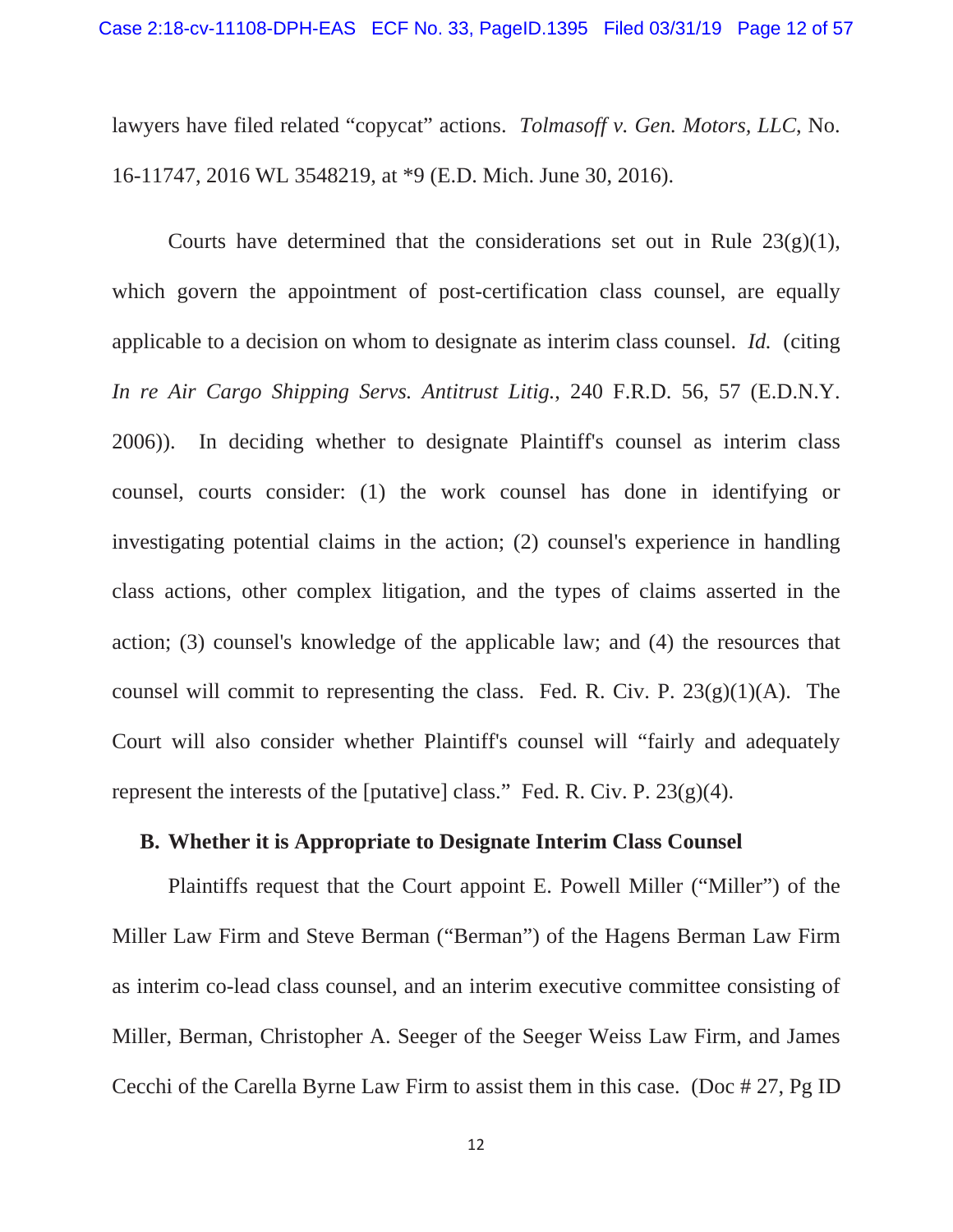lawyers have filed related "copycat" actions. *Tolmasoff v. Gen. Motors, LLC*, No. 16-11747, 2016 WL 3548219, at *9 (E.D. Mich. June 30, 2016).

Courts have determined that the considerations set out in Rule 23(g)(1), which govern the appointment of post-certification class counsel, are equally applicable to a decision on whom to designate as interim class counsel. *Id.* (citing *In re Air Cargo Shipping Servs. Antitrust Litig.*, 240 F.R.D. 56, 57 (E.D.N.Y. 2006)). In deciding whether to designate Plaintiff's counsel as interim class counsel, courts consider: (1) the work counsel has done in identifying or investigating potential claims in the action; (2) counsel's experience in handling class actions, other complex litigation, and the types of claims asserted in the action; (3) counsel's knowledge of the applicable law; and (4) the resources that counsel will commit to representing the class. Fed. R. Civ. P. 23(g)(1)(A). The Court will also consider whether Plaintiff's counsel will "fairly and adequately represent the interests of the [putative] class." Fed. R. Civ. P. 23(g)(4).

**B. Whether it is Appropriate to Designate Interim Class Counsel**

Plaintiffs request that the Court appoint E. Powell Miller ("Miller") of the Miller Law Firm and Steve Berman ("Berman") of the Hagens Berman Law Firm as interim co-lead class counsel, and an interim executive committee consisting of Miller, Berman, Christopher A. Seeger of the Seeger Weiss Law Firm, and James Cecchi of the Carella Byrne Law Firm to assist them in this case. (Doc # 27, Pg ID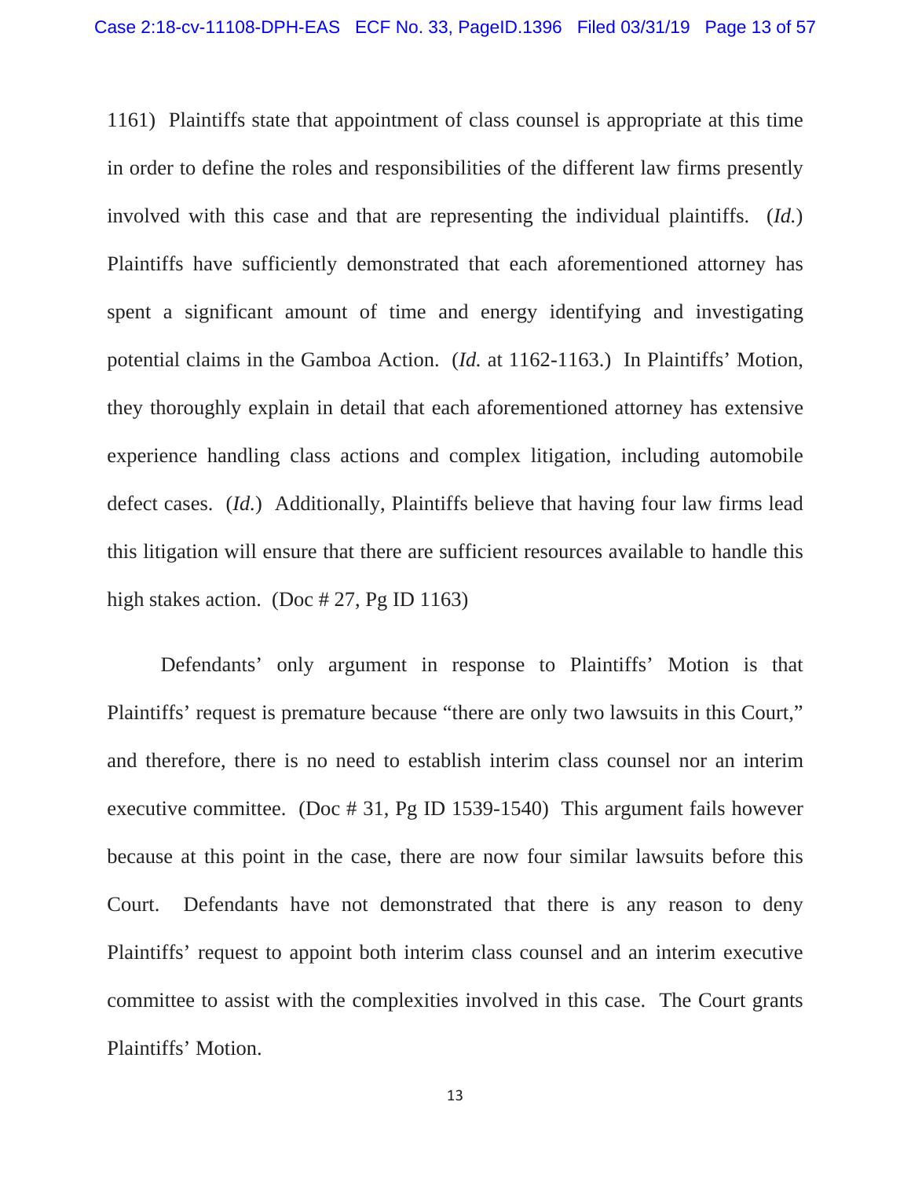1161) Plaintiffs state that appointment of class counsel is appropriate at this time in order to define the roles and responsibilities of the different law firms presently involved with this case and that are representing the individual plaintiffs. (*Id.*) Plaintiffs have sufficiently demonstrated that each aforementioned attorney has spent a significant amount of time and energy identifying and investigating potential claims in the Gamboa Action. (*Id.* at 1162-1163.) In Plaintiffs' Motion, they thoroughly explain in detail that each aforementioned attorney has extensive experience handling class actions and complex litigation, including automobile defect cases. (*Id.*) Additionally, Plaintiffs believe that having four law firms lead this litigation will ensure that there are sufficient resources available to handle this high stakes action. (Doc # 27, Pg ID 1163)

Defendants' only argument in response to Plaintiffs' Motion is that Plaintiffs' request is premature because "there are only two lawsuits in this Court," and therefore, there is no need to establish interim class counsel nor an interim executive committee. (Doc # 31, Pg ID 1539-1540) This argument fails however because at this point in the case, there are now four similar lawsuits before this Court. Defendants have not demonstrated that there is any reason to deny Plaintiffs' request to appoint both interim class counsel and an interim executive committee to assist with the complexities involved in this case. The Court grants Plaintiffs' Motion.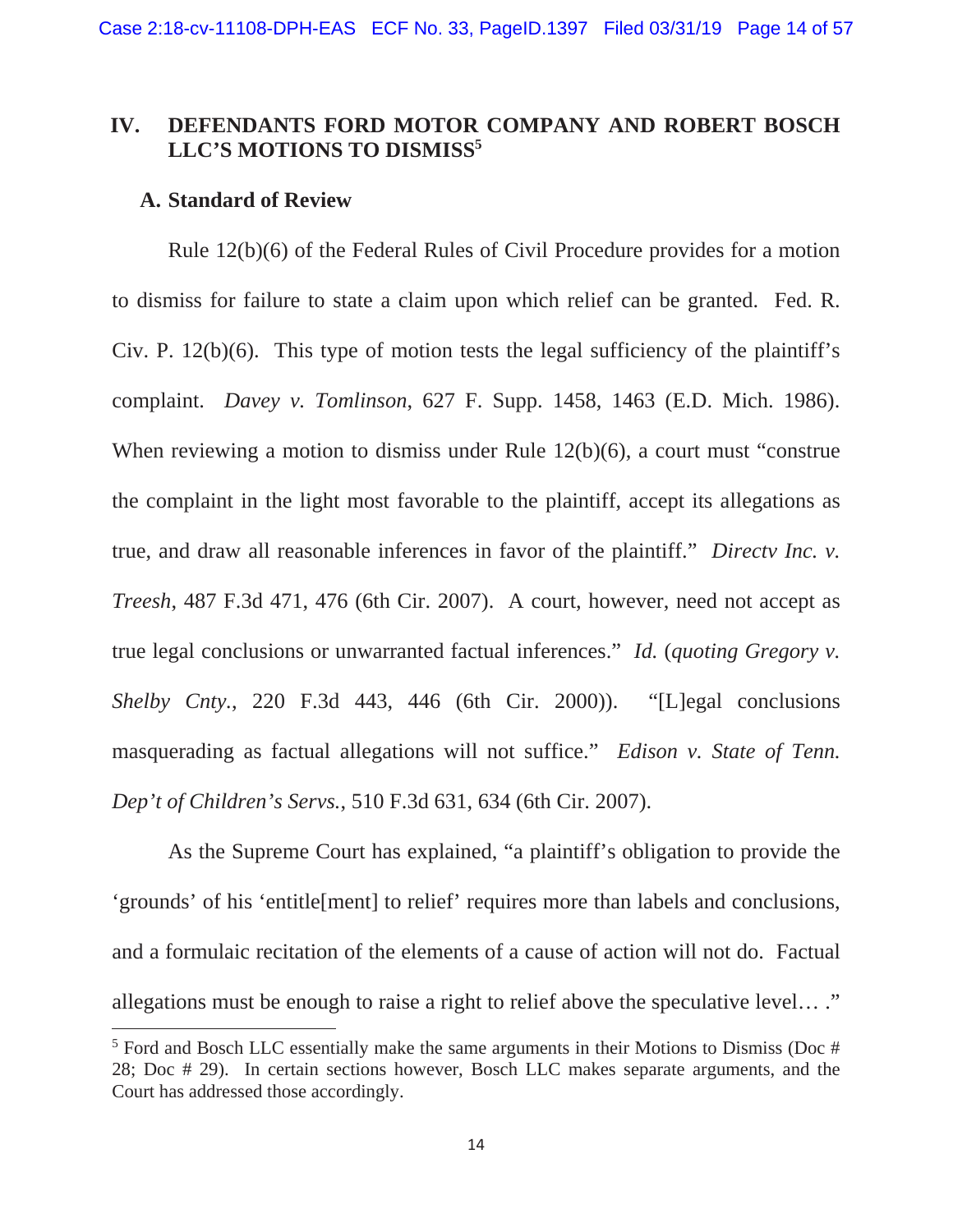## IV. DEFENDANTS FORD MOTOR COMPANY AND ROBERT BOSCH LLC'S MOTIONS TO DISMISS[5]

### A. Standard of Review

Rule 12(b)(6) of the Federal Rules of Civil Procedure provides for a motion to dismiss for failure to state a claim upon which relief can be granted. Fed. R. Civ. P. 12(b)(6). This type of motion tests the legal sufficiency of the plaintiff's complaint. *Davey v. Tomlinson*, 627 F. Supp. 1458, 1463 (E.D. Mich. 1986). When reviewing a motion to dismiss under Rule 12(b)(6), a court must "construe the complaint in the light most favorable to the plaintiff, accept its allegations as true, and draw all reasonable inferences in favor of the plaintiff." *Directv Inc. v. Treesh*, 487 F.3d 471, 476 (6th Cir. 2007). A court, however, need not accept as true legal conclusions or unwarranted factual inferences." *Id.* (*quoting Gregory v. Shelby Cnty.*, 220 F.3d 443, 446 (6th Cir. 2000)). "[L]egal conclusions masquerading as factual allegations will not suffice." *Edison v. State of Tenn. Dep't of Children's Servs.*, 510 F.3d 631, 634 (6th Cir. 2007).

As the Supreme Court has explained, "a plaintiff's obligation to provide the 'grounds' of his 'entitle[ment] to relief' requires more than labels and conclusions, and a formulaic recitation of the elements of a cause of action will not do. Factual allegations must be enough to raise a right to relief above the speculative level… ."

---

[5] Ford and Bosch LLC essentially make the same arguments in their Motions to Dismiss (Doc # 28; Doc # 29). In certain sections however, Bosch LLC makes separate arguments, and the Court has addressed those accordingly.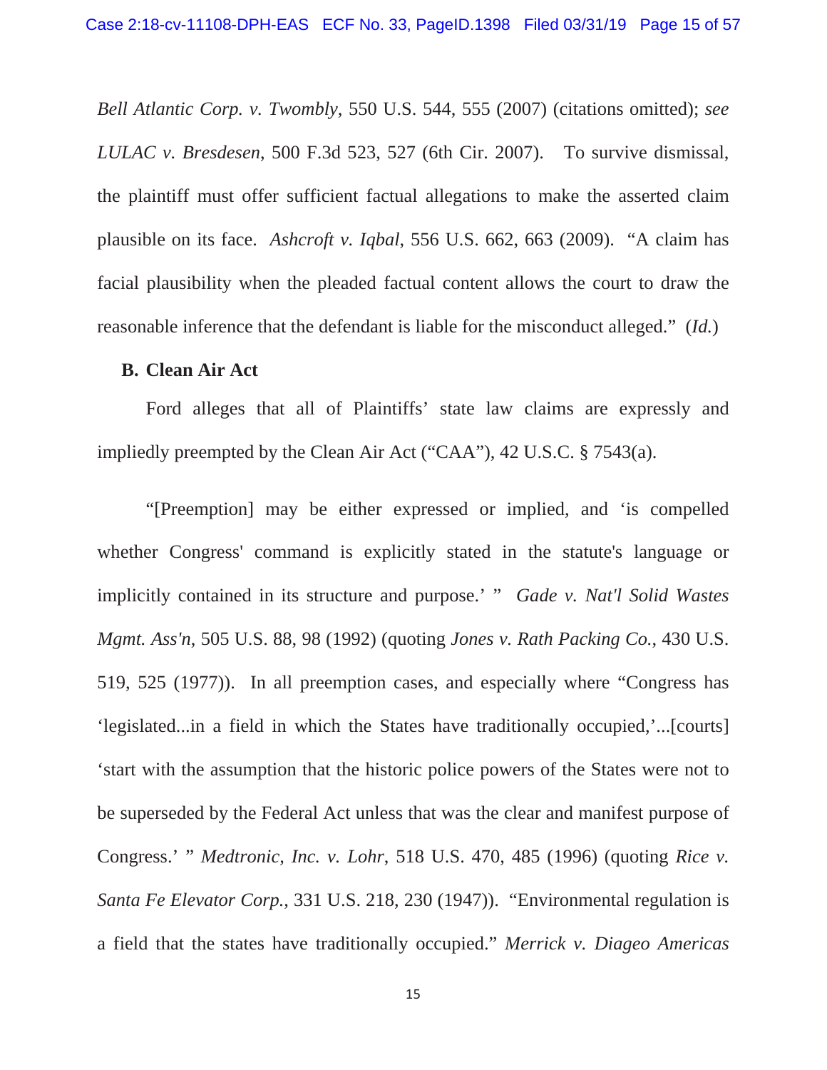*Bell Atlantic Corp. v. Twombly*, 550 U.S. 544, 555 (2007) (citations omitted); *see LULAC v. Bresdesen*, 500 F.3d 523, 527 (6th Cir. 2007). To survive dismissal, the plaintiff must offer sufficient factual allegations to make the asserted claim plausible on its face. *Ashcroft v. Iqbal*, 556 U.S. 662, 663 (2009). "A claim has facial plausibility when the pleaded factual content allows the court to draw the reasonable inference that the defendant is liable for the misconduct alleged." (*Id.*)

**B. Clean Air Act**

Ford alleges that all of Plaintiffs' state law claims are expressly and impliedly preempted by the Clean Air Act ("CAA"), 42 U.S.C. § 7543(a).

"[Preemption] may be either expressed or implied, and 'is compelled whether Congress' command is explicitly stated in the statute's language or implicitly contained in its structure and purpose.' " *Gade v. Nat'l Solid Wastes Mgmt. Ass'n*, 505 U.S. 88, 98 (1992) (quoting *Jones v. Rath Packing Co.*, 430 U.S. 519, 525 (1977)). In all preemption cases, and especially where "Congress has 'legislated...in a field in which the States have traditionally occupied,'...[courts] 'start with the assumption that the historic police powers of the States were not to be superseded by the Federal Act unless that was the clear and manifest purpose of Congress.' " *Medtronic, Inc. v. Lohr*, 518 U.S. 470, 485 (1996) (quoting *Rice v. Santa Fe Elevator Corp.*, 331 U.S. 218, 230 (1947)). "Environmental regulation is a field that the states have traditionally occupied." *Merrick v. Diageo Americas*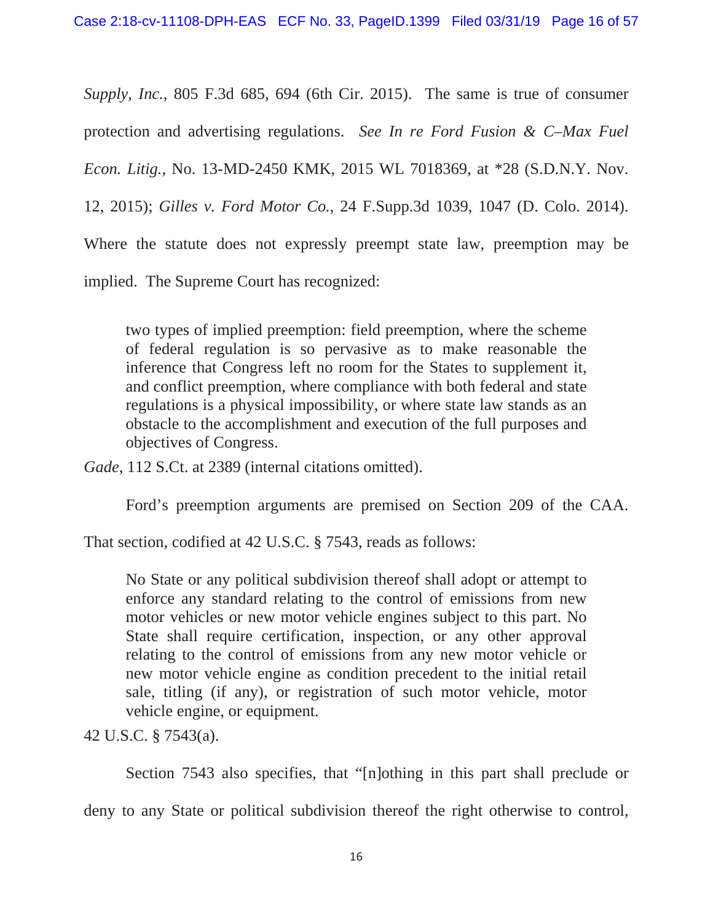*Supply, Inc.*, 805 F.3d 685, 694 (6th Cir. 2015). The same is true of consumer protection and advertising regulations. *See In re Ford Fusion & C–Max Fuel Econ. Litig.*, No. 13-MD-2450 KMK, 2015 WL 7018369, at *28 (S.D.N.Y. Nov. 12, 2015); *Gilles v. Ford Motor Co.*, 24 F.Supp.3d 1039, 1047 (D. Colo. 2014). Where the statute does not expressly preempt state law, preemption may be implied. The Supreme Court has recognized:

> two types of implied preemption: field preemption, where the scheme of federal regulation is so pervasive as to make reasonable the inference that Congress left no room for the States to supplement it, and conflict preemption, where compliance with both federal and state regulations is a physical impossibility, or where state law stands as an obstacle to the accomplishment and execution of the full purposes and objectives of Congress.

*Gade*, 112 S.Ct. at 2389 (internal citations omitted).

Ford's preemption arguments are premised on Section 209 of the CAA. That section, codified at 42 U.S.C. § 7543, reads as follows:

> No State or any political subdivision thereof shall adopt or attempt to enforce any standard relating to the control of emissions from new motor vehicles or new motor vehicle engines subject to this part. No State shall require certification, inspection, or any other approval relating to the control of emissions from any new motor vehicle or new motor vehicle engine as condition precedent to the initial retail sale, titling (if any), or registration of such motor vehicle, motor vehicle engine, or equipment.

42 U.S.C. § 7543(a).

Section 7543 also specifies, that "[n]othing in this part shall preclude or deny to any State or political subdivision thereof the right otherwise to control,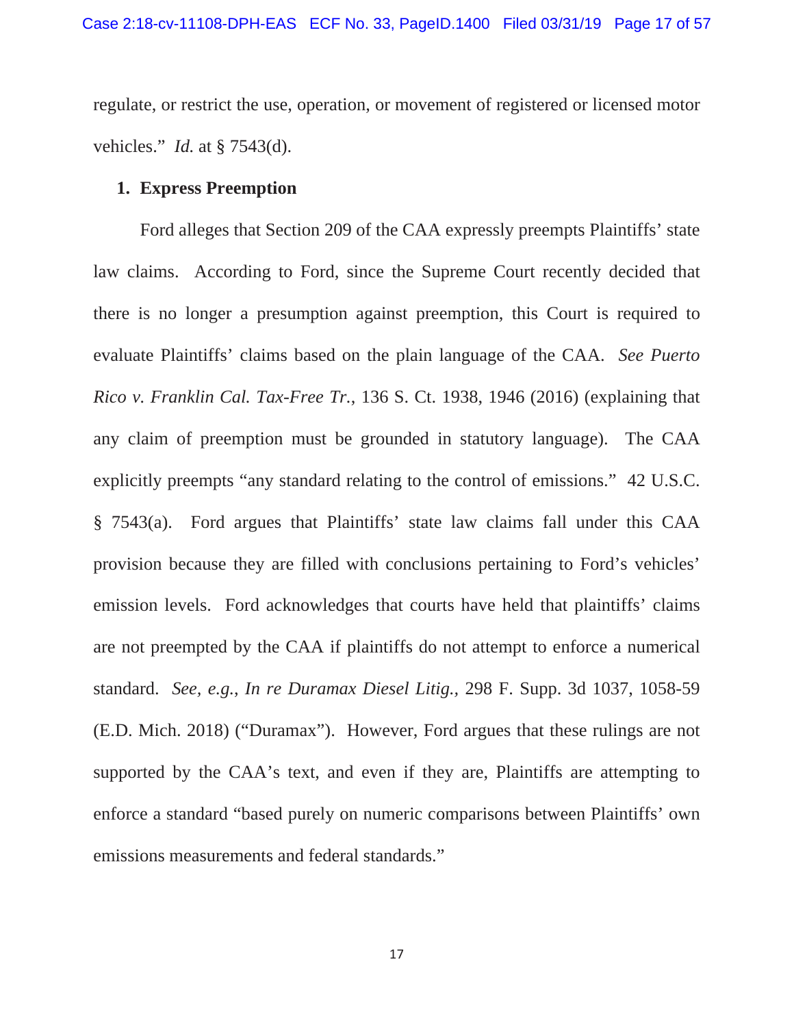regulate, or restrict the use, operation, or movement of registered or licensed motor vehicles." *Id.* at § 7543(d).

### 1. Express Preemption

Ford alleges that Section 209 of the CAA expressly preempts Plaintiffs' state law claims. According to Ford, since the Supreme Court recently decided that there is no longer a presumption against preemption, this Court is required to evaluate Plaintiffs' claims based on the plain language of the CAA. *See Puerto Rico v. Franklin Cal. Tax-Free Tr.*, 136 S. Ct. 1938, 1946 (2016) (explaining that any claim of preemption must be grounded in statutory language). The CAA explicitly preempts "any standard relating to the control of emissions." 42 U.S.C. § 7543(a). Ford argues that Plaintiffs' state law claims fall under this CAA provision because they are filled with conclusions pertaining to Ford's vehicles' emission levels. Ford acknowledges that courts have held that plaintiffs' claims are not preempted by the CAA if plaintiffs do not attempt to enforce a numerical standard. *See, e.g.*, *In re Duramax Diesel Litig.*, 298 F. Supp. 3d 1037, 1058-59 (E.D. Mich. 2018) ("Duramax"). However, Ford argues that these rulings are not supported by the CAA's text, and even if they are, Plaintiffs are attempting to enforce a standard "based purely on numeric comparisons between Plaintiffs' own emissions measurements and federal standards."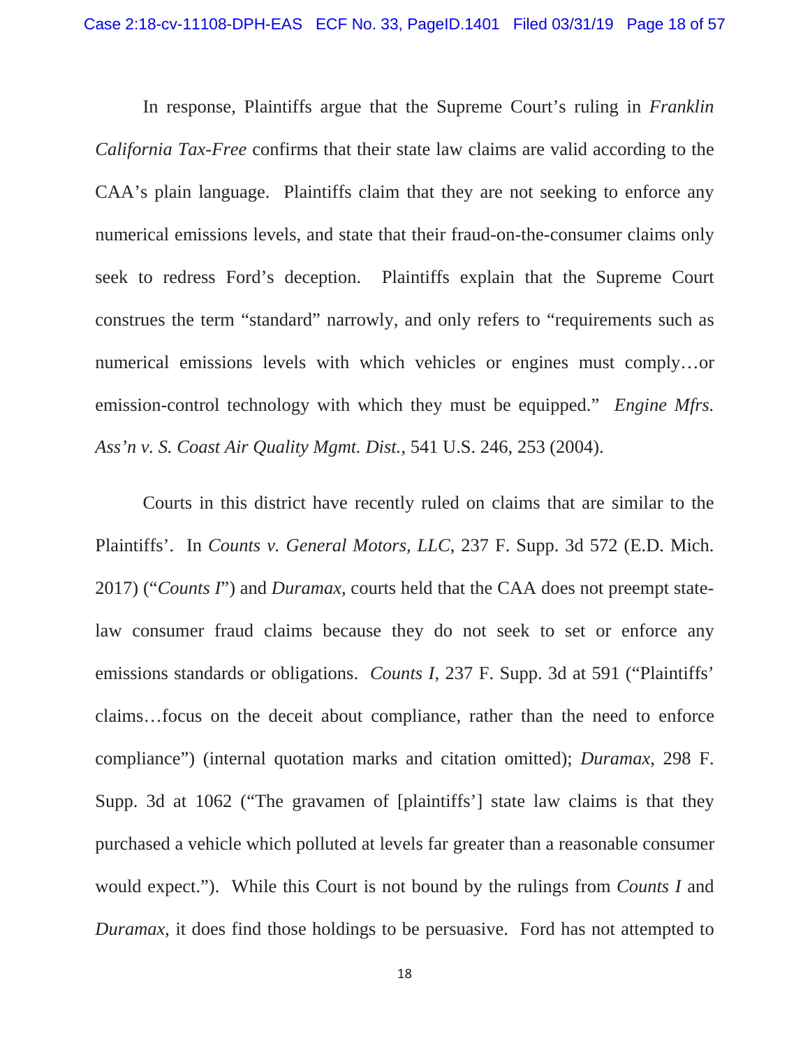In response, Plaintiffs argue that the Supreme Court's ruling in *Franklin California Tax-Free* confirms that their state law claims are valid according to the CAA's plain language. Plaintiffs claim that they are not seeking to enforce any numerical emissions levels, and state that their fraud-on-the-consumer claims only seek to redress Ford's deception. Plaintiffs explain that the Supreme Court construes the term "standard" narrowly, and only refers to "requirements such as numerical emissions levels with which vehicles or engines must comply…or emission-control technology with which they must be equipped." *Engine Mfrs. Ass'n v. S. Coast Air Quality Mgmt. Dist.*, 541 U.S. 246, 253 (2004).

Courts in this district have recently ruled on claims that are similar to the Plaintiffs'. In *Counts v. General Motors, LLC*, 237 F. Supp. 3d 572 (E.D. Mich. 2017) ("*Counts I*") and *Duramax*, courts held that the CAA does not preempt state-law consumer fraud claims because they do not seek to set or enforce any emissions standards or obligations. *Counts I*, 237 F. Supp. 3d at 591 ("Plaintiffs' claims…focus on the deceit about compliance, rather than the need to enforce compliance") (internal quotation marks and citation omitted); *Duramax*, 298 F. Supp. 3d at 1062 ("The gravamen of [plaintiffs'] state law claims is that they purchased a vehicle which polluted at levels far greater than a reasonable consumer would expect."). While this Court is not bound by the rulings from *Counts I* and *Duramax*, it does find those holdings to be persuasive. Ford has not attempted to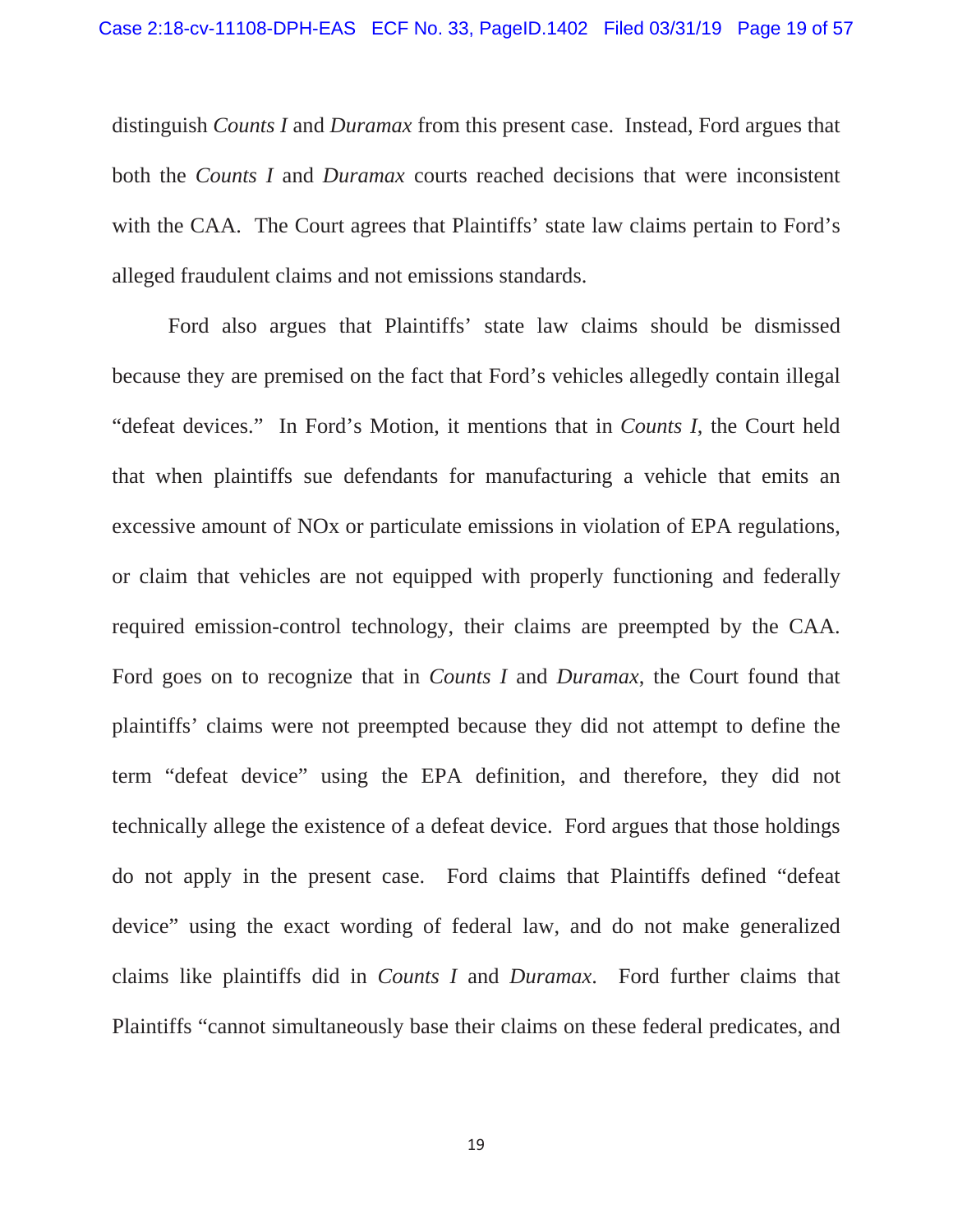distinguish *Counts I* and *Duramax* from this present case. Instead, Ford argues that both the *Counts I* and *Duramax* courts reached decisions that were inconsistent with the CAA. The Court agrees that Plaintiffs' state law claims pertain to Ford's alleged fraudulent claims and not emissions standards.

Ford also argues that Plaintiffs' state law claims should be dismissed because they are premised on the fact that Ford's vehicles allegedly contain illegal "defeat devices." In Ford's Motion, it mentions that in *Counts I*, the Court held that when plaintiffs sue defendants for manufacturing a vehicle that emits an excessive amount of NOx or particulate emissions in violation of EPA regulations, or claim that vehicles are not equipped with properly functioning and federally required emission-control technology, their claims are preempted by the CAA. Ford goes on to recognize that in *Counts I* and *Duramax*, the Court found that plaintiffs' claims were not preempted because they did not attempt to define the term "defeat device" using the EPA definition, and therefore, they did not technically allege the existence of a defeat device. Ford argues that those holdings do not apply in the present case. Ford claims that Plaintiffs defined "defeat device" using the exact wording of federal law, and do not make generalized claims like plaintiffs did in *Counts I* and *Duramax*. Ford further claims that Plaintiffs "cannot simultaneously base their claims on these federal predicates, and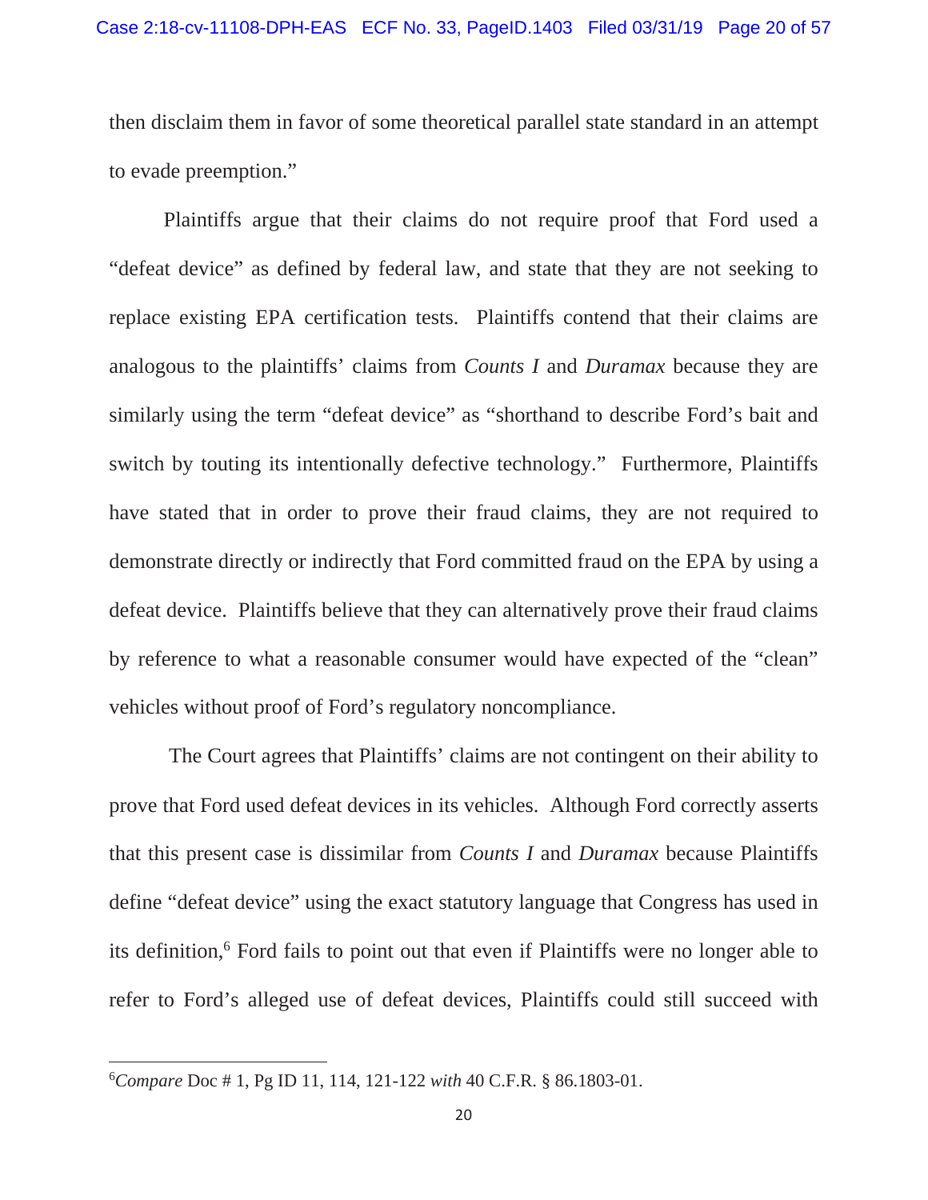then disclaim them in favor of some theoretical parallel state standard in an attempt to evade preemption."

Plaintiffs argue that their claims do not require proof that Ford used a "defeat device" as defined by federal law, and state that they are not seeking to replace existing EPA certification tests. Plaintiffs contend that their claims are analogous to the plaintiffs' claims from *Counts I* and *Duramax* because they are similarly using the term "defeat device" as "shorthand to describe Ford's bait and switch by touting its intentionally defective technology." Furthermore, Plaintiffs have stated that in order to prove their fraud claims, they are not required to demonstrate directly or indirectly that Ford committed fraud on the EPA by using a defeat device. Plaintiffs believe that they can alternatively prove their fraud claims by reference to what a reasonable consumer would have expected of the "clean" vehicles without proof of Ford's regulatory noncompliance.

The Court agrees that Plaintiffs' claims are not contingent on their ability to prove that Ford used defeat devices in its vehicles. Although Ford correctly asserts that this present case is dissimilar from *Counts I* and *Duramax* because Plaintiffs define "defeat device" using the exact statutory language that Congress has used in its definition,[6] Ford fails to point out that even if Plaintiffs were no longer able to refer to Ford's alleged use of defeat devices, Plaintiffs could still succeed with

---

[6] *Compare* Doc # 1, Pg ID 11, 114, 121-122 *with* 40 C.F.R. § 86.1803-01.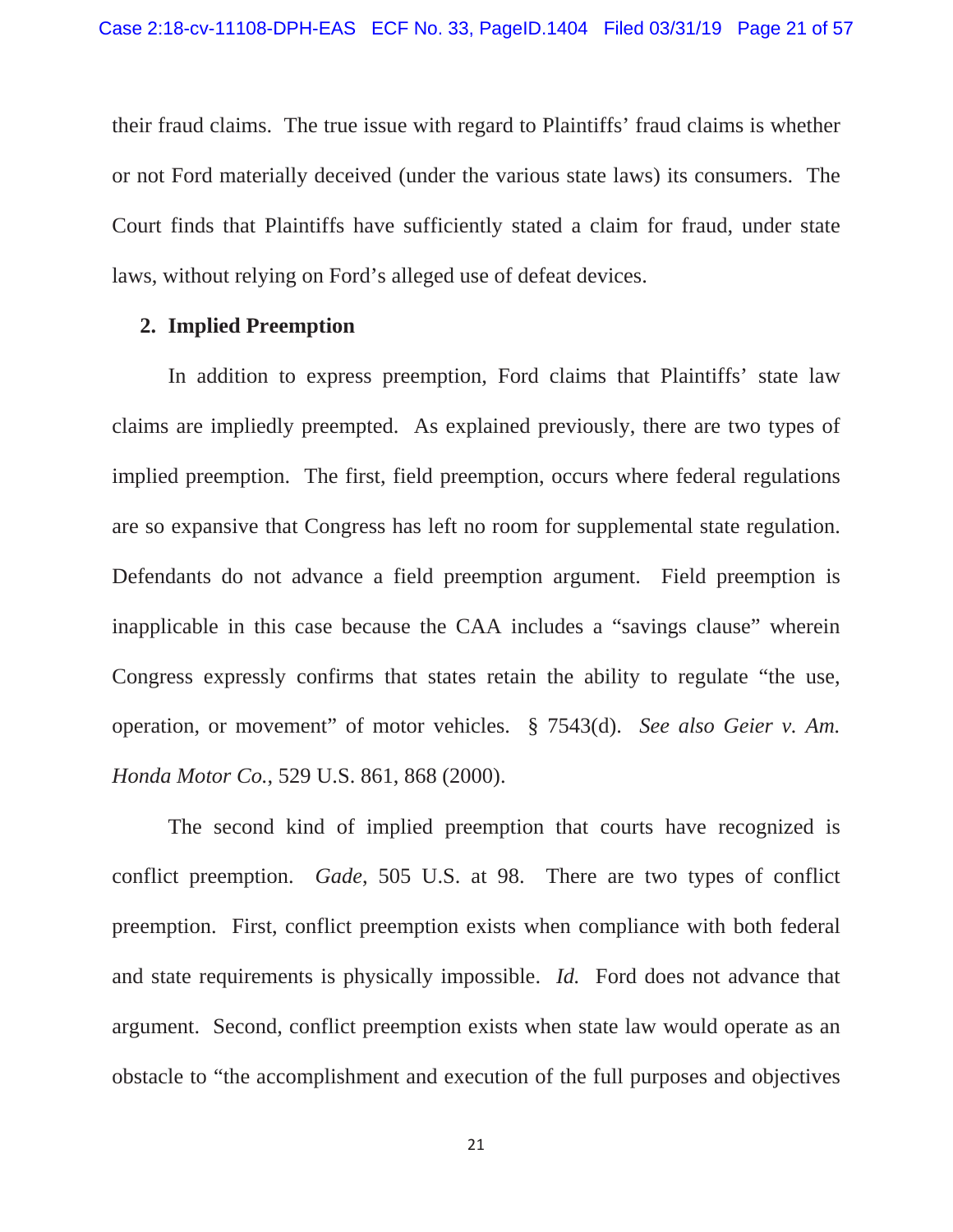their fraud claims. The true issue with regard to Plaintiffs' fraud claims is whether or not Ford materially deceived (under the various state laws) its consumers. The Court finds that Plaintiffs have sufficiently stated a claim for fraud, under state laws, without relying on Ford's alleged use of defeat devices.

**2. Implied Preemption**

In addition to express preemption, Ford claims that Plaintiffs' state law claims are impliedly preempted. As explained previously, there are two types of implied preemption. The first, field preemption, occurs where federal regulations are so expansive that Congress has left no room for supplemental state regulation. Defendants do not advance a field preemption argument. Field preemption is inapplicable in this case because the CAA includes a "savings clause" wherein Congress expressly confirms that states retain the ability to regulate "the use, operation, or movement" of motor vehicles. § 7543(d). *See also Geier v. Am. Honda Motor Co.*, 529 U.S. 861, 868 (2000).

The second kind of implied preemption that courts have recognized is conflict preemption. *Gade*, 505 U.S. at 98. There are two types of conflict preemption. First, conflict preemption exists when compliance with both federal and state requirements is physically impossible. *Id.* Ford does not advance that argument. Second, conflict preemption exists when state law would operate as an obstacle to "the accomplishment and execution of the full purposes and objectives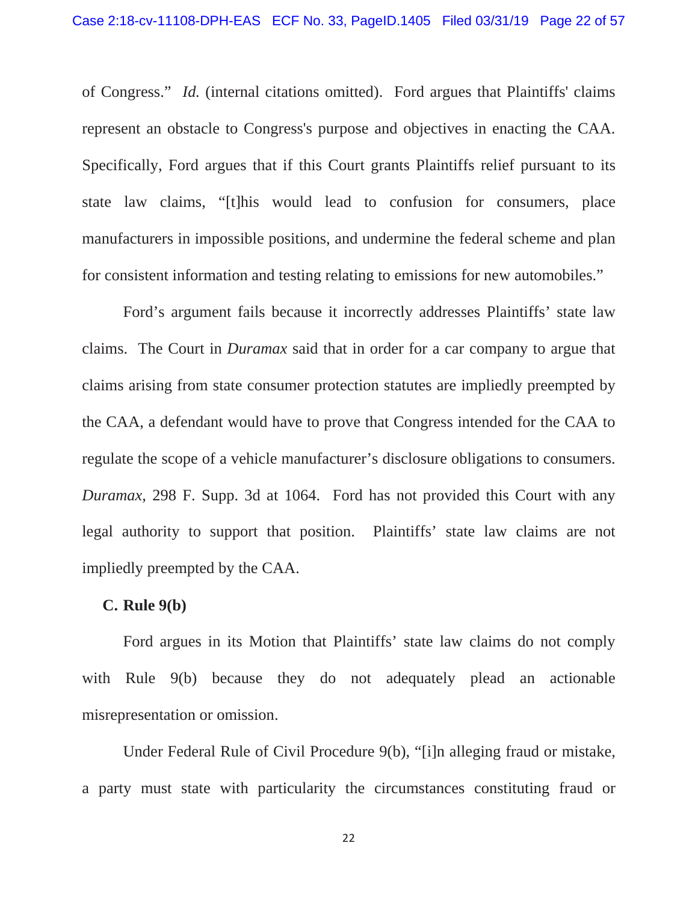of Congress." *Id.* (internal citations omitted). Ford argues that Plaintiffs' claims represent an obstacle to Congress's purpose and objectives in enacting the CAA. Specifically, Ford argues that if this Court grants Plaintiffs relief pursuant to its state law claims, "[t]his would lead to confusion for consumers, place manufacturers in impossible positions, and undermine the federal scheme and plan for consistent information and testing relating to emissions for new automobiles."

Ford's argument fails because it incorrectly addresses Plaintiffs' state law claims. The Court in *Duramax* said that in order for a car company to argue that claims arising from state consumer protection statutes are impliedly preempted by the CAA, a defendant would have to prove that Congress intended for the CAA to regulate the scope of a vehicle manufacturer's disclosure obligations to consumers. *Duramax*, 298 F. Supp. 3d at 1064. Ford has not provided this Court with any legal authority to support that position. Plaintiffs' state law claims are not impliedly preempted by the CAA.

**C. Rule 9(b)**

Ford argues in its Motion that Plaintiffs' state law claims do not comply with Rule 9(b) because they do not adequately plead an actionable misrepresentation or omission.

Under Federal Rule of Civil Procedure 9(b), "[i]n alleging fraud or mistake, a party must state with particularity the circumstances constituting fraud or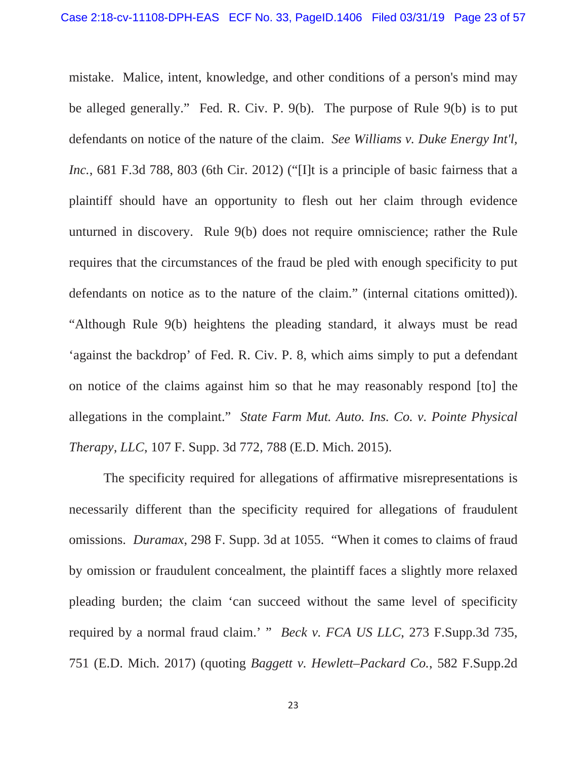mistake. Malice, intent, knowledge, and other conditions of a person's mind may be alleged generally." Fed. R. Civ. P. 9(b). The purpose of Rule 9(b) is to put defendants on notice of the nature of the claim. *See Williams v. Duke Energy Int'l, Inc.*, 681 F.3d 788, 803 (6th Cir. 2012) ("[I]t is a principle of basic fairness that a plaintiff should have an opportunity to flesh out her claim through evidence unturned in discovery. Rule 9(b) does not require omniscience; rather the Rule requires that the circumstances of the fraud be pled with enough specificity to put defendants on notice as to the nature of the claim." (internal citations omitted)). "Although Rule 9(b) heightens the pleading standard, it always must be read 'against the backdrop' of Fed. R. Civ. P. 8, which aims simply to put a defendant on notice of the claims against him so that he may reasonably respond [to] the allegations in the complaint." *State Farm Mut. Auto. Ins. Co. v. Pointe Physical Therapy, LLC*, 107 F. Supp. 3d 772, 788 (E.D. Mich. 2015).

The specificity required for allegations of affirmative misrepresentations is necessarily different than the specificity required for allegations of fraudulent omissions. *Duramax*, 298 F. Supp. 3d at 1055. "When it comes to claims of fraud by omission or fraudulent concealment, the plaintiff faces a slightly more relaxed pleading burden; the claim 'can succeed without the same level of specificity required by a normal fraud claim.' " *Beck v. FCA US LLC*, 273 F.Supp.3d 735, 751 (E.D. Mich. 2017) (quoting *Baggett v. Hewlett–Packard Co.*, 582 F.Supp.2d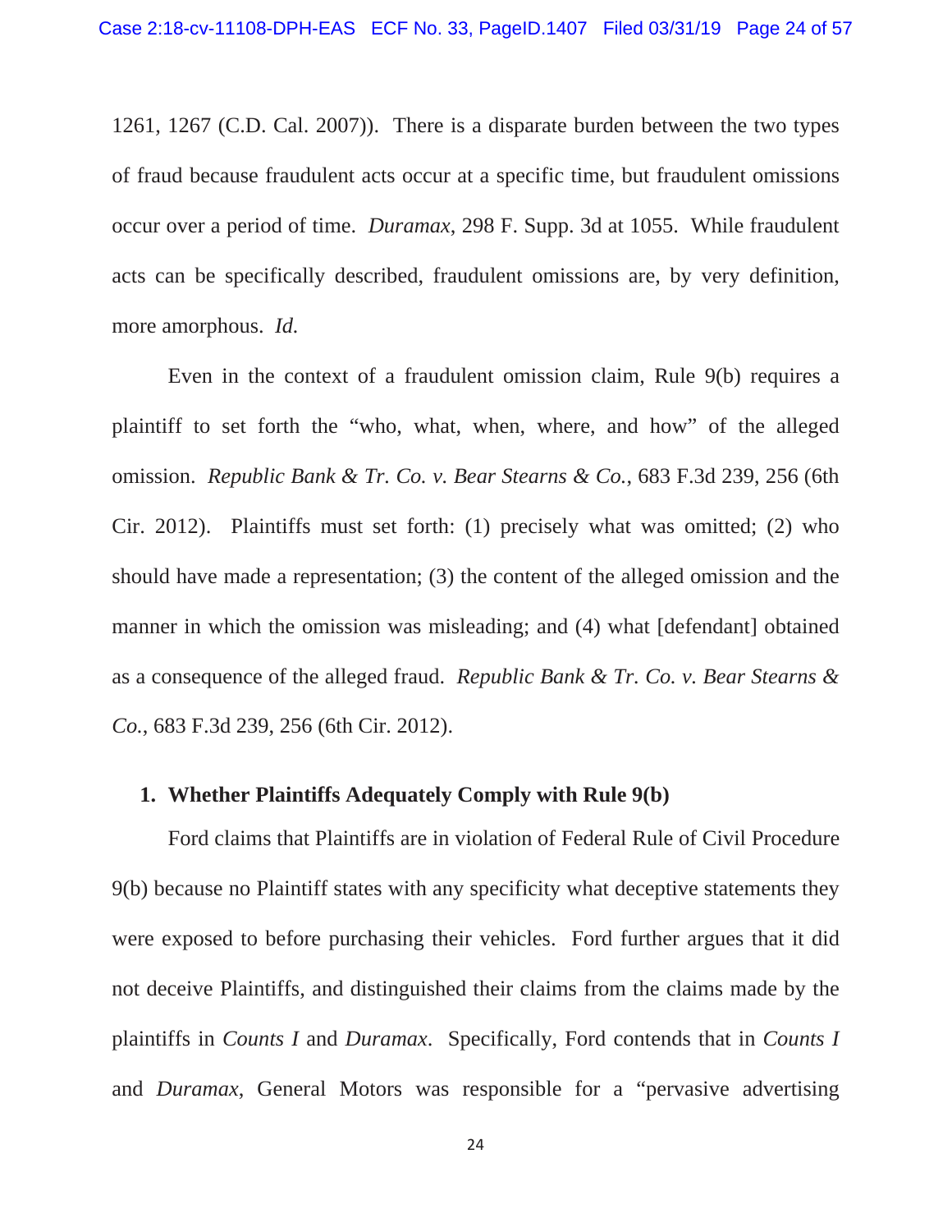1261, 1267 (C.D. Cal. 2007)). There is a disparate burden between the two types of fraud because fraudulent acts occur at a specific time, but fraudulent omissions occur over a period of time. *Duramax*, 298 F. Supp. 3d at 1055. While fraudulent acts can be specifically described, fraudulent omissions are, by very definition, more amorphous. *Id.*

Even in the context of a fraudulent omission claim, Rule 9(b) requires a plaintiff to set forth the "who, what, when, where, and how" of the alleged omission. *Republic Bank & Tr. Co. v. Bear Stearns & Co.*, 683 F.3d 239, 256 (6th Cir. 2012). Plaintiffs must set forth: (1) precisely what was omitted; (2) who should have made a representation; (3) the content of the alleged omission and the manner in which the omission was misleading; and (4) what [defendant] obtained as a consequence of the alleged fraud. *Republic Bank & Tr. Co. v. Bear Stearns & Co.*, 683 F.3d 239, 256 (6th Cir. 2012).

### 1. Whether Plaintiffs Adequately Comply with Rule 9(b)

Ford claims that Plaintiffs are in violation of Federal Rule of Civil Procedure 9(b) because no Plaintiff states with any specificity what deceptive statements they were exposed to before purchasing their vehicles. Ford further argues that it did not deceive Plaintiffs, and distinguished their claims from the claims made by the plaintiffs in *Counts I* and *Duramax*. Specifically, Ford contends that in *Counts I* and *Duramax*, General Motors was responsible for a "pervasive advertising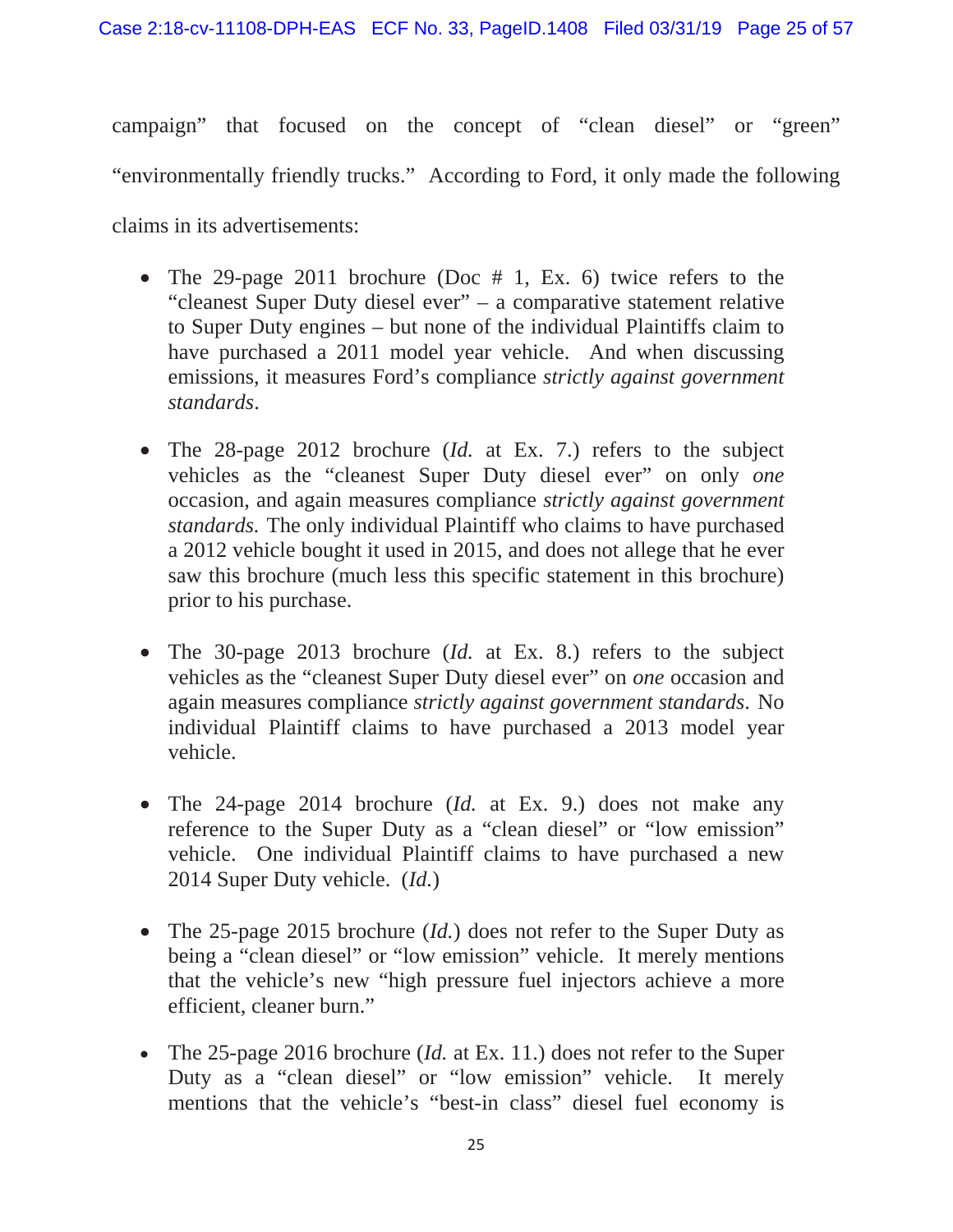campaign" that focused on the concept of "clean diesel" or "green" "environmentally friendly trucks." According to Ford, it only made the following claims in its advertisements:

- The 29-page 2011 brochure (Doc # 1, Ex. 6) twice refers to the "cleanest Super Duty diesel ever" – a comparative statement relative to Super Duty engines – but none of the individual Plaintiffs claim to have purchased a 2011 model year vehicle. And when discussing emissions, it measures Ford's compliance *strictly against government standards*.

- The 28-page 2012 brochure (*Id.* at Ex. 7.) refers to the subject vehicles as the "cleanest Super Duty diesel ever" on only *one* occasion, and again measures compliance *strictly against government standards*. The only individual Plaintiff who claims to have purchased a 2012 vehicle bought it used in 2015, and does not allege that he ever saw this brochure (much less this specific statement in this brochure) prior to his purchase.

- The 30-page 2013 brochure (*Id.* at Ex. 8.) refers to the subject vehicles as the "cleanest Super Duty diesel ever" on *one* occasion and again measures compliance *strictly against government standards*. No individual Plaintiff claims to have purchased a 2013 model year vehicle.

- The 24-page 2014 brochure (*Id.* at Ex. 9.) does not make any reference to the Super Duty as a "clean diesel" or "low emission" vehicle. One individual Plaintiff claims to have purchased a new 2014 Super Duty vehicle. (*Id.*)

- The 25-page 2015 brochure (*Id.*) does not refer to the Super Duty as being a "clean diesel" or "low emission" vehicle. It merely mentions that the vehicle's new "high pressure fuel injectors achieve a more efficient, cleaner burn."

- The 25-page 2016 brochure (*Id.* at Ex. 11.) does not refer to the Super Duty as a "clean diesel" or "low emission" vehicle. It merely mentions that the vehicle's "best-in class" diesel fuel economy is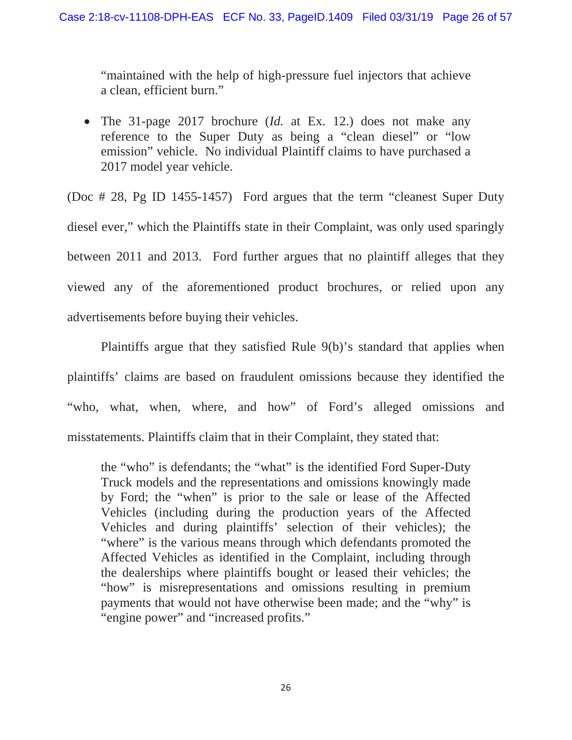"maintained with the help of high-pressure fuel injectors that achieve a clean, efficient burn."

- The 31-page 2017 brochure (*Id.* at Ex. 12.) does not make any reference to the Super Duty as being a "clean diesel" or "low emission" vehicle. No individual Plaintiff claims to have purchased a 2017 model year vehicle.

(Doc # 28, Pg ID 1455-1457) Ford argues that the term "cleanest Super Duty diesel ever," which the Plaintiffs state in their Complaint, was only used sparingly between 2011 and 2013. Ford further argues that no plaintiff alleges that they viewed any of the aforementioned product brochures, or relied upon any advertisements before buying their vehicles.

Plaintiffs argue that they satisfied Rule 9(b)'s standard that applies when plaintiffs' claims are based on fraudulent omissions because they identified the "who, what, when, where, and how" of Ford's alleged omissions and misstatements. Plaintiffs claim that in their Complaint, they stated that:

> the "who" is defendants; the "what" is the identified Ford Super-Duty Truck models and the representations and omissions knowingly made by Ford; the "when" is prior to the sale or lease of the Affected Vehicles (including during the production years of the Affected Vehicles and during plaintiffs' selection of their vehicles); the "where" is the various means through which defendants promoted the Affected Vehicles as identified in the Complaint, including through the dealerships where plaintiffs bought or leased their vehicles; the "how" is misrepresentations and omissions resulting in premium payments that would not have otherwise been made; and the "why" is "engine power" and "increased profits."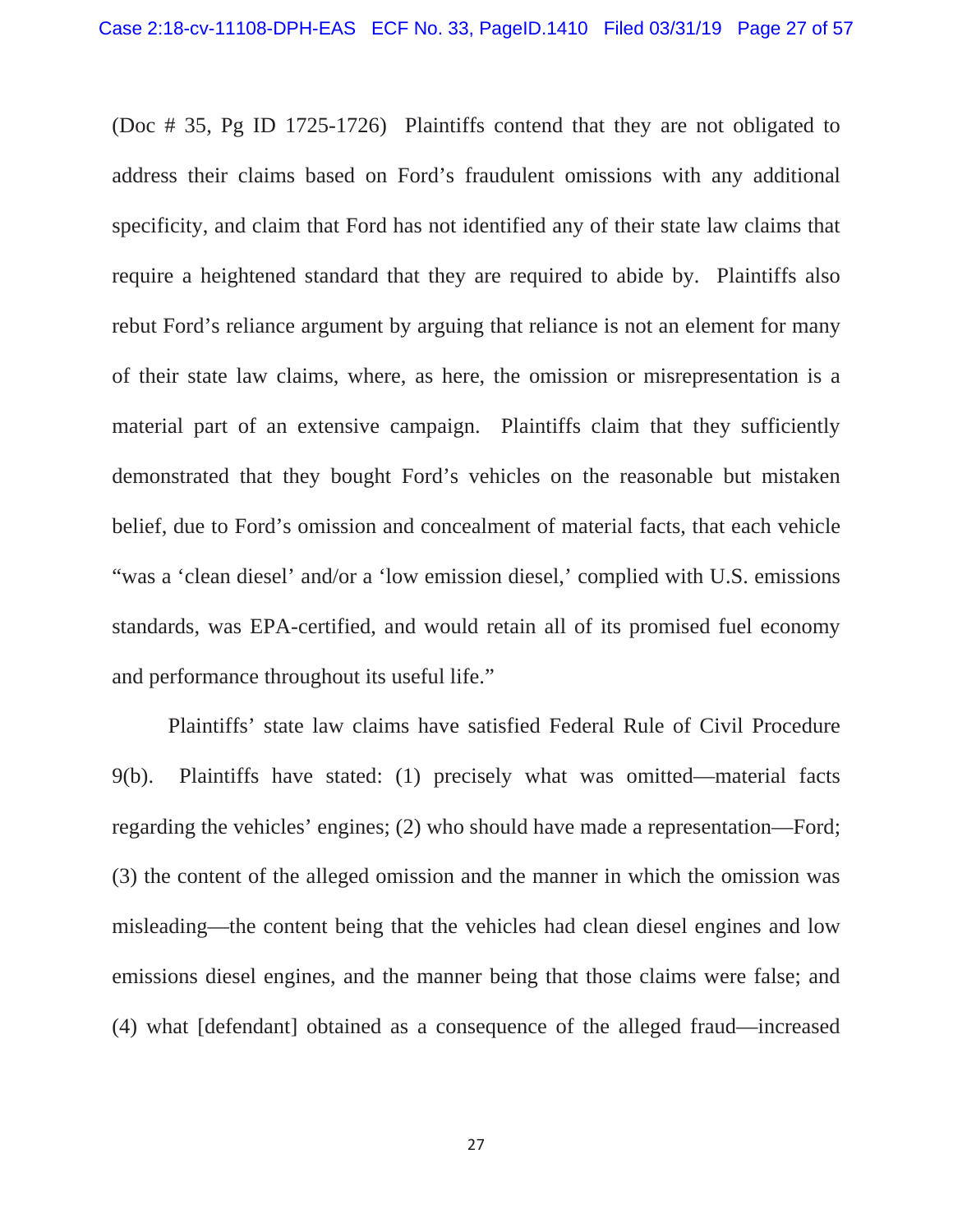(Doc # 35, Pg ID 1725-1726) Plaintiffs contend that they are not obligated to address their claims based on Ford's fraudulent omissions with any additional specificity, and claim that Ford has not identified any of their state law claims that require a heightened standard that they are required to abide by. Plaintiffs also rebut Ford's reliance argument by arguing that reliance is not an element for many of their state law claims, where, as here, the omission or misrepresentation is a material part of an extensive campaign. Plaintiffs claim that they sufficiently demonstrated that they bought Ford's vehicles on the reasonable but mistaken belief, due to Ford's omission and concealment of material facts, that each vehicle "was a 'clean diesel' and/or a 'low emission diesel,' complied with U.S. emissions standards, was EPA-certified, and would retain all of its promised fuel economy and performance throughout its useful life."

Plaintiffs' state law claims have satisfied Federal Rule of Civil Procedure 9(b). Plaintiffs have stated: (1) precisely what was omitted—material facts regarding the vehicles' engines; (2) who should have made a representation—Ford; (3) the content of the alleged omission and the manner in which the omission was misleading—the content being that the vehicles had clean diesel engines and low emissions diesel engines, and the manner being that those claims were false; and (4) what [defendant] obtained as a consequence of the alleged fraud—increased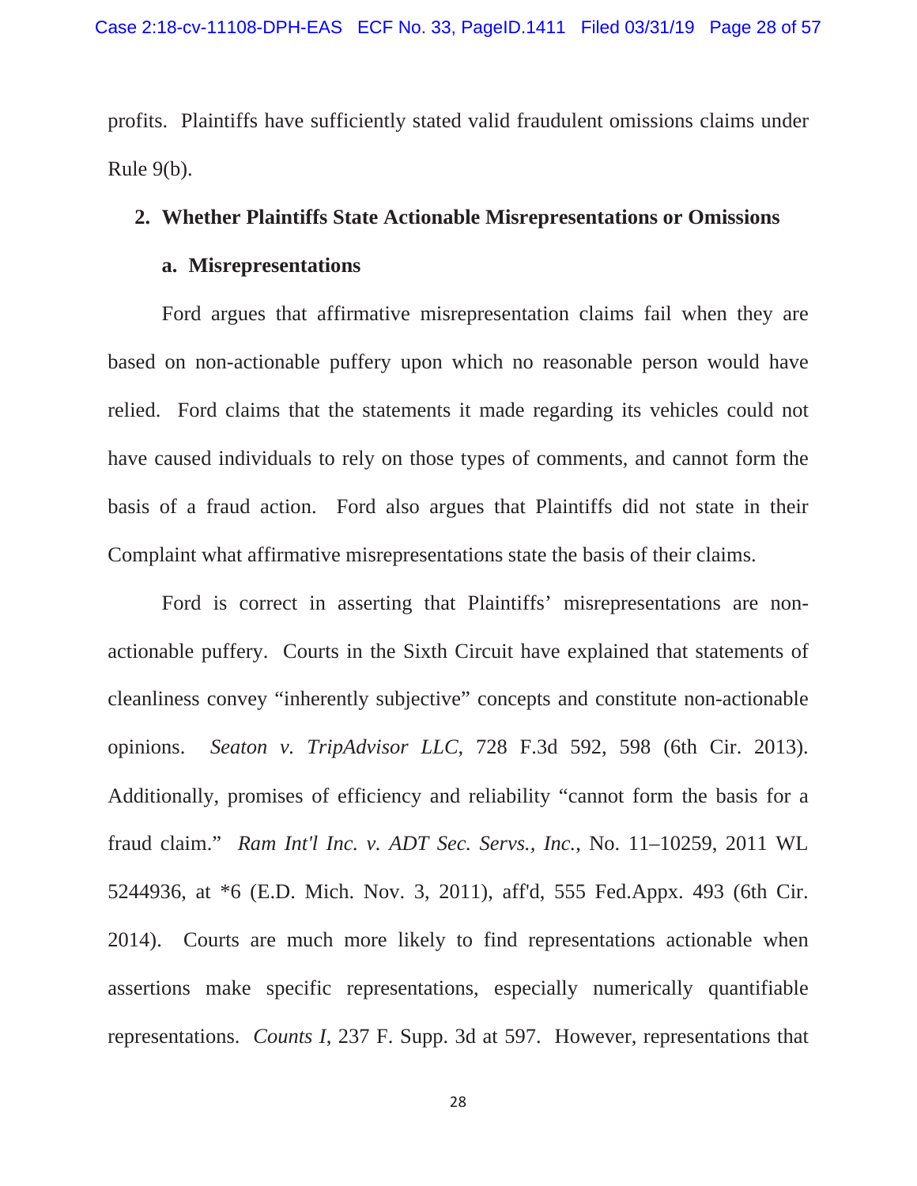profits. Plaintiffs have sufficiently stated valid fraudulent omissions claims under Rule 9(b).

**2. Whether Plaintiffs State Actionable Misrepresentations or Omissions**

**a. Misrepresentations**

Ford argues that affirmative misrepresentation claims fail when they are based on non-actionable puffery upon which no reasonable person would have relied. Ford claims that the statements it made regarding its vehicles could not have caused individuals to rely on those types of comments, and cannot form the basis of a fraud action. Ford also argues that Plaintiffs did not state in their Complaint what affirmative misrepresentations state the basis of their claims.

Ford is correct in asserting that Plaintiffs' misrepresentations are non-actionable puffery. Courts in the Sixth Circuit have explained that statements of cleanliness convey "inherently subjective" concepts and constitute non-actionable opinions. *Seaton v. TripAdvisor LLC*, 728 F.3d 592, 598 (6th Cir. 2013). Additionally, promises of efficiency and reliability "cannot form the basis for a fraud claim." *Ram Int'l Inc. v. ADT Sec. Servs., Inc.*, No. 11–10259, 2011 WL 5244936, at *6 (E.D. Mich. Nov. 3, 2011), aff'd, 555 Fed.Appx. 493 (6th Cir. 2014). Courts are much more likely to find representations actionable when assertions make specific representations, especially numerically quantifiable representations. *Counts I*, 237 F. Supp. 3d at 597. However, representations that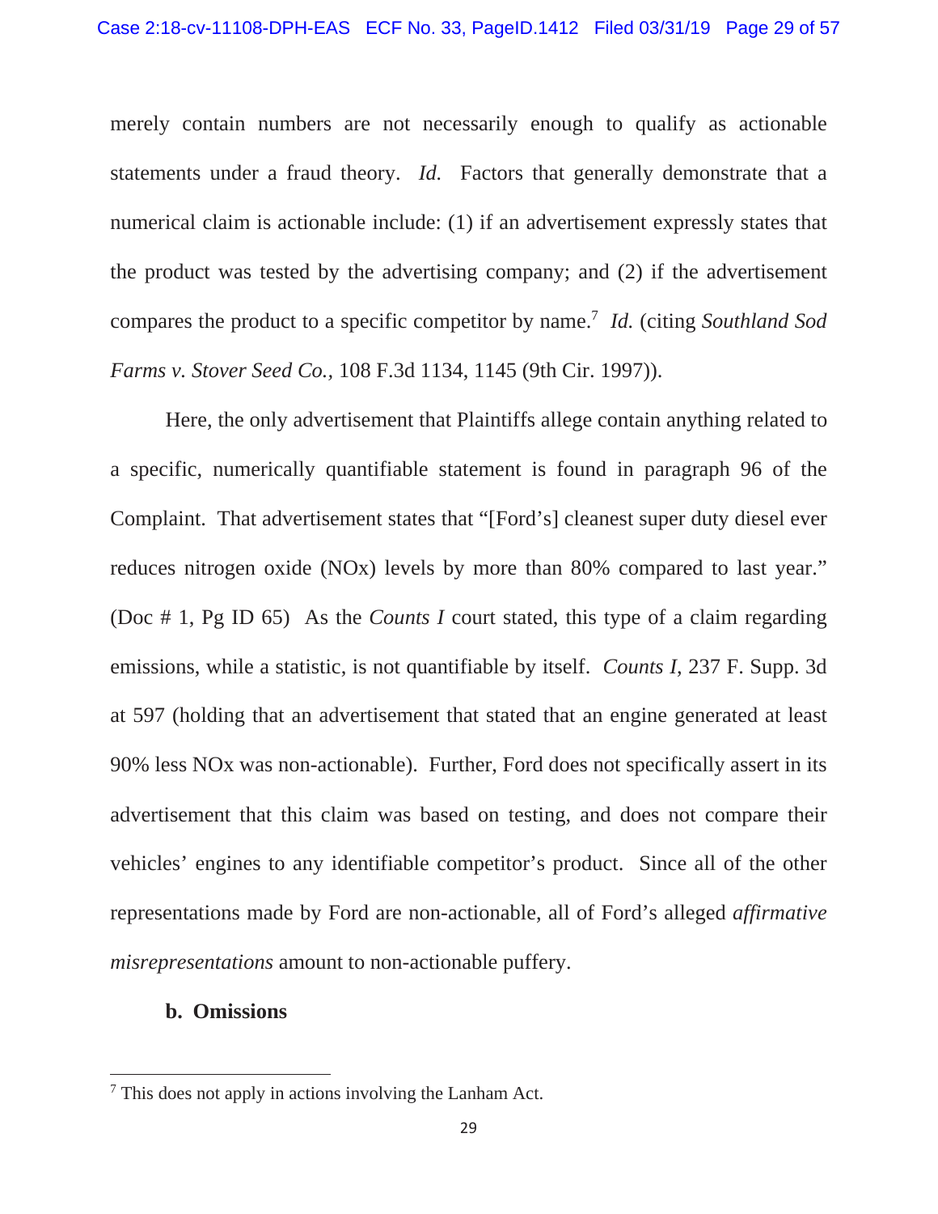merely contain numbers are not necessarily enough to qualify as actionable statements under a fraud theory. *Id.* Factors that generally demonstrate that a numerical claim is actionable include: (1) if an advertisement expressly states that the product was tested by the advertising company; and (2) if the advertisement compares the product to a specific competitor by name.[7] *Id.* (citing *Southland Sod Farms v. Stover Seed Co.*, 108 F.3d 1134, 1145 (9th Cir. 1997)).

Here, the only advertisement that Plaintiffs allege contain anything related to a specific, numerically quantifiable statement is found in paragraph 96 of the Complaint. That advertisement states that "[Ford's] cleanest super duty diesel ever reduces nitrogen oxide (NOx) levels by more than 80% compared to last year." (Doc # 1, Pg ID 65) As the *Counts I* court stated, this type of a claim regarding emissions, while a statistic, is not quantifiable by itself. *Counts I*, 237 F. Supp. 3d at 597 (holding that an advertisement that stated that an engine generated at least 90% less NOx was non-actionable). Further, Ford does not specifically assert in its advertisement that this claim was based on testing, and does not compare their vehicles' engines to any identifiable competitor's product. Since all of the other representations made by Ford are non-actionable, all of Ford's alleged *affirmative misrepresentations* amount to non-actionable puffery.

**b. Omissions**

---

[7] This does not apply in actions involving the Lanham Act.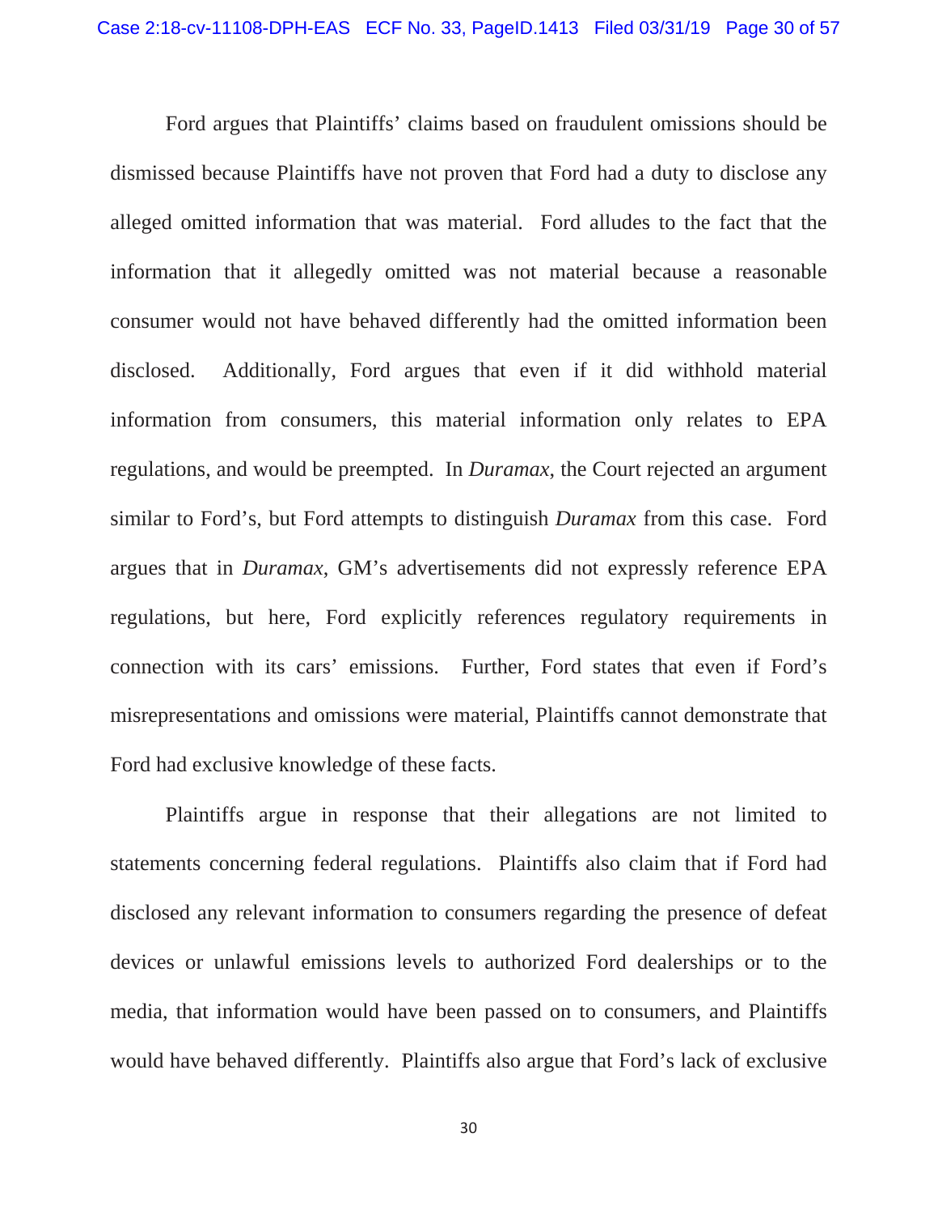Ford argues that Plaintiffs' claims based on fraudulent omissions should be dismissed because Plaintiffs have not proven that Ford had a duty to disclose any alleged omitted information that was material. Ford alludes to the fact that the information that it allegedly omitted was not material because a reasonable consumer would not have behaved differently had the omitted information been disclosed. Additionally, Ford argues that even if it did withhold material information from consumers, this material information only relates to EPA regulations, and would be preempted. In *Duramax*, the Court rejected an argument similar to Ford's, but Ford attempts to distinguish *Duramax* from this case. Ford argues that in *Duramax*, GM's advertisements did not expressly reference EPA regulations, but here, Ford explicitly references regulatory requirements in connection with its cars' emissions. Further, Ford states that even if Ford's misrepresentations and omissions were material, Plaintiffs cannot demonstrate that Ford had exclusive knowledge of these facts.

Plaintiffs argue in response that their allegations are not limited to statements concerning federal regulations. Plaintiffs also claim that if Ford had disclosed any relevant information to consumers regarding the presence of defeat devices or unlawful emissions levels to authorized Ford dealerships or to the media, that information would have been passed on to consumers, and Plaintiffs would have behaved differently. Plaintiffs also argue that Ford's lack of exclusive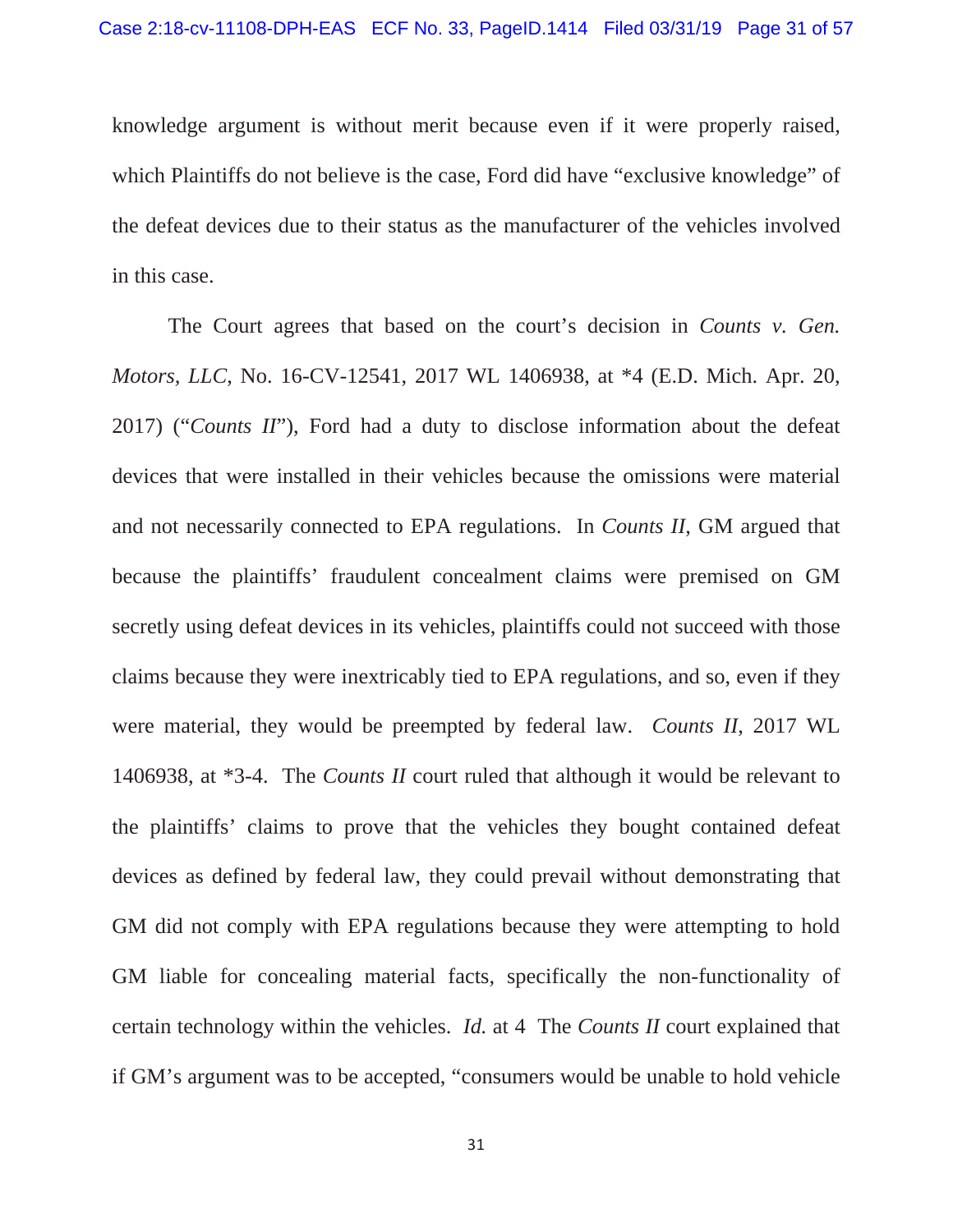knowledge argument is without merit because even if it were properly raised, which Plaintiffs do not believe is the case, Ford did have "exclusive knowledge" of the defeat devices due to their status as the manufacturer of the vehicles involved in this case.

The Court agrees that based on the court's decision in *Counts v. Gen. Motors, LLC*, No. 16-CV-12541, 2017 WL 1406938, at *4 (E.D. Mich. Apr. 20, 2017) ("*Counts II*"), Ford had a duty to disclose information about the defeat devices that were installed in their vehicles because the omissions were material and not necessarily connected to EPA regulations. In *Counts II,* GM argued that because the plaintiffs' fraudulent concealment claims were premised on GM secretly using defeat devices in its vehicles, plaintiffs could not succeed with those claims because they were inextricably tied to EPA regulations, and so, even if they were material, they would be preempted by federal law. *Counts II*, 2017 WL 1406938, at *3-4. The *Counts II* court ruled that although it would be relevant to the plaintiffs' claims to prove that the vehicles they bought contained defeat devices as defined by federal law, they could prevail without demonstrating that GM did not comply with EPA regulations because they were attempting to hold GM liable for concealing material facts, specifically the non-functionality of certain technology within the vehicles. *Id.* at 4 The *Counts II* court explained that if GM's argument was to be accepted, "consumers would be unable to hold vehicle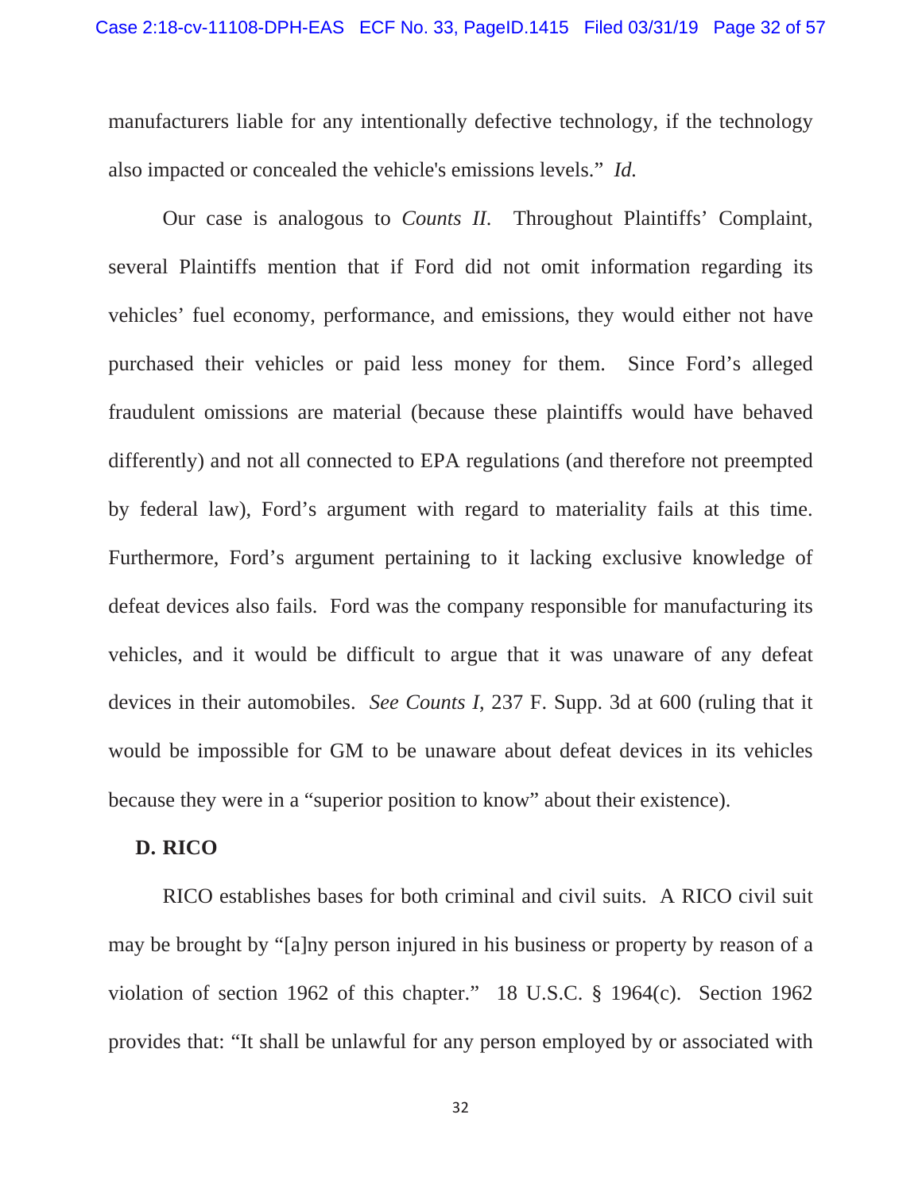manufacturers liable for any intentionally defective technology, if the technology also impacted or concealed the vehicle's emissions levels." *Id.*

Our case is analogous to *Counts II*. Throughout Plaintiffs' Complaint, several Plaintiffs mention that if Ford did not omit information regarding its vehicles' fuel economy, performance, and emissions, they would either not have purchased their vehicles or paid less money for them. Since Ford's alleged fraudulent omissions are material (because these plaintiffs would have behaved differently) and not all connected to EPA regulations (and therefore not preempted by federal law), Ford's argument with regard to materiality fails at this time. Furthermore, Ford's argument pertaining to it lacking exclusive knowledge of defeat devices also fails. Ford was the company responsible for manufacturing its vehicles, and it would be difficult to argue that it was unaware of any defeat devices in their automobiles. *See Counts I*, 237 F. Supp. 3d at 600 (ruling that it would be impossible for GM to be unaware about defeat devices in its vehicles because they were in a "superior position to know" about their existence).

### D. RICO

RICO establishes bases for both criminal and civil suits. A RICO civil suit may be brought by "[a]ny person injured in his business or property by reason of a violation of section 1962 of this chapter." 18 U.S.C. § 1964(c). Section 1962 provides that: "It shall be unlawful for any person employed by or associated with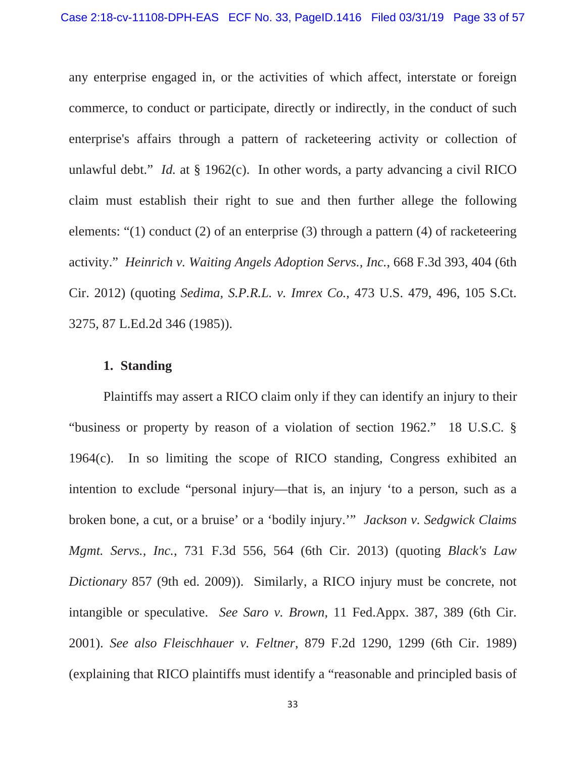any enterprise engaged in, or the activities of which affect, interstate or foreign commerce, to conduct or participate, directly or indirectly, in the conduct of such enterprise's affairs through a pattern of racketeering activity or collection of unlawful debt." *Id.* at § 1962(c). In other words, a party advancing a civil RICO claim must establish their right to sue and then further allege the following elements: "(1) conduct (2) of an enterprise (3) through a pattern (4) of racketeering activity." *Heinrich v. Waiting Angels Adoption Servs., Inc.*, 668 F.3d 393, 404 (6th Cir. 2012) (quoting *Sedima, S.P.R.L. v. Imrex Co.*, 473 U.S. 479, 496, 105 S.Ct. 3275, 87 L.Ed.2d 346 (1985)).

**1. Standing**

Plaintiffs may assert a RICO claim only if they can identify an injury to their "business or property by reason of a violation of section 1962." 18 U.S.C. § 1964(c). In so limiting the scope of RICO standing, Congress exhibited an intention to exclude "personal injury—that is, an injury 'to a person, such as a broken bone, a cut, or a bruise' or a 'bodily injury.'" *Jackson v. Sedgwick Claims Mgmt. Servs., Inc.*, 731 F.3d 556, 564 (6th Cir. 2013) (quoting *Black's Law Dictionary* 857 (9th ed. 2009)). Similarly, a RICO injury must be concrete, not intangible or speculative. *See Saro v. Brown*, 11 Fed.Appx. 387, 389 (6th Cir. 2001). *See also Fleischhauer v. Feltner*, 879 F.2d 1290, 1299 (6th Cir. 1989) (explaining that RICO plaintiffs must identify a "reasonable and principled basis of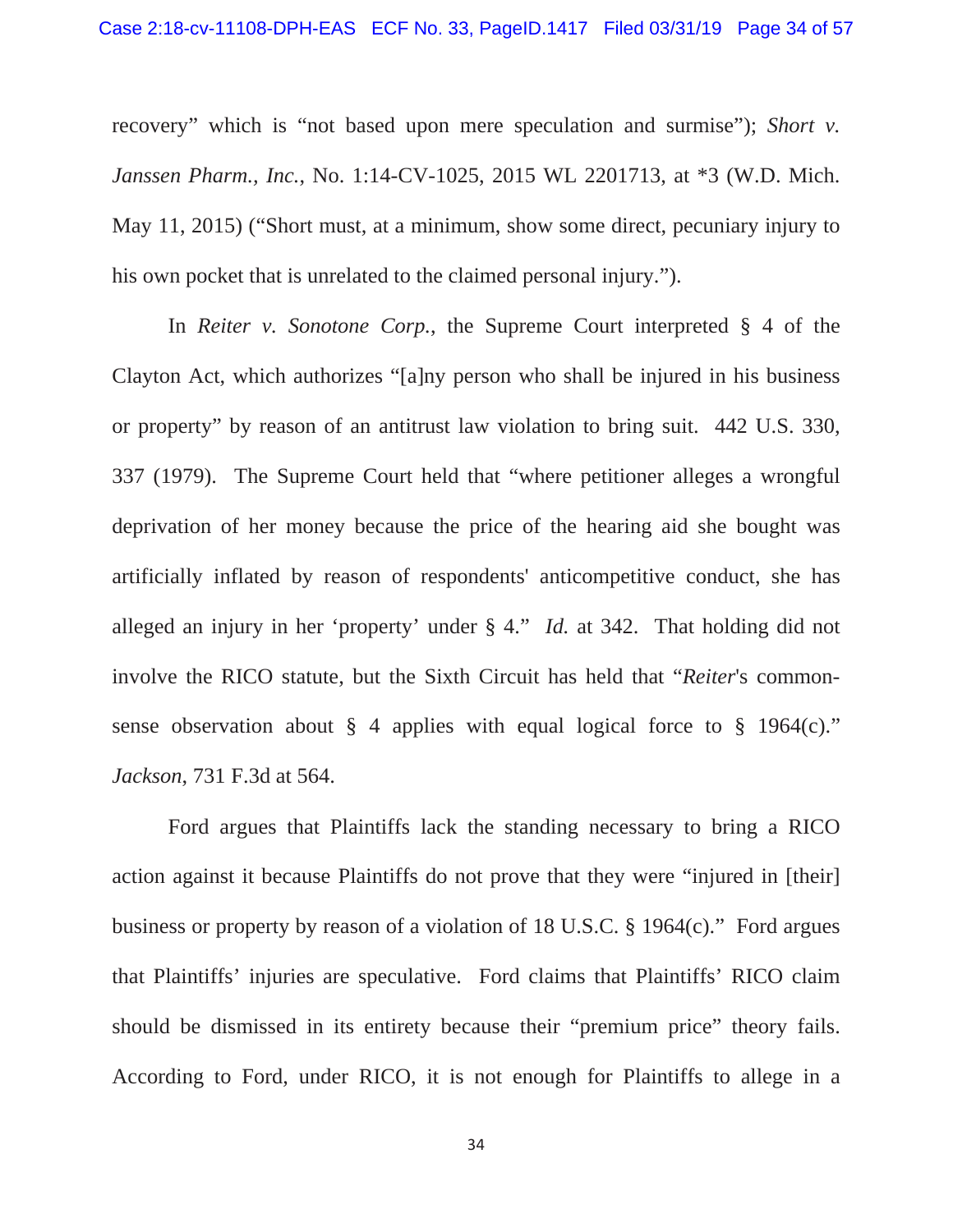recovery" which is "not based upon mere speculation and surmise"); *Short v. Janssen Pharm., Inc.*, No. 1:14-CV-1025, 2015 WL 2201713, at *3 (W.D. Mich. May 11, 2015) ("Short must, at a minimum, show some direct, pecuniary injury to his own pocket that is unrelated to the claimed personal injury.").

In *Reiter v. Sonotone Corp.*, the Supreme Court interpreted § 4 of the Clayton Act, which authorizes "[a]ny person who shall be injured in his business or property" by reason of an antitrust law violation to bring suit. 442 U.S. 330, 337 (1979). The Supreme Court held that "where petitioner alleges a wrongful deprivation of her money because the price of the hearing aid she bought was artificially inflated by reason of respondents' anticompetitive conduct, she has alleged an injury in her 'property' under § 4." *Id.* at 342. That holding did not involve the RICO statute, but the Sixth Circuit has held that "*Reiter*'s common-sense observation about § 4 applies with equal logical force to § 1964(c)." *Jackson*, 731 F.3d at 564.

Ford argues that Plaintiffs lack the standing necessary to bring a RICO action against it because Plaintiffs do not prove that they were "injured in [their] business or property by reason of a violation of 18 U.S.C. § 1964(c)." Ford argues that Plaintiffs' injuries are speculative. Ford claims that Plaintiffs' RICO claim should be dismissed in its entirety because their "premium price" theory fails. According to Ford, under RICO, it is not enough for Plaintiffs to allege in a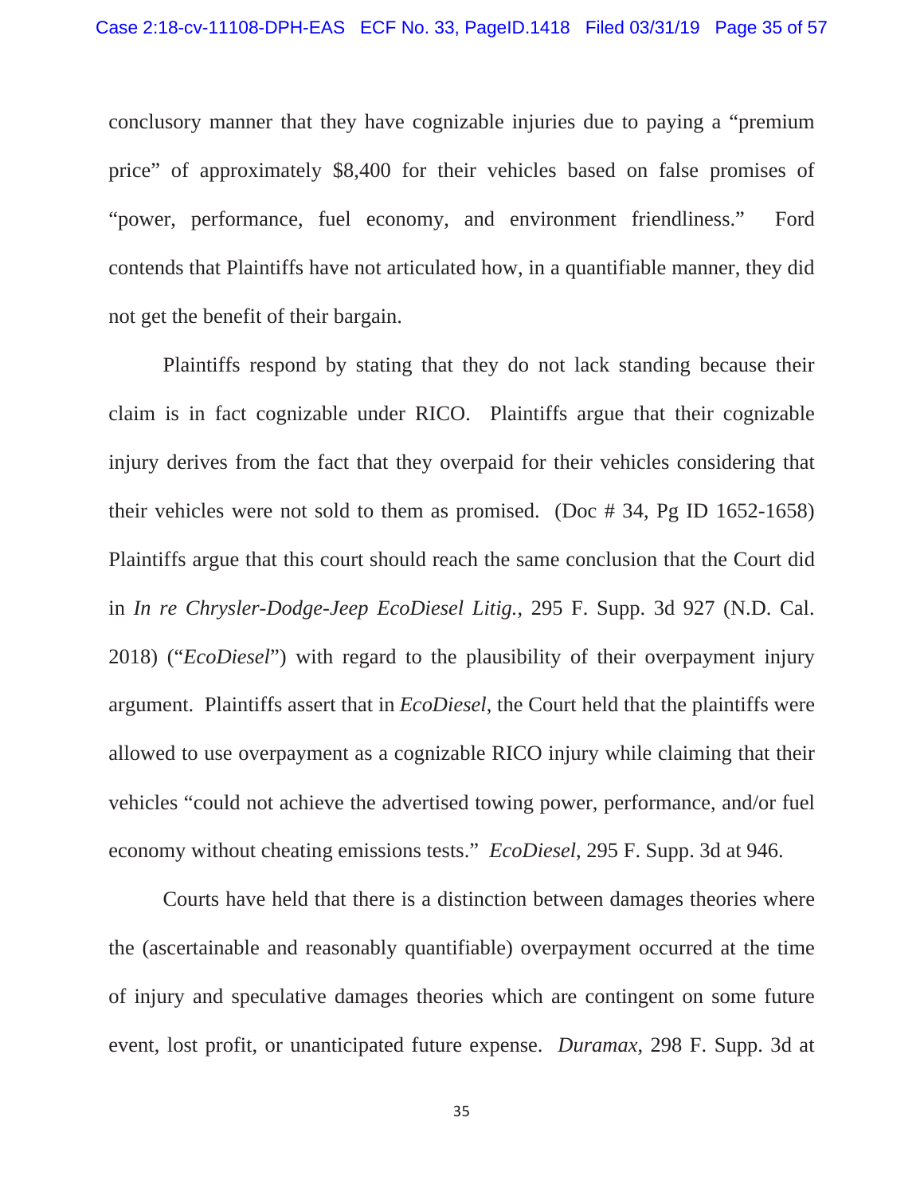conclusory manner that they have cognizable injuries due to paying a "premium price" of approximately $8,400 for their vehicles based on false promises of "power, performance, fuel economy, and environment friendliness." Ford contends that Plaintiffs have not articulated how, in a quantifiable manner, they did not get the benefit of their bargain.

Plaintiffs respond by stating that they do not lack standing because their claim is in fact cognizable under RICO. Plaintiffs argue that their cognizable injury derives from the fact that they overpaid for their vehicles considering that their vehicles were not sold to them as promised. (Doc # 34, Pg ID 1652-1658) Plaintiffs argue that this court should reach the same conclusion that the Court did in *In re Chrysler-Dodge-Jeep EcoDiesel Litig.*, 295 F. Supp. 3d 927 (N.D. Cal. 2018) ("*EcoDiesel*") with regard to the plausibility of their overpayment injury argument. Plaintiffs assert that in *EcoDiesel*, the Court held that the plaintiffs were allowed to use overpayment as a cognizable RICO injury while claiming that their vehicles "could not achieve the advertised towing power, performance, and/or fuel economy without cheating emissions tests." *EcoDiesel*, 295 F. Supp. 3d at 946.

Courts have held that there is a distinction between damages theories where the (ascertainable and reasonably quantifiable) overpayment occurred at the time of injury and speculative damages theories which are contingent on some future event, lost profit, or unanticipated future expense. *Duramax*, 298 F. Supp. 3d at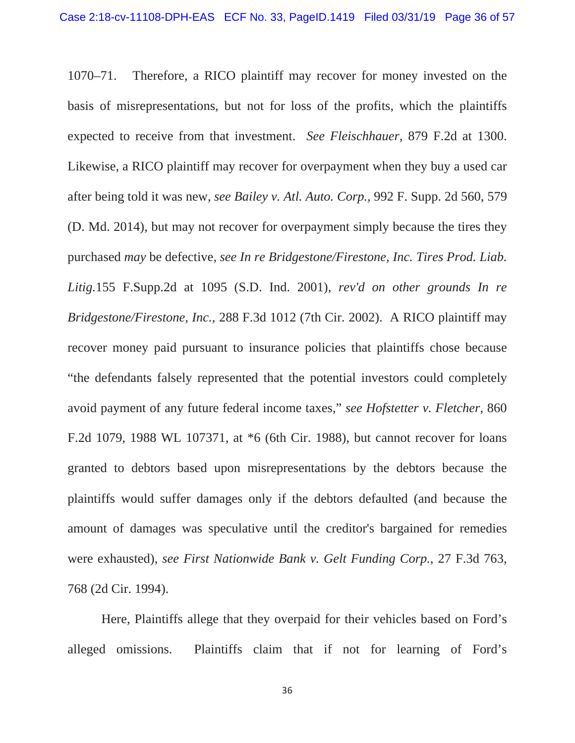1070–71. Therefore, a RICO plaintiff may recover for money invested on the basis of misrepresentations, but not for loss of the profits, which the plaintiffs expected to receive from that investment. *See Fleischhauer*, 879 F.2d at 1300. Likewise, a RICO plaintiff may recover for overpayment when they buy a used car after being told it was new, *see Bailey v. Atl. Auto. Corp.*, 992 F. Supp. 2d 560, 579 (D. Md. 2014), but may not recover for overpayment simply because the tires they purchased *may* be defective, *see In re Bridgestone/Firestone, Inc. Tires Prod. Liab. Litig.*155 F.Supp.2d at 1095 (S.D. Ind. 2001), *rev'd on other grounds In re Bridgestone/Firestone, Inc.*, 288 F.3d 1012 (7th Cir. 2002). A RICO plaintiff may recover money paid pursuant to insurance policies that plaintiffs chose because "the defendants falsely represented that the potential investors could completely avoid payment of any future federal income taxes," *see Hofstetter v. Fletcher*, 860 F.2d 1079, 1988 WL 107371, at *6 (6th Cir. 1988), but cannot recover for loans granted to debtors based upon misrepresentations by the debtors because the plaintiffs would suffer damages only if the debtors defaulted (and because the amount of damages was speculative until the creditor's bargained for remedies were exhausted), *see First Nationwide Bank v. Gelt Funding Corp.*, 27 F.3d 763, 768 (2d Cir. 1994).

Here, Plaintiffs allege that they overpaid for their vehicles based on Ford's alleged omissions. Plaintiffs claim that if not for learning of Ford's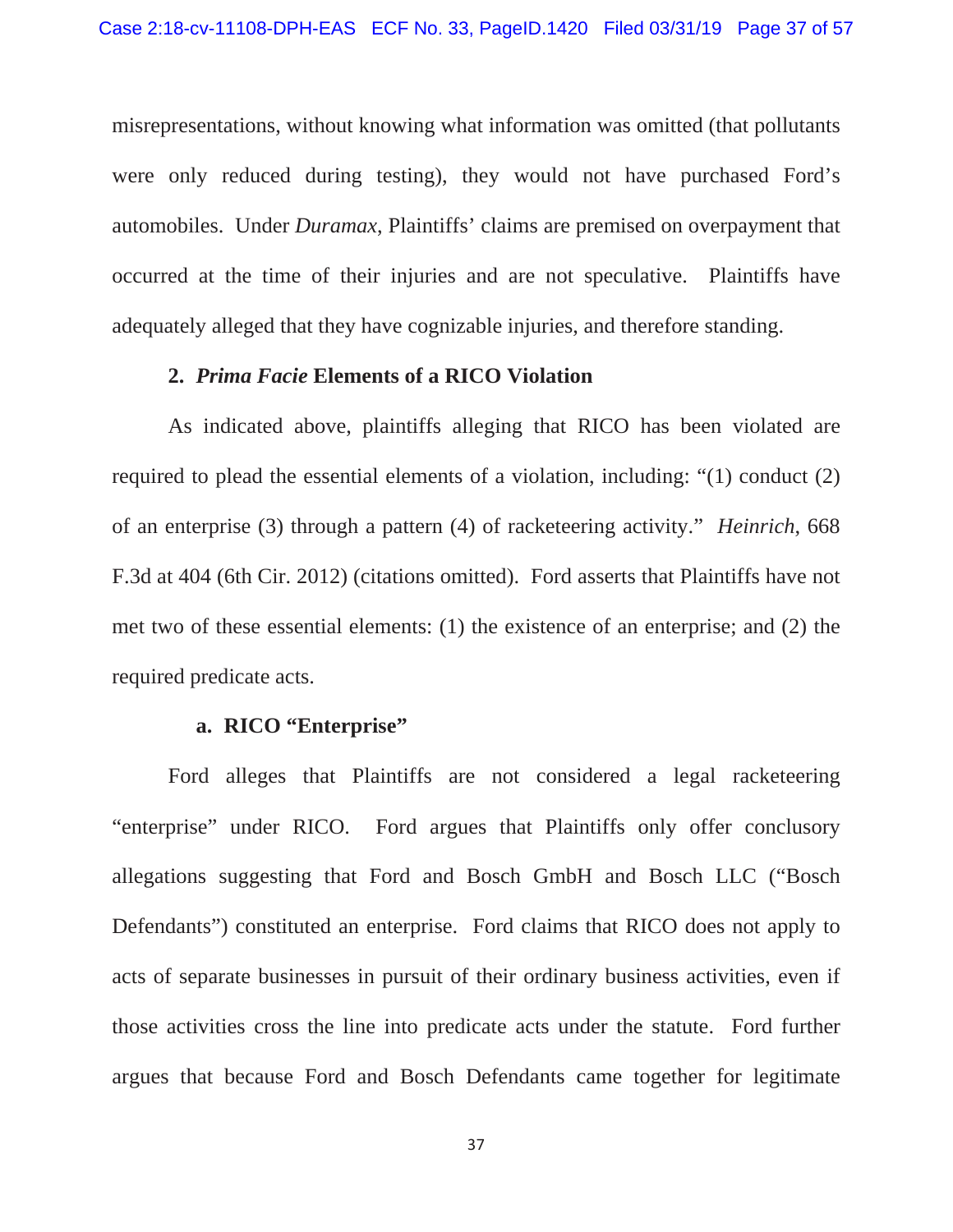misrepresentations, without knowing what information was omitted (that pollutants were only reduced during testing), they would not have purchased Ford's automobiles. Under *Duramax*, Plaintiffs' claims are premised on overpayment that occurred at the time of their injuries and are not speculative. Plaintiffs have adequately alleged that they have cognizable injuries, and therefore standing.

### 2. *Prima Facie* Elements of a RICO Violation

As indicated above, plaintiffs alleging that RICO has been violated are required to plead the essential elements of a violation, including: "(1) conduct (2) of an enterprise (3) through a pattern (4) of racketeering activity." *Heinrich*, 668 F.3d at 404 (6th Cir. 2012) (citations omitted). Ford asserts that Plaintiffs have not met two of these essential elements: (1) the existence of an enterprise; and (2) the required predicate acts.

#### a. RICO "Enterprise"

Ford alleges that Plaintiffs are not considered a legal racketeering "enterprise" under RICO. Ford argues that Plaintiffs only offer conclusory allegations suggesting that Ford and Bosch GmbH and Bosch LLC ("Bosch Defendants") constituted an enterprise. Ford claims that RICO does not apply to acts of separate businesses in pursuit of their ordinary business activities, even if those activities cross the line into predicate acts under the statute. Ford further argues that because Ford and Bosch Defendants came together for legitimate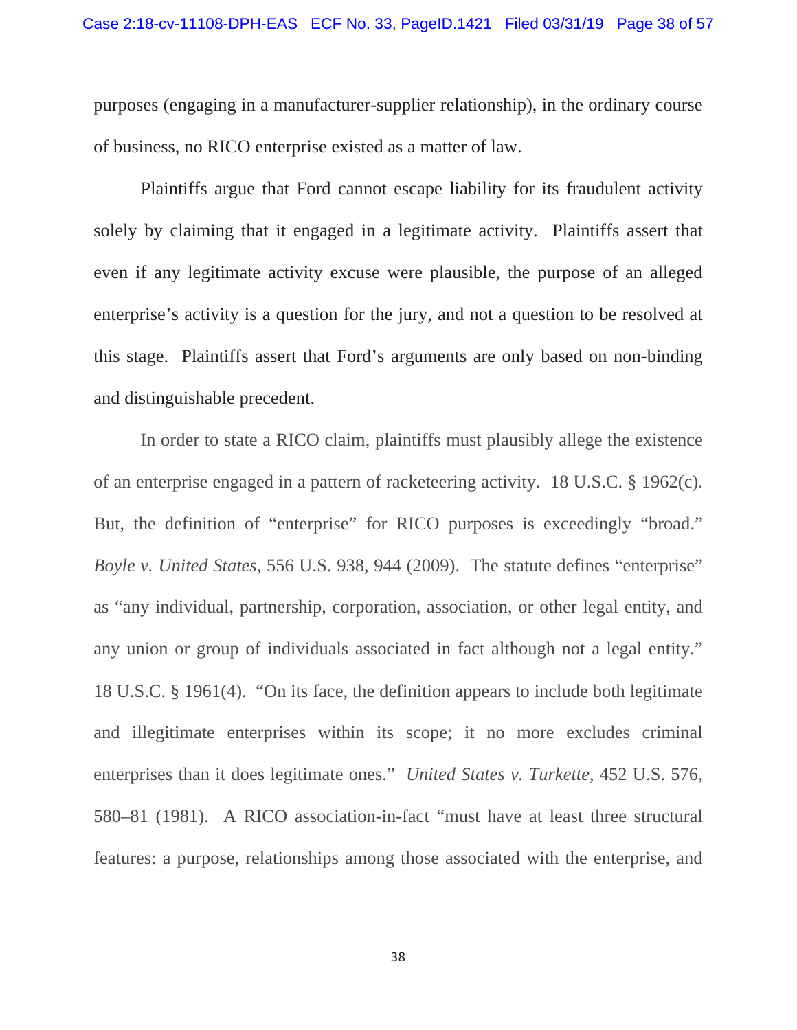purposes (engaging in a manufacturer-supplier relationship), in the ordinary course of business, no RICO enterprise existed as a matter of law.

Plaintiffs argue that Ford cannot escape liability for its fraudulent activity solely by claiming that it engaged in a legitimate activity. Plaintiffs assert that even if any legitimate activity excuse were plausible, the purpose of an alleged enterprise's activity is a question for the jury, and not a question to be resolved at this stage. Plaintiffs assert that Ford's arguments are only based on non-binding and distinguishable precedent.

In order to state a RICO claim, plaintiffs must plausibly allege the existence of an enterprise engaged in a pattern of racketeering activity. 18 U.S.C. § 1962(c). But, the definition of "enterprise" for RICO purposes is exceedingly "broad." *Boyle v. United States*, 556 U.S. 938, 944 (2009). The statute defines "enterprise" as "any individual, partnership, corporation, association, or other legal entity, and any union or group of individuals associated in fact although not a legal entity." 18 U.S.C. § 1961(4). "On its face, the definition appears to include both legitimate and illegitimate enterprises within its scope; it no more excludes criminal enterprises than it does legitimate ones." *United States v. Turkette*, 452 U.S. 576, 580–81 (1981). A RICO association-in-fact "must have at least three structural features: a purpose, relationships among those associated with the enterprise, and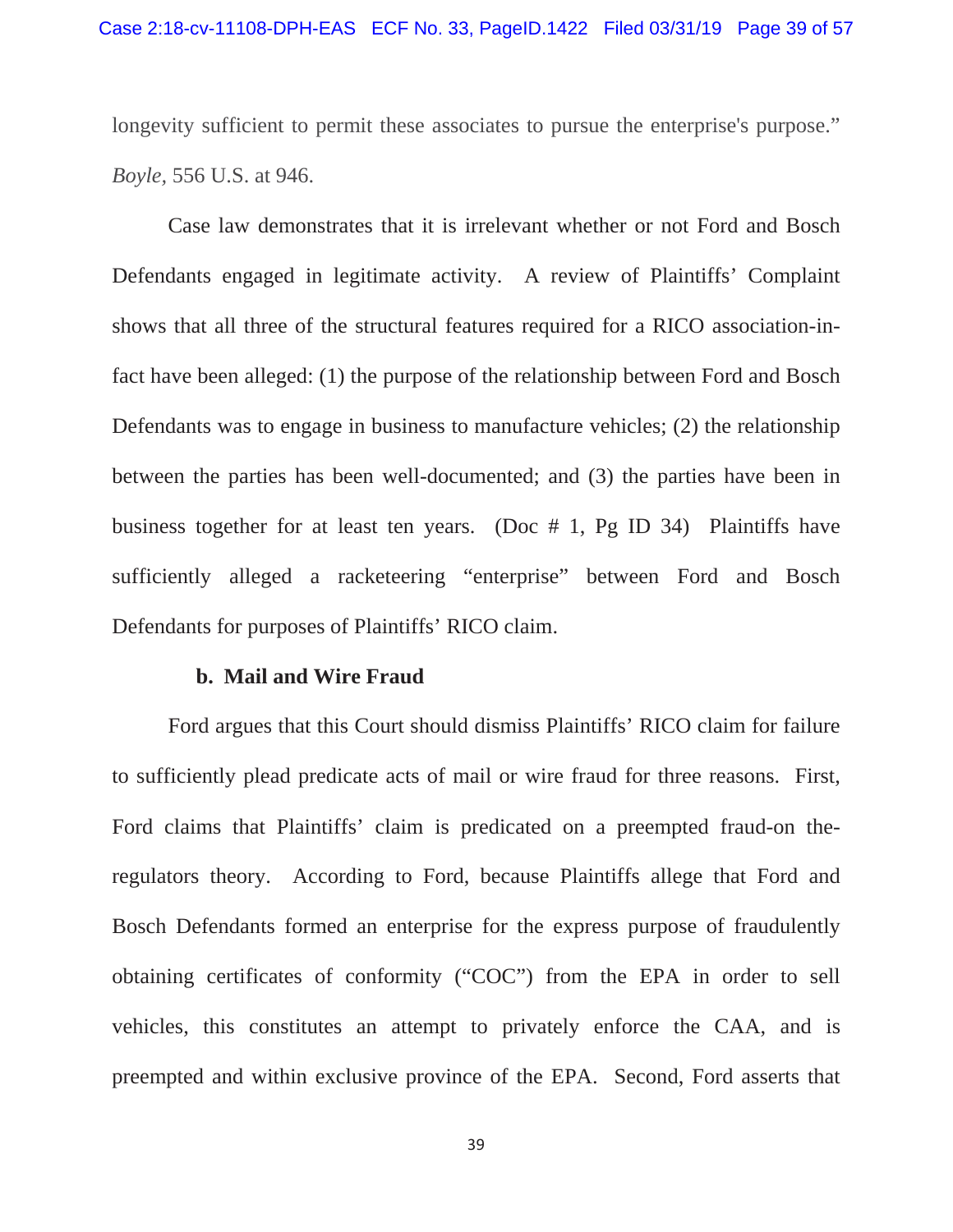longevity sufficient to permit these associates to pursue the enterprise's purpose." *Boyle*, 556 U.S. at 946.

Case law demonstrates that it is irrelevant whether or not Ford and Bosch Defendants engaged in legitimate activity. A review of Plaintiffs' Complaint shows that all three of the structural features required for a RICO association-in-fact have been alleged: (1) the purpose of the relationship between Ford and Bosch Defendants was to engage in business to manufacture vehicles; (2) the relationship between the parties has been well-documented; and (3) the parties have been in business together for at least ten years. (Doc # 1, Pg ID 34) Plaintiffs have sufficiently alleged a racketeering "enterprise" between Ford and Bosch Defendants for purposes of Plaintiffs' RICO claim.

**b. Mail and Wire Fraud**

Ford argues that this Court should dismiss Plaintiffs' RICO claim for failure to sufficiently plead predicate acts of mail or wire fraud for three reasons. First, Ford claims that Plaintiffs' claim is predicated on a preempted fraud-on the-regulators theory. According to Ford, because Plaintiffs allege that Ford and Bosch Defendants formed an enterprise for the express purpose of fraudulently obtaining certificates of conformity ("COC") from the EPA in order to sell vehicles, this constitutes an attempt to privately enforce the CAA, and is preempted and within exclusive province of the EPA. Second, Ford asserts that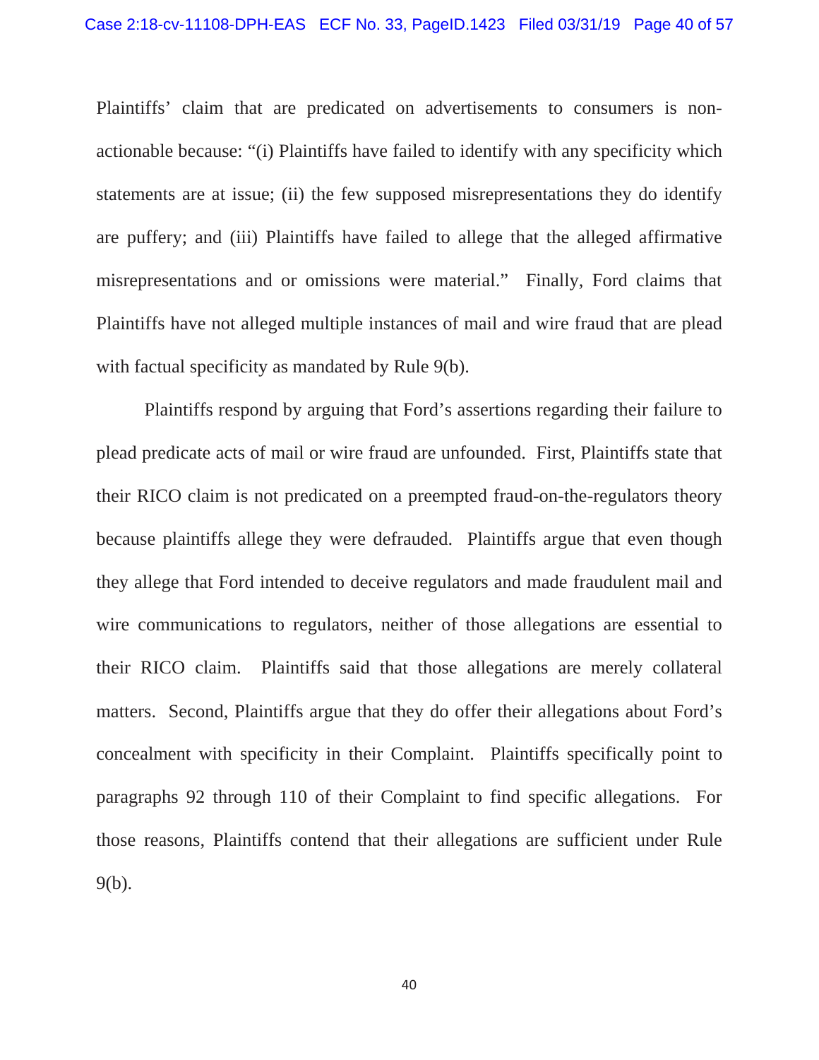Plaintiffs' claim that are predicated on advertisements to consumers is non-actionable because: "(i) Plaintiffs have failed to identify with any specificity which statements are at issue; (ii) the few supposed misrepresentations they do identify are puffery; and (iii) Plaintiffs have failed to allege that the alleged affirmative misrepresentations and or omissions were material." Finally, Ford claims that Plaintiffs have not alleged multiple instances of mail and wire fraud that are plead with factual specificity as mandated by Rule 9(b).

Plaintiffs respond by arguing that Ford's assertions regarding their failure to plead predicate acts of mail or wire fraud are unfounded. First, Plaintiffs state that their RICO claim is not predicated on a preempted fraud-on-the-regulators theory because plaintiffs allege they were defrauded. Plaintiffs argue that even though they allege that Ford intended to deceive regulators and made fraudulent mail and wire communications to regulators, neither of those allegations are essential to their RICO claim. Plaintiffs said that those allegations are merely collateral matters. Second, Plaintiffs argue that they do offer their allegations about Ford's concealment with specificity in their Complaint. Plaintiffs specifically point to paragraphs 92 through 110 of their Complaint to find specific allegations. For those reasons, Plaintiffs contend that their allegations are sufficient under Rule 9(b).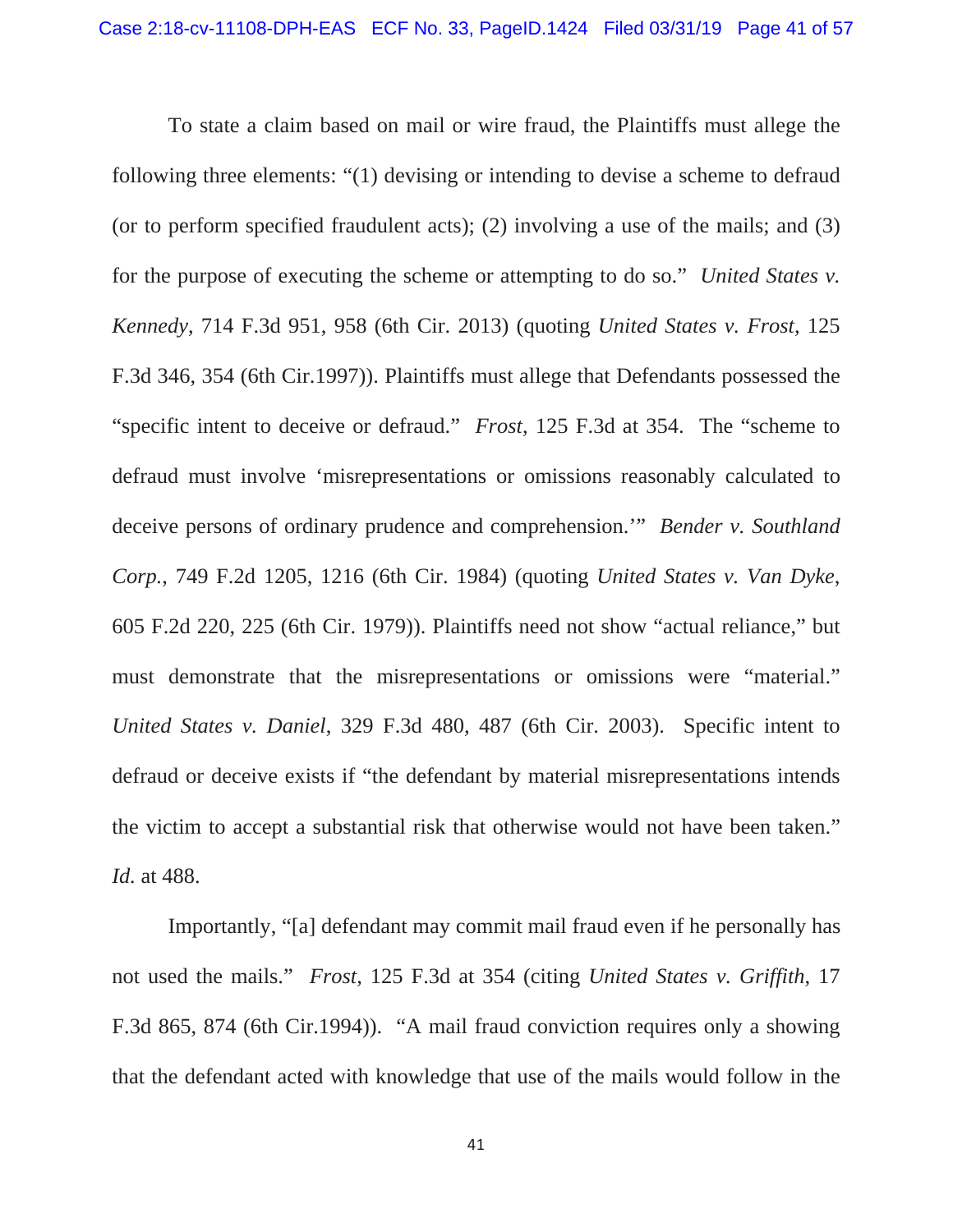To state a claim based on mail or wire fraud, the Plaintiffs must allege the following three elements: "(1) devising or intending to devise a scheme to defraud (or to perform specified fraudulent acts); (2) involving a use of the mails; and (3) for the purpose of executing the scheme or attempting to do so." *United States v. Kennedy*, 714 F.3d 951, 958 (6th Cir. 2013) (quoting *United States v. Frost*, 125 F.3d 346, 354 (6th Cir.1997)). Plaintiffs must allege that Defendants possessed the "specific intent to deceive or defraud." *Frost*, 125 F.3d at 354. The "scheme to defraud must involve 'misrepresentations or omissions reasonably calculated to deceive persons of ordinary prudence and comprehension.'" *Bender v. Southland Corp.*, 749 F.2d 1205, 1216 (6th Cir. 1984) (quoting *United States v. Van Dyke*, 605 F.2d 220, 225 (6th Cir. 1979)). Plaintiffs need not show "actual reliance," but must demonstrate that the misrepresentations or omissions were "material." *United States v. Daniel*, 329 F.3d 480, 487 (6th Cir. 2003). Specific intent to defraud or deceive exists if "the defendant by material misrepresentations intends the victim to accept a substantial risk that otherwise would not have been taken." *Id.* at 488.

Importantly, "[a] defendant may commit mail fraud even if he personally has not used the mails." *Frost*, 125 F.3d at 354 (citing *United States v. Griffith*, 17 F.3d 865, 874 (6th Cir.1994)). "A mail fraud conviction requires only a showing that the defendant acted with knowledge that use of the mails would follow in the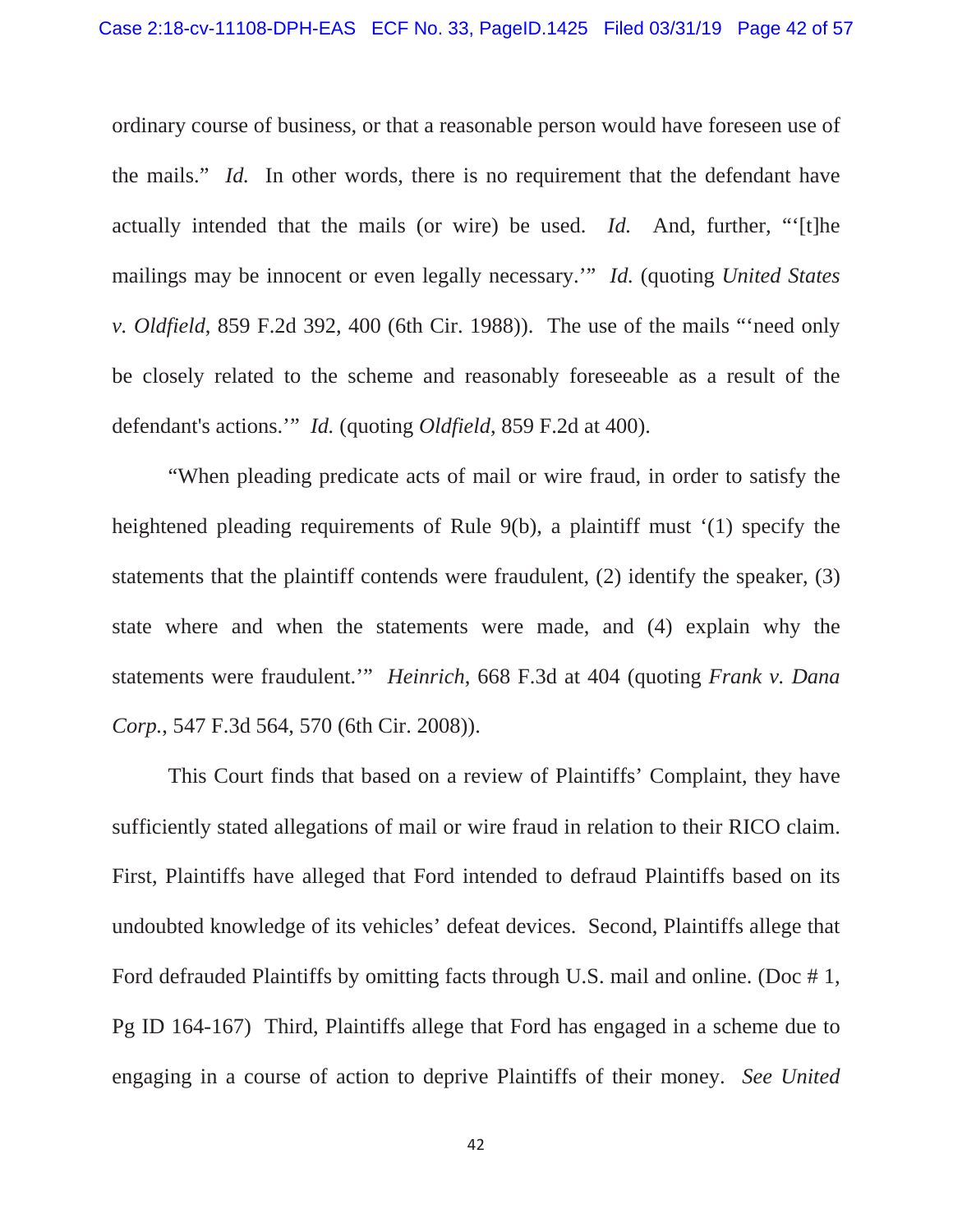ordinary course of business, or that a reasonable person would have foreseen use of the mails." *Id.* In other words, there is no requirement that the defendant have actually intended that the mails (or wire) be used. *Id.* And, further, "'[t]he mailings may be innocent or even legally necessary.'" *Id.* (quoting *United States v. Oldfield*, 859 F.2d 392, 400 (6th Cir. 1988)). The use of the mails "'need only be closely related to the scheme and reasonably foreseeable as a result of the defendant's actions.'" *Id.* (quoting *Oldfield*, 859 F.2d at 400).

"When pleading predicate acts of mail or wire fraud, in order to satisfy the heightened pleading requirements of Rule 9(b), a plaintiff must '(1) specify the statements that the plaintiff contends were fraudulent, (2) identify the speaker, (3) state where and when the statements were made, and (4) explain why the statements were fraudulent.'" *Heinrich*, 668 F.3d at 404 (quoting *Frank v. Dana Corp.*, 547 F.3d 564, 570 (6th Cir. 2008)).

This Court finds that based on a review of Plaintiffs' Complaint, they have sufficiently stated allegations of mail or wire fraud in relation to their RICO claim. First, Plaintiffs have alleged that Ford intended to defraud Plaintiffs based on its undoubted knowledge of its vehicles' defeat devices. Second, Plaintiffs allege that Ford defrauded Plaintiffs by omitting facts through U.S. mail and online. (Doc # 1, Pg ID 164-167) Third, Plaintiffs allege that Ford has engaged in a scheme due to engaging in a course of action to deprive Plaintiffs of their money. *See United*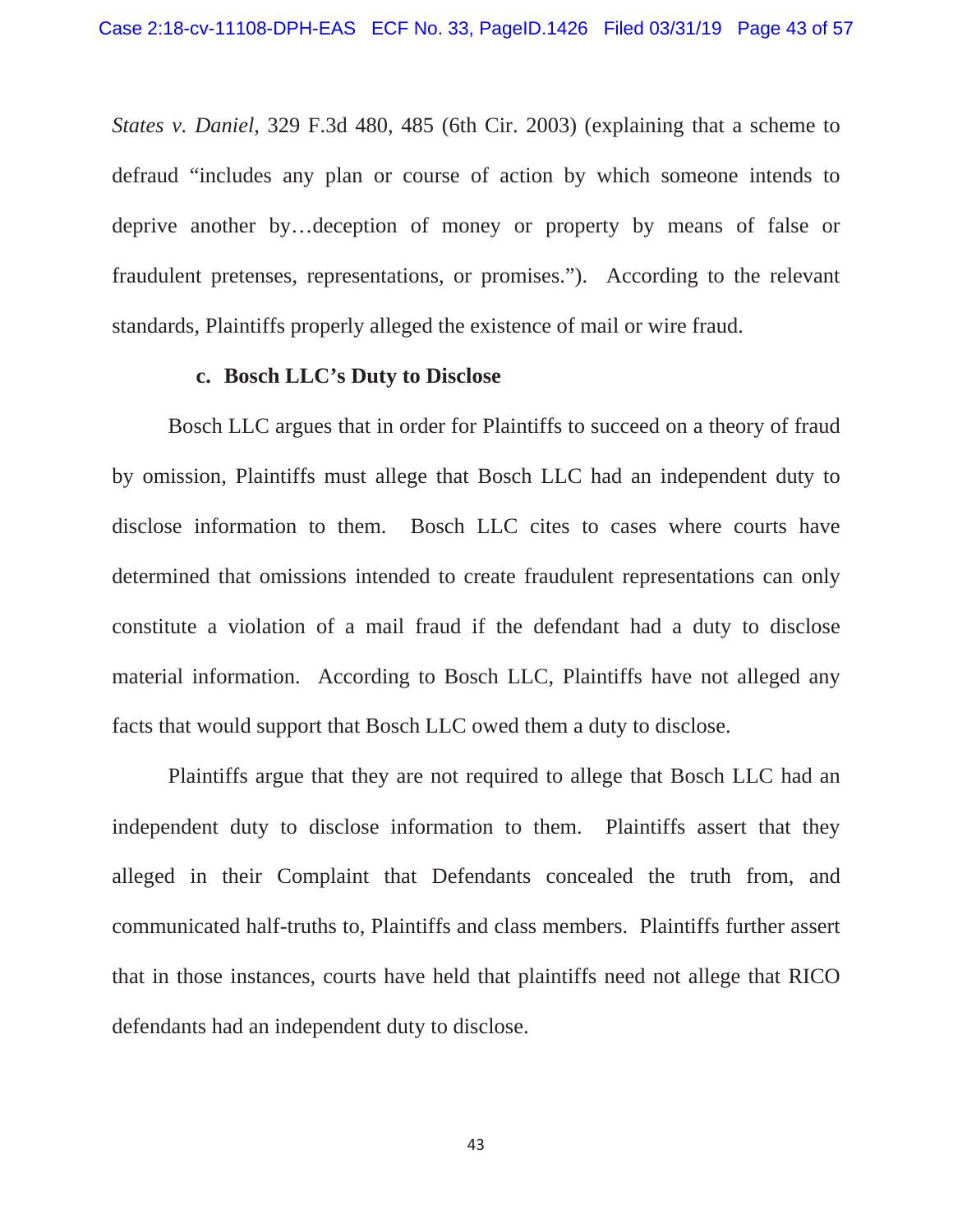*States v. Daniel*, 329 F.3d 480, 485 (6th Cir. 2003) (explaining that a scheme to defraud "includes any plan or course of action by which someone intends to deprive another by…deception of money or property by means of false or fraudulent pretenses, representations, or promises."). According to the relevant standards, Plaintiffs properly alleged the existence of mail or wire fraud.

**c. Bosch LLC's Duty to Disclose**

Bosch LLC argues that in order for Plaintiffs to succeed on a theory of fraud by omission, Plaintiffs must allege that Bosch LLC had an independent duty to disclose information to them. Bosch LLC cites to cases where courts have determined that omissions intended to create fraudulent representations can only constitute a violation of a mail fraud if the defendant had a duty to disclose material information. According to Bosch LLC, Plaintiffs have not alleged any facts that would support that Bosch LLC owed them a duty to disclose.

Plaintiffs argue that they are not required to allege that Bosch LLC had an independent duty to disclose information to them. Plaintiffs assert that they alleged in their Complaint that Defendants concealed the truth from, and communicated half-truths to, Plaintiffs and class members. Plaintiffs further assert that in those instances, courts have held that plaintiffs need not allege that RICO defendants had an independent duty to disclose.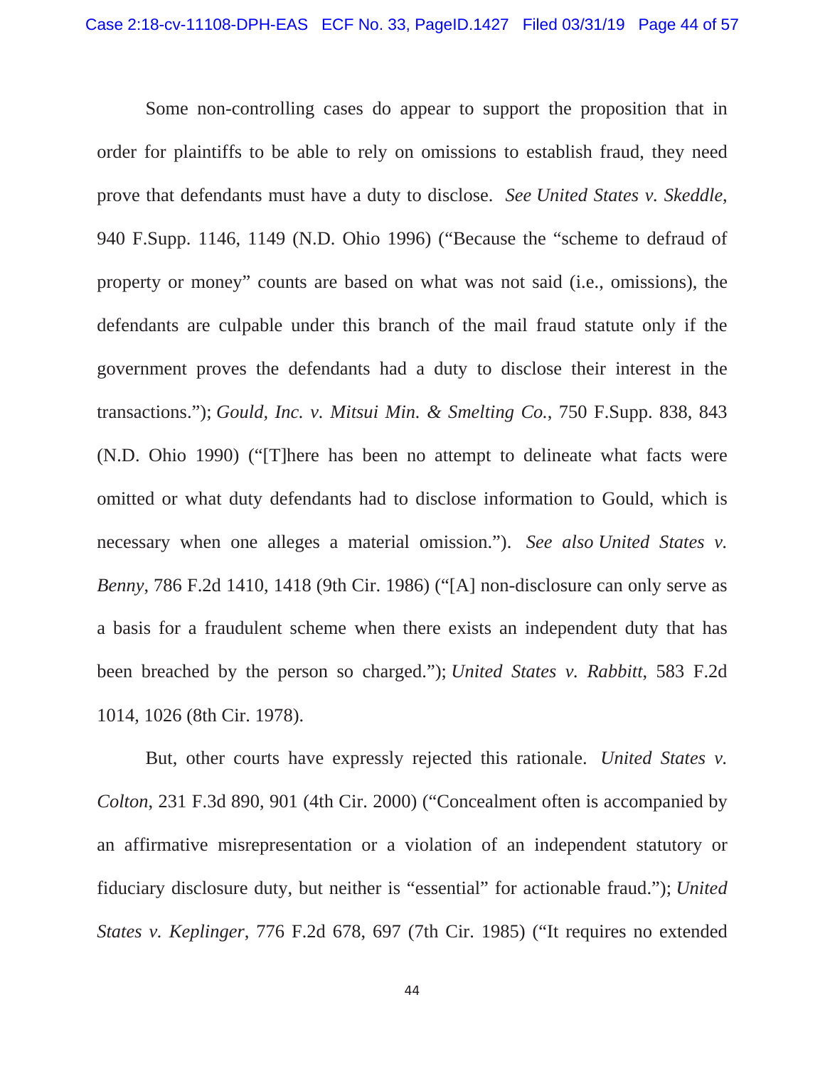Some non-controlling cases do appear to support the proposition that in order for plaintiffs to be able to rely on omissions to establish fraud, they need prove that defendants must have a duty to disclose. *See United States v. Skeddle*, 940 F.Supp. 1146, 1149 (N.D. Ohio 1996) ("Because the "scheme to defraud of property or money" counts are based on what was not said (i.e., omissions), the defendants are culpable under this branch of the mail fraud statute only if the government proves the defendants had a duty to disclose their interest in the transactions."); *Gould, Inc. v. Mitsui Min. & Smelting Co.*, 750 F.Supp. 838, 843 (N.D. Ohio 1990) ("[T]here has been no attempt to delineate what facts were omitted or what duty defendants had to disclose information to Gould, which is necessary when one alleges a material omission."). *See also United States v. Benny*, 786 F.2d 1410, 1418 (9th Cir. 1986) ("[A] non-disclosure can only serve as a basis for a fraudulent scheme when there exists an independent duty that has been breached by the person so charged."); *United States v. Rabbitt*, 583 F.2d 1014, 1026 (8th Cir. 1978).

But, other courts have expressly rejected this rationale. *United States v. Colton*, 231 F.3d 890, 901 (4th Cir. 2000) ("Concealment often is accompanied by an affirmative misrepresentation or a violation of an independent statutory or fiduciary disclosure duty, but neither is "essential" for actionable fraud."); *United States v. Keplinger*, 776 F.2d 678, 697 (7th Cir. 1985) ("It requires no extended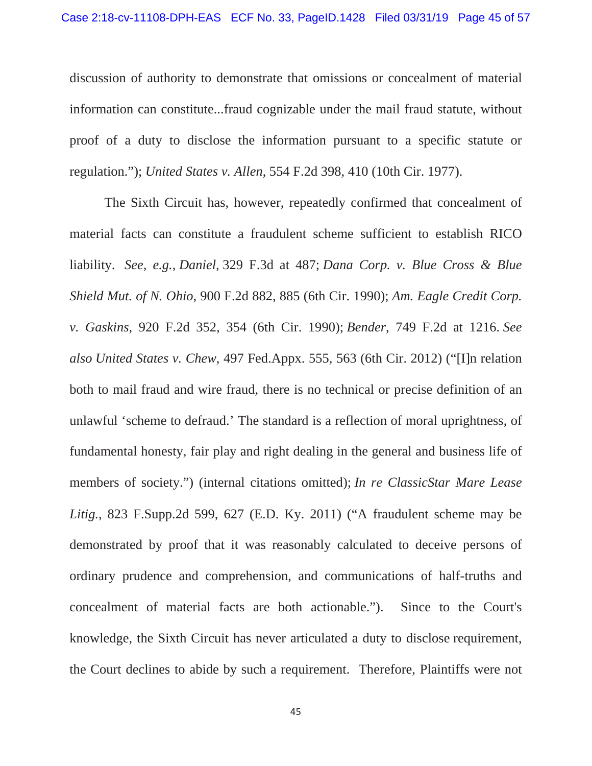discussion of authority to demonstrate that omissions or concealment of material information can constitute...fraud cognizable under the mail fraud statute, without proof of a duty to disclose the information pursuant to a specific statute or regulation."); *United States v. Allen*, 554 F.2d 398, 410 (10th Cir. 1977).

The Sixth Circuit has, however, repeatedly confirmed that concealment of material facts can constitute a fraudulent scheme sufficient to establish RICO liability. *See, e.g.*, *Daniel*, 329 F.3d at 487; *Dana Corp. v. Blue Cross & Blue Shield Mut. of N. Ohio*, 900 F.2d 882, 885 (6th Cir. 1990); *Am. Eagle Credit Corp. v. Gaskins*, 920 F.2d 352, 354 (6th Cir. 1990); *Bender*, 749 F.2d at 1216. *See also United States v. Chew*, 497 Fed.Appx. 555, 563 (6th Cir. 2012) ("[I]n relation both to mail fraud and wire fraud, there is no technical or precise definition of an unlawful 'scheme to defraud.' The standard is a reflection of moral uprightness, of fundamental honesty, fair play and right dealing in the general and business life of members of society.") (internal citations omitted); *In re ClassicStar Mare Lease Litig.*, 823 F.Supp.2d 599, 627 (E.D. Ky. 2011) ("A fraudulent scheme may be demonstrated by proof that it was reasonably calculated to deceive persons of ordinary prudence and comprehension, and communications of half-truths and concealment of material facts are both actionable."). Since to the Court's knowledge, the Sixth Circuit has never articulated a duty to disclose requirement, the Court declines to abide by such a requirement. Therefore, Plaintiffs were not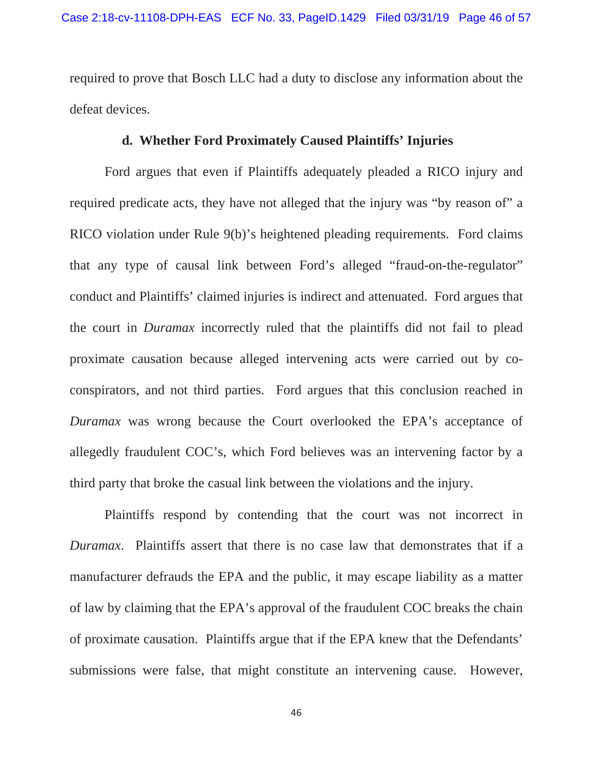required to prove that Bosch LLC had a duty to disclose any information about the defeat devices.

### d. Whether Ford Proximately Caused Plaintiffs' Injuries

Ford argues that even if Plaintiffs adequately pleaded a RICO injury and required predicate acts, they have not alleged that the injury was "by reason of" a RICO violation under Rule 9(b)'s heightened pleading requirements. Ford claims that any type of causal link between Ford's alleged "fraud-on-the-regulator" conduct and Plaintiffs' claimed injuries is indirect and attenuated. Ford argues that the court in *Duramax* incorrectly ruled that the plaintiffs did not fail to plead proximate causation because alleged intervening acts were carried out by co-conspirators, and not third parties. Ford argues that this conclusion reached in *Duramax* was wrong because the Court overlooked the EPA's acceptance of allegedly fraudulent COC's, which Ford believes was an intervening factor by a third party that broke the casual link between the violations and the injury.

Plaintiffs respond by contending that the court was not incorrect in *Duramax*. Plaintiffs assert that there is no case law that demonstrates that if a manufacturer defrauds the EPA and the public, it may escape liability as a matter of law by claiming that the EPA's approval of the fraudulent COC breaks the chain of proximate causation. Plaintiffs argue that if the EPA knew that the Defendants' submissions were false, that might constitute an intervening cause. However,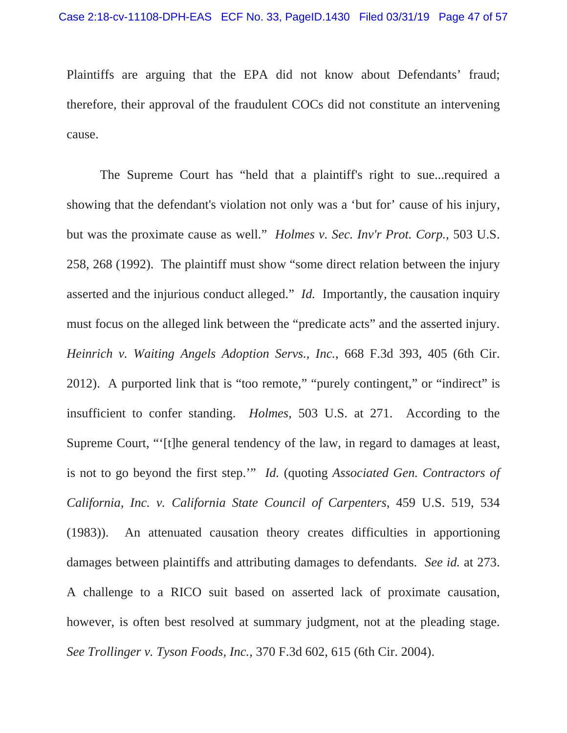Plaintiffs are arguing that the EPA did not know about Defendants' fraud; therefore, their approval of the fraudulent COCs did not constitute an intervening cause.

The Supreme Court has "held that a plaintiff's right to sue...required a showing that the defendant's violation not only was a 'but for' cause of his injury, but was the proximate cause as well." *Holmes v. Sec. Inv'r Prot. Corp.*, 503 U.S. 258, 268 (1992). The plaintiff must show "some direct relation between the injury asserted and the injurious conduct alleged." *Id.* Importantly, the causation inquiry must focus on the alleged link between the "predicate acts" and the asserted injury. *Heinrich v. Waiting Angels Adoption Servs., Inc.*, 668 F.3d 393, 405 (6th Cir. 2012). A purported link that is "too remote," "purely contingent," or "indirect" is insufficient to confer standing. *Holmes*, 503 U.S. at 271. According to the Supreme Court, "'[t]he general tendency of the law, in regard to damages at least, is not to go beyond the first step.'" *Id.* (quoting *Associated Gen. Contractors of California, Inc. v. California State Council of Carpenters*, 459 U.S. 519, 534 (1983)). An attenuated causation theory creates difficulties in apportioning damages between plaintiffs and attributing damages to defendants. *See id.* at 273. A challenge to a RICO suit based on asserted lack of proximate causation, however, is often best resolved at summary judgment, not at the pleading stage. *See Trollinger v. Tyson Foods, Inc.*, 370 F.3d 602, 615 (6th Cir. 2004).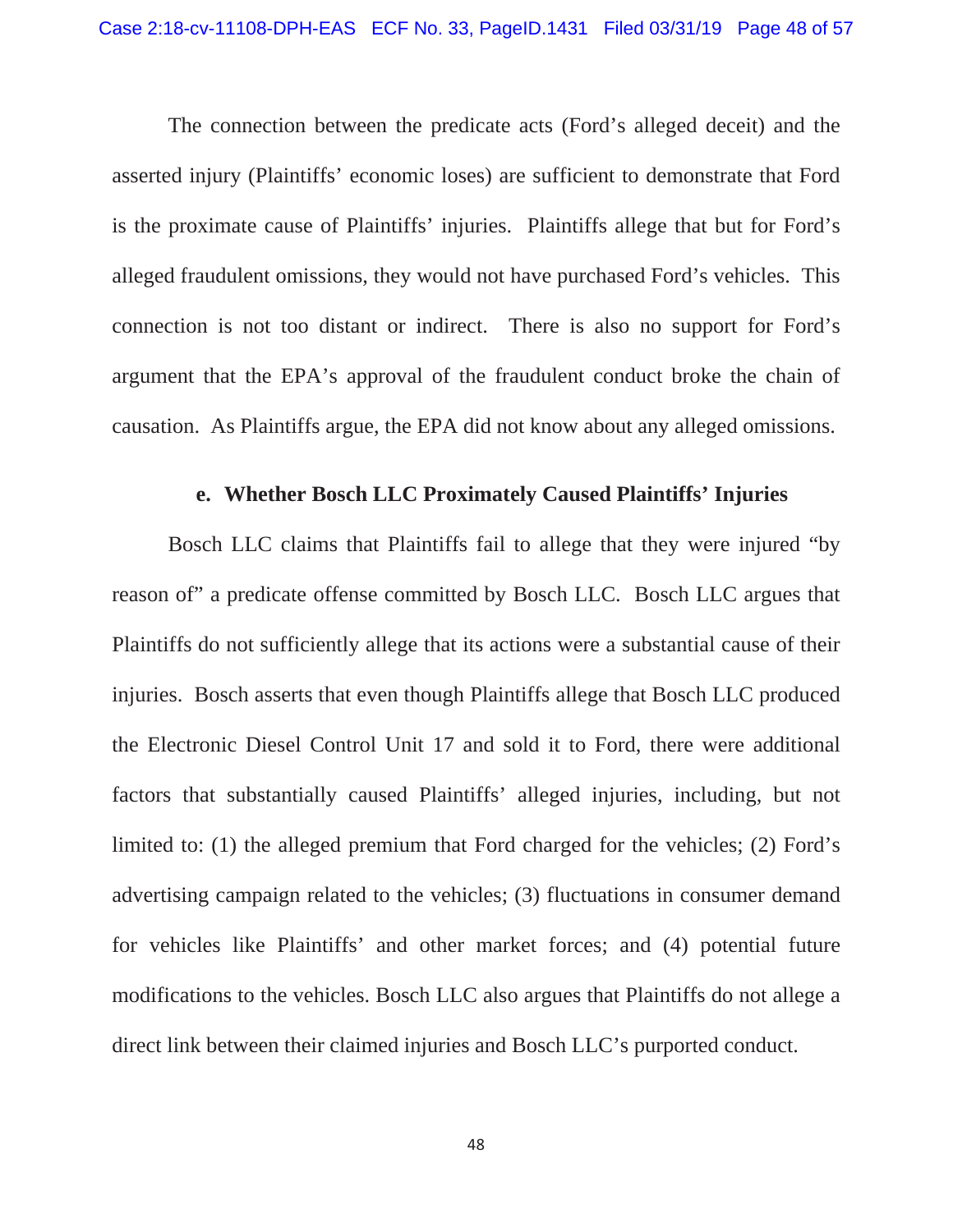The connection between the predicate acts (Ford's alleged deceit) and the asserted injury (Plaintiffs' economic loses) are sufficient to demonstrate that Ford is the proximate cause of Plaintiffs' injuries. Plaintiffs allege that but for Ford's alleged fraudulent omissions, they would not have purchased Ford's vehicles. This connection is not too distant or indirect. There is also no support for Ford's argument that the EPA's approval of the fraudulent conduct broke the chain of causation. As Plaintiffs argue, the EPA did not know about any alleged omissions.

**e. Whether Bosch LLC Proximately Caused Plaintiffs' Injuries**

Bosch LLC claims that Plaintiffs fail to allege that they were injured "by reason of" a predicate offense committed by Bosch LLC. Bosch LLC argues that Plaintiffs do not sufficiently allege that its actions were a substantial cause of their injuries. Bosch asserts that even though Plaintiffs allege that Bosch LLC produced the Electronic Diesel Control Unit 17 and sold it to Ford, there were additional factors that substantially caused Plaintiffs' alleged injuries, including, but not limited to: (1) the alleged premium that Ford charged for the vehicles; (2) Ford's advertising campaign related to the vehicles; (3) fluctuations in consumer demand for vehicles like Plaintiffs' and other market forces; and (4) potential future modifications to the vehicles. Bosch LLC also argues that Plaintiffs do not allege a direct link between their claimed injuries and Bosch LLC's purported conduct.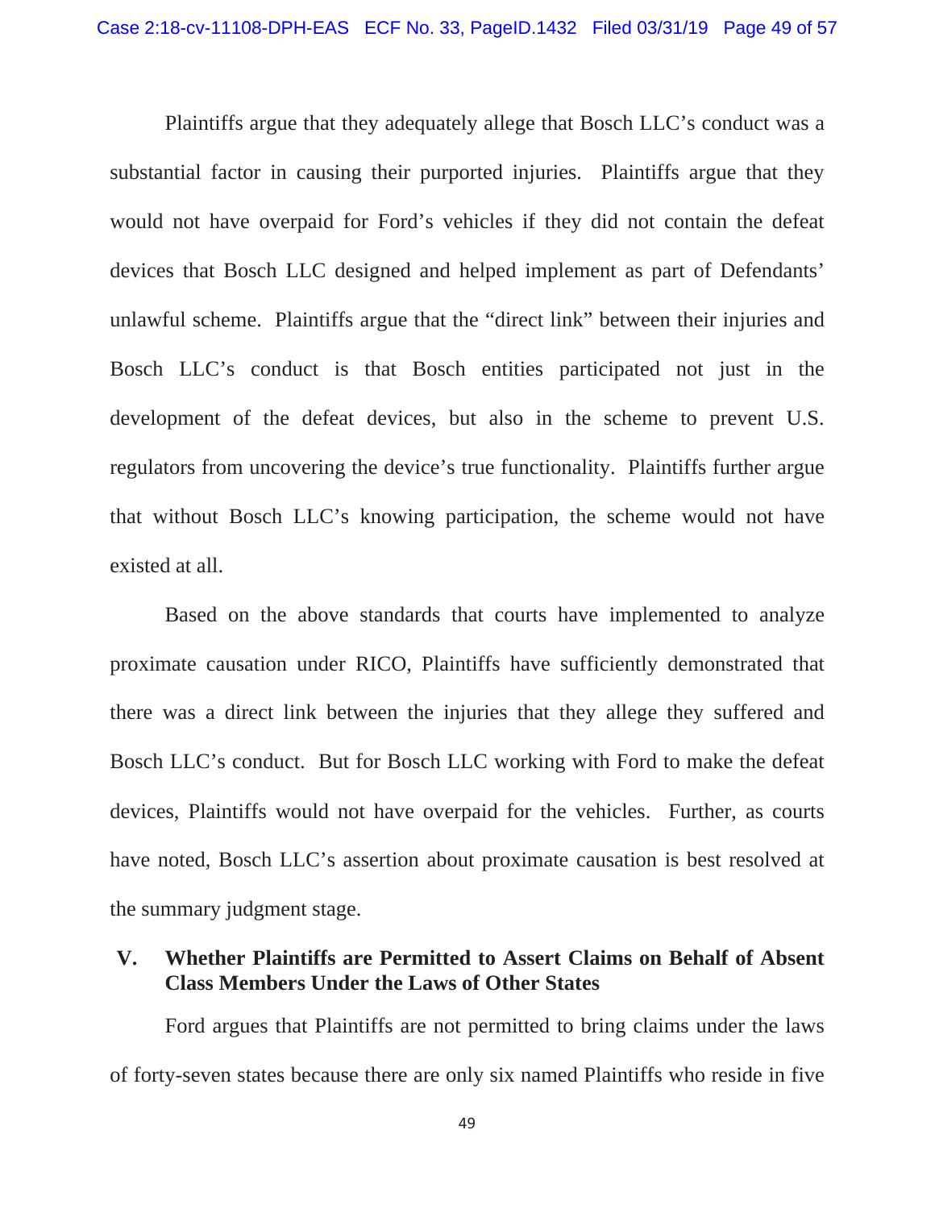Plaintiffs argue that they adequately allege that Bosch LLC's conduct was a substantial factor in causing their purported injuries. Plaintiffs argue that they would not have overpaid for Ford's vehicles if they did not contain the defeat devices that Bosch LLC designed and helped implement as part of Defendants' unlawful scheme. Plaintiffs argue that the "direct link" between their injuries and Bosch LLC's conduct is that Bosch entities participated not just in the development of the defeat devices, but also in the scheme to prevent U.S. regulators from uncovering the device's true functionality. Plaintiffs further argue that without Bosch LLC's knowing participation, the scheme would not have existed at all.

Based on the above standards that courts have implemented to analyze proximate causation under RICO, Plaintiffs have sufficiently demonstrated that there was a direct link between the injuries that they allege they suffered and Bosch LLC's conduct. But for Bosch LLC working with Ford to make the defeat devices, Plaintiffs would not have overpaid for the vehicles. Further, as courts have noted, Bosch LLC's assertion about proximate causation is best resolved at the summary judgment stage.

## V. Whether Plaintiffs are Permitted to Assert Claims on Behalf of Absent Class Members Under the Laws of Other States

Ford argues that Plaintiffs are not permitted to bring claims under the laws of forty-seven states because there are only six named Plaintiffs who reside in five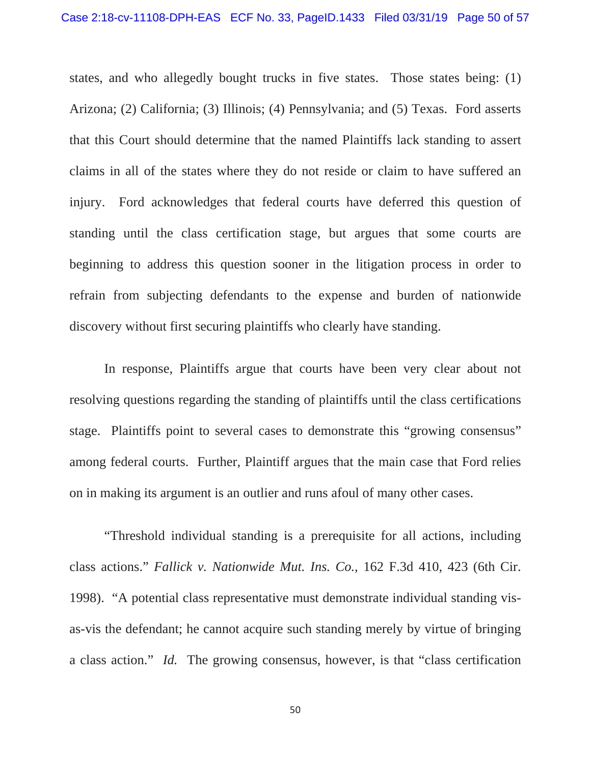states, and who allegedly bought trucks in five states. Those states being: (1) Arizona; (2) California; (3) Illinois; (4) Pennsylvania; and (5) Texas. Ford asserts that this Court should determine that the named Plaintiffs lack standing to assert claims in all of the states where they do not reside or claim to have suffered an injury. Ford acknowledges that federal courts have deferred this question of standing until the class certification stage, but argues that some courts are beginning to address this question sooner in the litigation process in order to refrain from subjecting defendants to the expense and burden of nationwide discovery without first securing plaintiffs who clearly have standing.

In response, Plaintiffs argue that courts have been very clear about not resolving questions regarding the standing of plaintiffs until the class certifications stage. Plaintiffs point to several cases to demonstrate this "growing consensus" among federal courts. Further, Plaintiff argues that the main case that Ford relies on in making its argument is an outlier and runs afoul of many other cases.

"Threshold individual standing is a prerequisite for all actions, including class actions." *Fallick v. Nationwide Mut. Ins. Co.*, 162 F.3d 410, 423 (6th Cir. 1998). "A potential class representative must demonstrate individual standing vis-as-vis the defendant; he cannot acquire such standing merely by virtue of bringing a class action." *Id.* The growing consensus, however, is that "class certification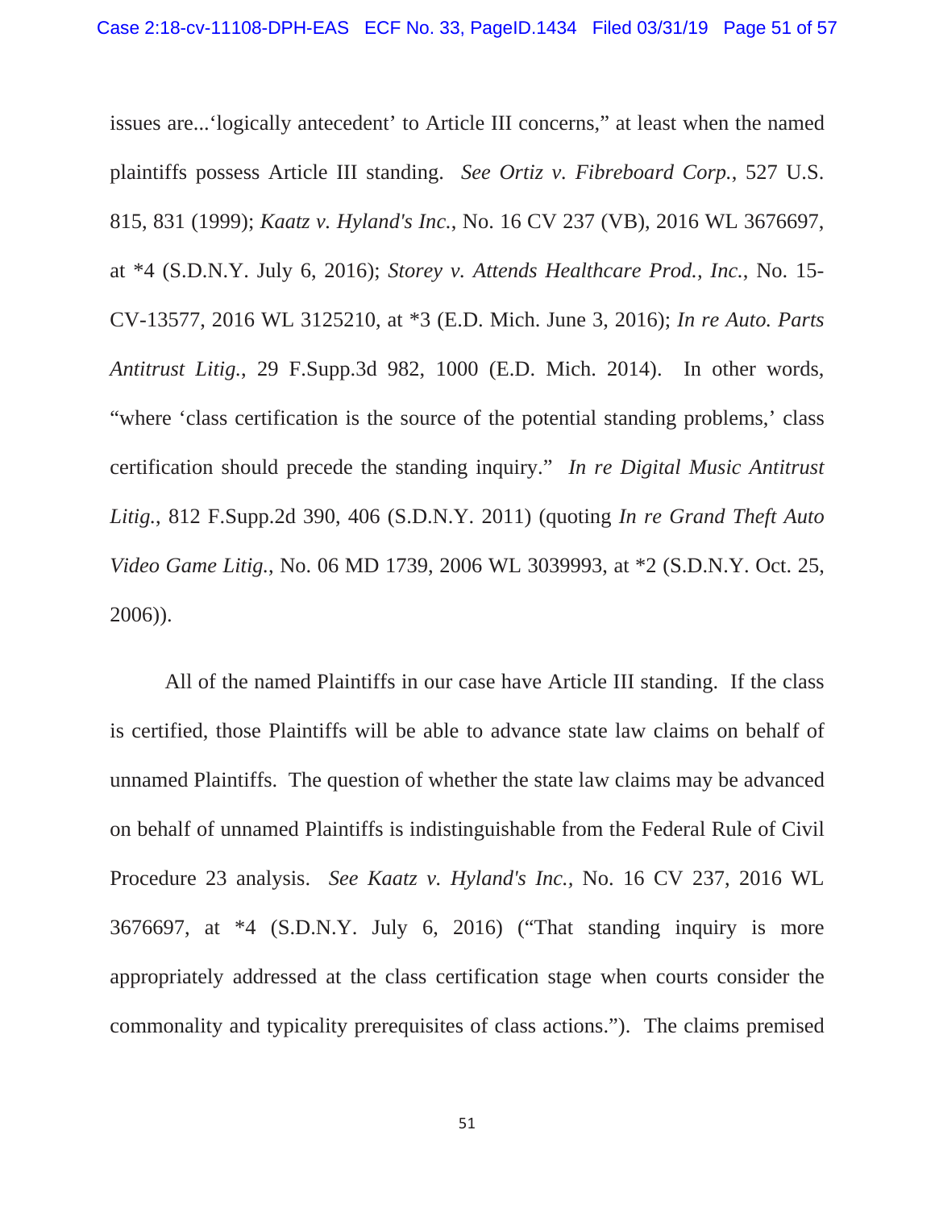issues are...'logically antecedent' to Article III concerns," at least when the named plaintiffs possess Article III standing. *See Ortiz v. Fibreboard Corp.*, 527 U.S. 815, 831 (1999); *Kaatz v. Hyland's Inc.*, No. 16 CV 237 (VB), 2016 WL 3676697, at *4 (S.D.N.Y. July 6, 2016); *Storey v. Attends Healthcare Prod., Inc.*, No. 15-CV-13577, 2016 WL 3125210, at *3 (E.D. Mich. June 3, 2016); *In re Auto. Parts Antitrust Litig.*, 29 F.Supp.3d 982, 1000 (E.D. Mich. 2014). In other words, "where 'class certification is the source of the potential standing problems,' class certification should precede the standing inquiry." *In re Digital Music Antitrust Litig.*, 812 F.Supp.2d 390, 406 (S.D.N.Y. 2011) (quoting *In re Grand Theft Auto Video Game Litig.*, No. 06 MD 1739, 2006 WL 3039993, at *2 (S.D.N.Y. Oct. 25, 2006)).

All of the named Plaintiffs in our case have Article III standing. If the class is certified, those Plaintiffs will be able to advance state law claims on behalf of unnamed Plaintiffs. The question of whether the state law claims may be advanced on behalf of unnamed Plaintiffs is indistinguishable from the Federal Rule of Civil Procedure 23 analysis. *See Kaatz v. Hyland's Inc.*, No. 16 CV 237, 2016 WL 3676697, at *4 (S.D.N.Y. July 6, 2016) ("That standing inquiry is more appropriately addressed at the class certification stage when courts consider the commonality and typicality prerequisites of class actions."). The claims premised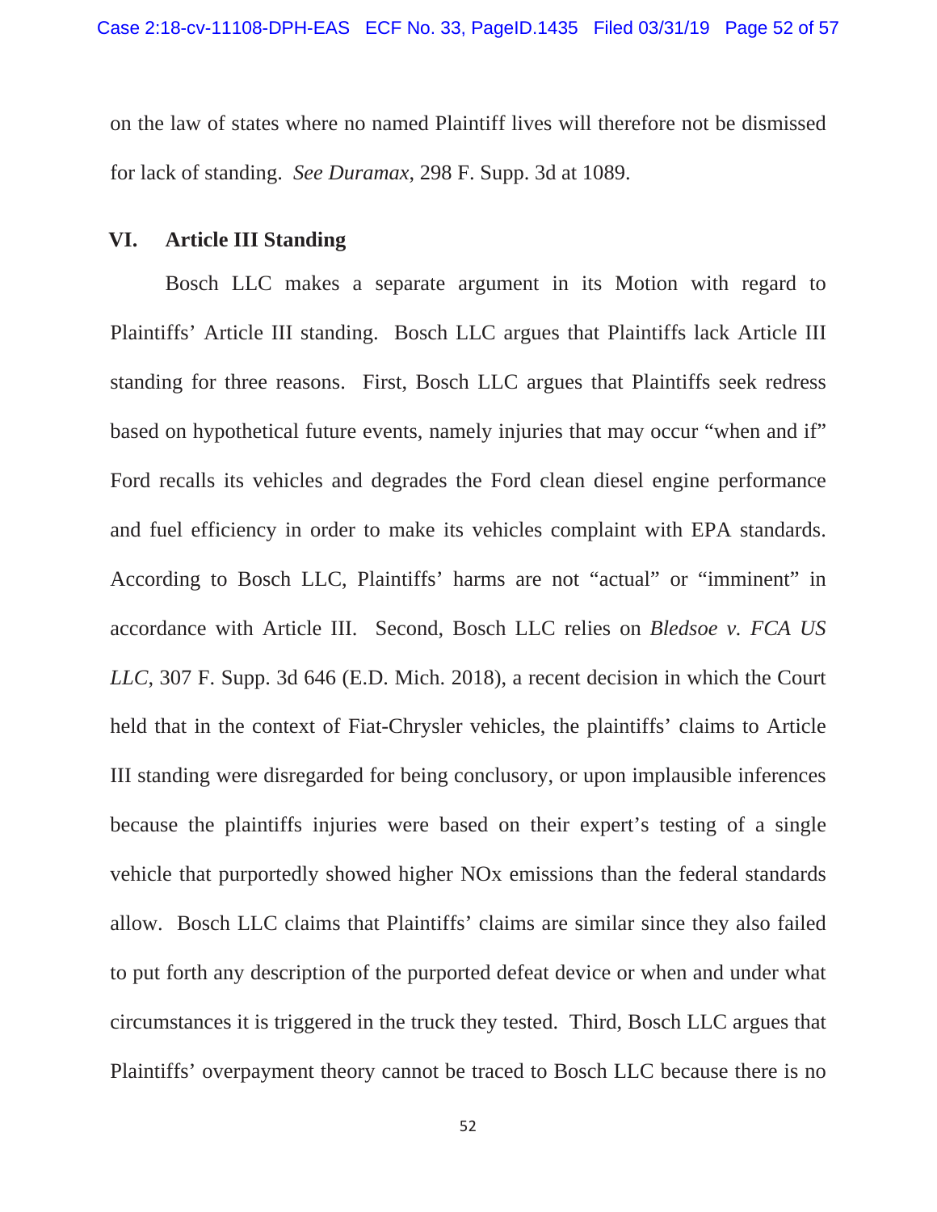on the law of states where no named Plaintiff lives will therefore not be dismissed for lack of standing. *See Duramax*, 298 F. Supp. 3d at 1089.

## VI. Article III Standing

Bosch LLC makes a separate argument in its Motion with regard to Plaintiffs' Article III standing. Bosch LLC argues that Plaintiffs lack Article III standing for three reasons. First, Bosch LLC argues that Plaintiffs seek redress based on hypothetical future events, namely injuries that may occur "when and if" Ford recalls its vehicles and degrades the Ford clean diesel engine performance and fuel efficiency in order to make its vehicles complaint with EPA standards. According to Bosch LLC, Plaintiffs' harms are not "actual" or "imminent" in accordance with Article III. Second, Bosch LLC relies on *Bledsoe v. FCA US LLC*, 307 F. Supp. 3d 646 (E.D. Mich. 2018), a recent decision in which the Court held that in the context of Fiat-Chrysler vehicles, the plaintiffs' claims to Article III standing were disregarded for being conclusory, or upon implausible inferences because the plaintiffs injuries were based on their expert's testing of a single vehicle that purportedly showed higher NOx emissions than the federal standards allow. Bosch LLC claims that Plaintiffs' claims are similar since they also failed to put forth any description of the purported defeat device or when and under what circumstances it is triggered in the truck they tested. Third, Bosch LLC argues that Plaintiffs' overpayment theory cannot be traced to Bosch LLC because there is no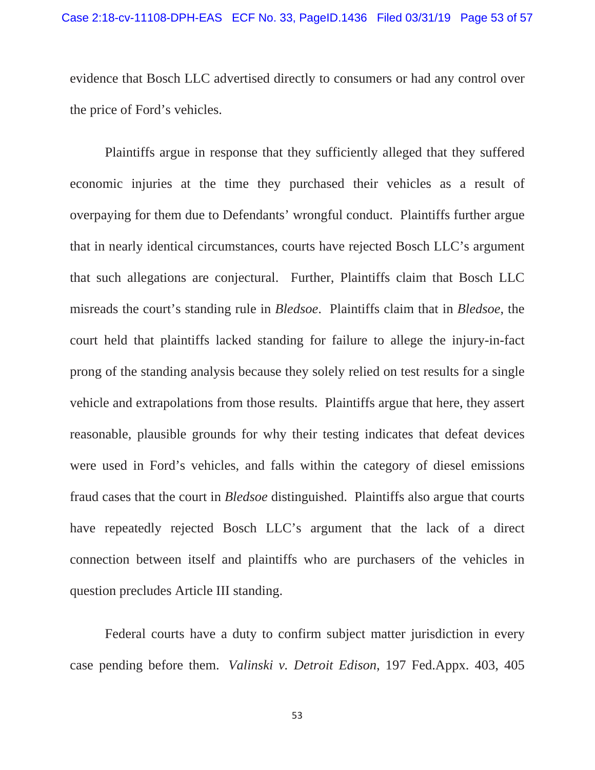evidence that Bosch LLC advertised directly to consumers or had any control over the price of Ford's vehicles.

Plaintiffs argue in response that they sufficiently alleged that they suffered economic injuries at the time they purchased their vehicles as a result of overpaying for them due to Defendants' wrongful conduct. Plaintiffs further argue that in nearly identical circumstances, courts have rejected Bosch LLC's argument that such allegations are conjectural. Further, Plaintiffs claim that Bosch LLC misreads the court's standing rule in *Bledsoe*. Plaintiffs claim that in *Bledsoe*, the court held that plaintiffs lacked standing for failure to allege the injury-in-fact prong of the standing analysis because they solely relied on test results for a single vehicle and extrapolations from those results. Plaintiffs argue that here, they assert reasonable, plausible grounds for why their testing indicates that defeat devices were used in Ford's vehicles, and falls within the category of diesel emissions fraud cases that the court in *Bledsoe* distinguished. Plaintiffs also argue that courts have repeatedly rejected Bosch LLC's argument that the lack of a direct connection between itself and plaintiffs who are purchasers of the vehicles in question precludes Article III standing.

Federal courts have a duty to confirm subject matter jurisdiction in every case pending before them. *Valinski v. Detroit Edison*, 197 Fed.Appx. 403, 405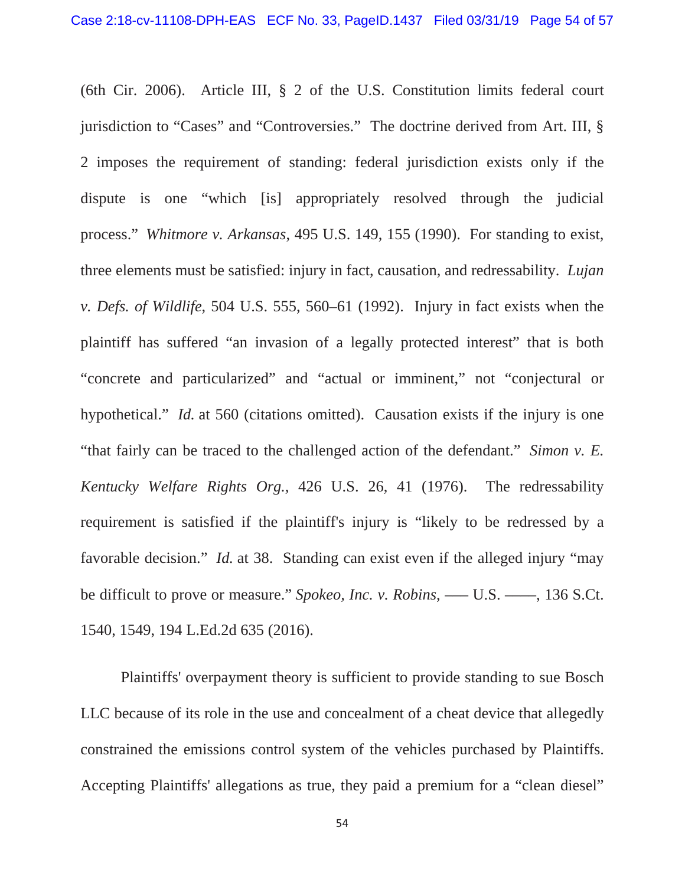(6th Cir. 2006). Article III, § 2 of the U.S. Constitution limits federal court jurisdiction to "Cases" and "Controversies." The doctrine derived from Art. III, § 2 imposes the requirement of standing: federal jurisdiction exists only if the dispute is one "which [is] appropriately resolved through the judicial process." *Whitmore v. Arkansas*, 495 U.S. 149, 155 (1990). For standing to exist, three elements must be satisfied: injury in fact, causation, and redressability. *Lujan v. Defs. of Wildlife*, 504 U.S. 555, 560–61 (1992). Injury in fact exists when the plaintiff has suffered "an invasion of a legally protected interest" that is both "concrete and particularized" and "actual or imminent," not "conjectural or hypothetical." *Id.* at 560 (citations omitted). Causation exists if the injury is one "that fairly can be traced to the challenged action of the defendant." *Simon v. E. Kentucky Welfare Rights Org.*, 426 U.S. 26, 41 (1976). The redressability requirement is satisfied if the plaintiff's injury is "likely to be redressed by a favorable decision." *Id.* at 38. Standing can exist even if the alleged injury "may be difficult to prove or measure." *Spokeo, Inc. v. Robins*, ––– U.S. ––––, 136 S.Ct. 1540, 1549, 194 L.Ed.2d 635 (2016).

Plaintiffs' overpayment theory is sufficient to provide standing to sue Bosch LLC because of its role in the use and concealment of a cheat device that allegedly constrained the emissions control system of the vehicles purchased by Plaintiffs. Accepting Plaintiffs' allegations as true, they paid a premium for a "clean diesel"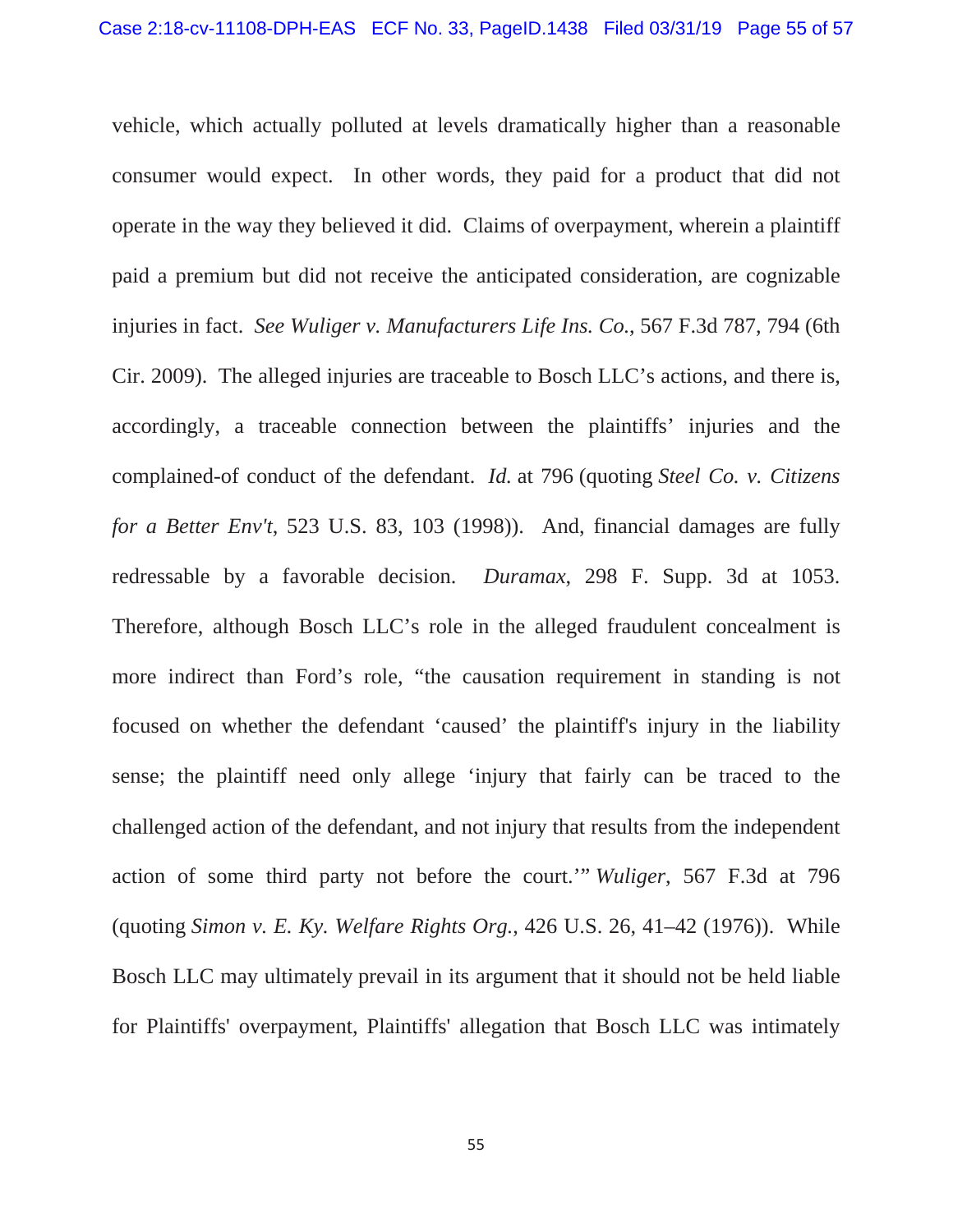vehicle, which actually polluted at levels dramatically higher than a reasonable consumer would expect. In other words, they paid for a product that did not operate in the way they believed it did. Claims of overpayment, wherein a plaintiff paid a premium but did not receive the anticipated consideration, are cognizable injuries in fact. *See Wuliger v. Manufacturers Life Ins. Co.*, 567 F.3d 787, 794 (6th Cir. 2009). The alleged injuries are traceable to Bosch LLC's actions, and there is, accordingly, a traceable connection between the plaintiffs' injuries and the complained-of conduct of the defendant. *Id.* at 796 (quoting *Steel Co. v. Citizens for a Better Env't*, 523 U.S. 83, 103 (1998)). And, financial damages are fully redressable by a favorable decision. *Duramax*, 298 F. Supp. 3d at 1053. Therefore, although Bosch LLC's role in the alleged fraudulent concealment is more indirect than Ford's role, "the causation requirement in standing is not focused on whether the defendant 'caused' the plaintiff's injury in the liability sense; the plaintiff need only allege 'injury that fairly can be traced to the challenged action of the defendant, and not injury that results from the independent action of some third party not before the court.'" *Wuliger*, 567 F.3d at 796 (quoting *Simon v. E. Ky. Welfare Rights Org.*, 426 U.S. 26, 41–42 (1976)). While Bosch LLC may ultimately prevail in its argument that it should not be held liable for Plaintiffs' overpayment, Plaintiffs' allegation that Bosch LLC was intimately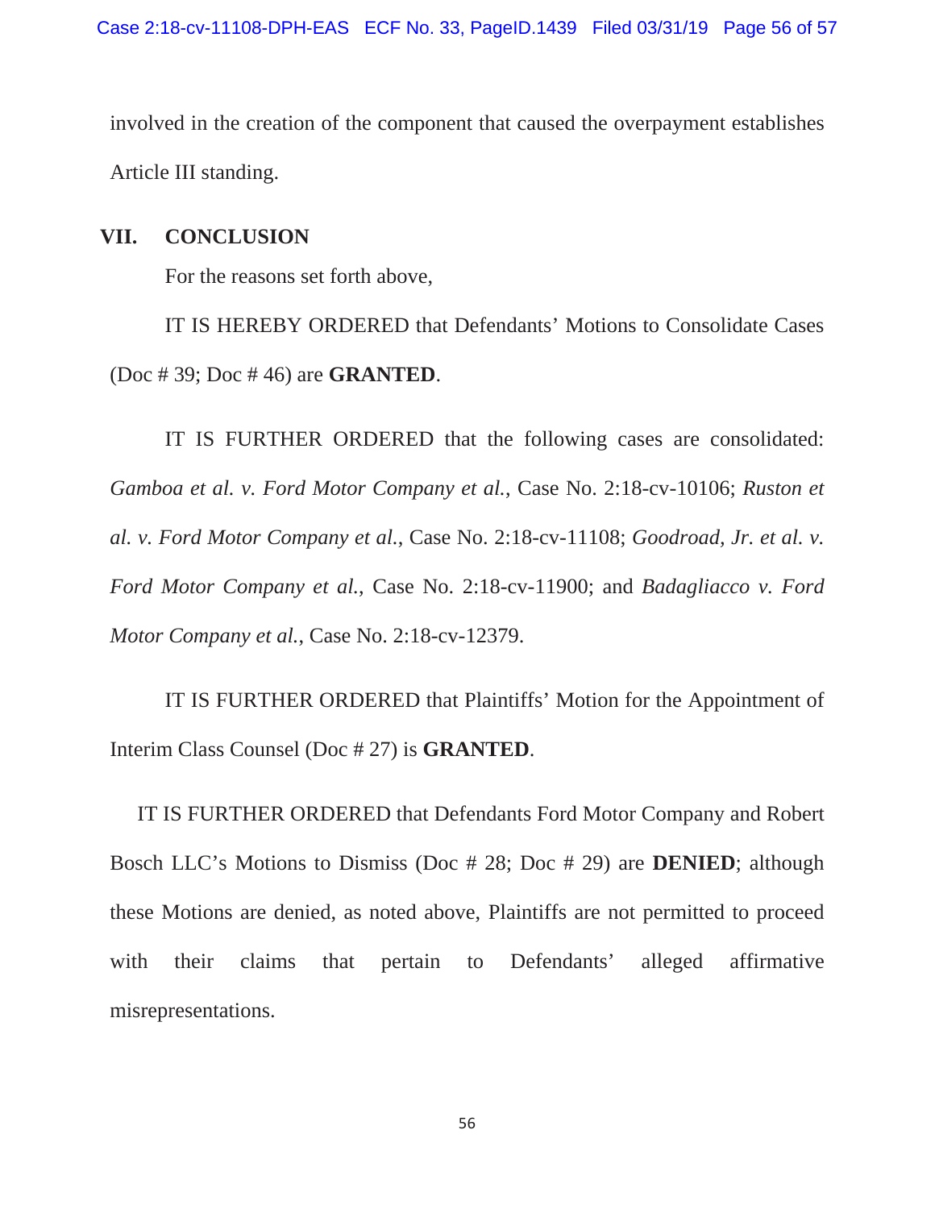involved in the creation of the component that caused the overpayment establishes Article III standing.

## VII. CONCLUSION

For the reasons set forth above,

IT IS HEREBY ORDERED that Defendants' Motions to Consolidate Cases (Doc # 39; Doc # 46) are **GRANTED**.

IT IS FURTHER ORDERED that the following cases are consolidated: *Gamboa et al. v. Ford Motor Company et al.*, Case No. 2:18-cv-10106; *Ruston et al. v. Ford Motor Company et al.*, Case No. 2:18-cv-11108; *Goodroad, Jr. et al. v. Ford Motor Company et al.*, Case No. 2:18-cv-11900; and *Badagliacco v. Ford Motor Company et al.*, Case No. 2:18-cv-12379.

IT IS FURTHER ORDERED that Plaintiffs' Motion for the Appointment of Interim Class Counsel (Doc # 27) is **GRANTED**.

IT IS FURTHER ORDERED that Defendants Ford Motor Company and Robert Bosch LLC's Motions to Dismiss (Doc # 28; Doc # 29) are **DENIED**; although these Motions are denied, as noted above, Plaintiffs are not permitted to proceed with their claims that pertain to Defendants' alleged affirmative misrepresentations.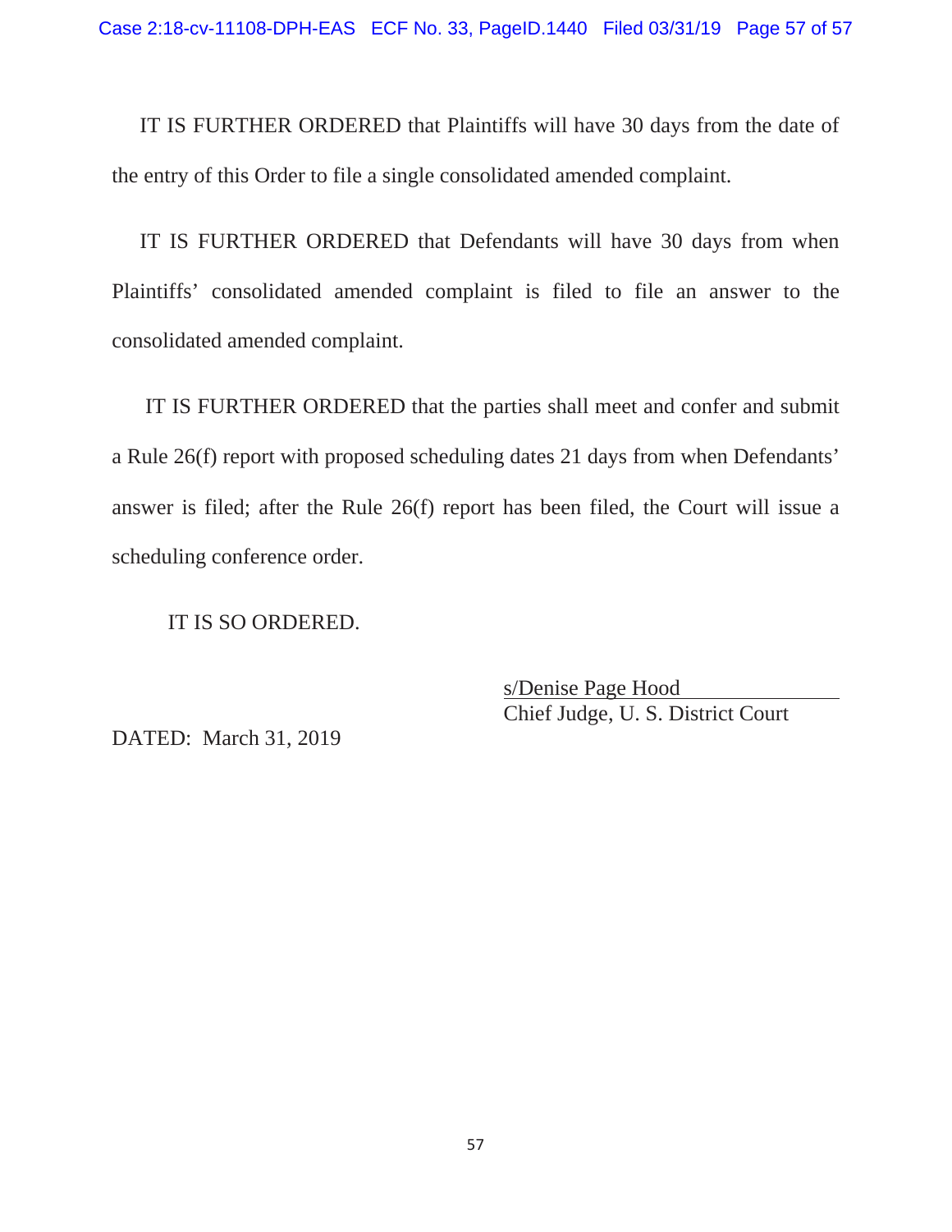IT IS FURTHER ORDERED that Plaintiffs will have 30 days from the date of the entry of this Order to file a single consolidated amended complaint.

IT IS FURTHER ORDERED that Defendants will have 30 days from when Plaintiffs' consolidated amended complaint is filed to file an answer to the consolidated amended complaint.

IT IS FURTHER ORDERED that the parties shall meet and confer and submit a Rule 26(f) report with proposed scheduling dates 21 days from when Defendants' answer is filed; after the Rule 26(f) report has been filed, the Court will issue a scheduling conference order.

IT IS SO ORDERED.

s/Denise Page Hood
Chief Judge, U. S. District Court

DATED: March 31, 2019